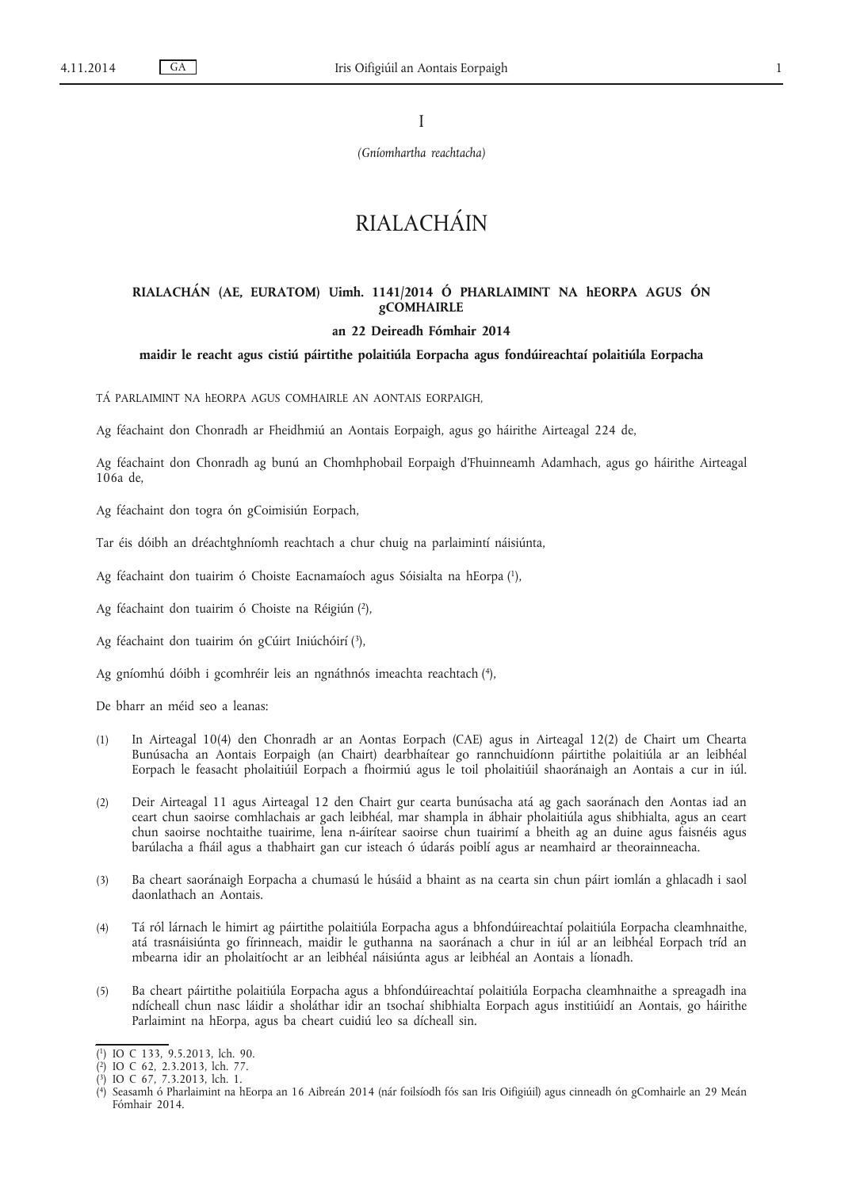I

*(Gníomhartha reachtacha)*

# RIALACHÁIN

## RIALACHÁN (AE, EURATOM) Uimh. 1141/2014 Ó PHARLAIMINT NA hEORPA AGUS ÓN gCOMHAIRLE

### an 22 Deireadh Fómhair 2014

### maidir le reacht agus cistiú páirtithe polaitiúla Eorpacha agus fondúireachtaí polaitiúla Eorpacha

TÁ PARLAIMINT NA hEORPA AGUS COMHAIRLE AN AONTAIS EORPAIGH,

Ag féachaint don Chonradh ar Fheidhmiú an Aontais Eorpaigh, agus go háirithe Airteagal 224 de,

Ag féachaint don Chonradh ag bunú an Chomhphobail Eorpaigh d'Fhuinneamh Adamhach, agus go háirithe Airteagal 106a de,

Ag féachaint don togra ón gCoimisiún Eorpach,

Tar éis dóibh an dréachtghníomh reachtach a chur chuig na parlaimintí náisiúnta,

Ag féachaint don tuairim ó Choiste Eacnamaíoch agus Sóisialta na hEorpa [1],

Ag féachaint don tuairim ó Choiste na Réigiún [2],

Ag féachaint don tuairim ón gCúirt Iniúchóirí [3],

Ag gníomhú dóibh i gcomhréir leis an ngnáthnós imeachta reachtach [4],

De bharr an méid seo a leanas:

(1) In Airteagal 10(4) den Chonradh ar an Aontas Eorpach (CAE) agus in Airteagal 12(2) de Chairt um Chearta Bunúsacha an Aontais Eorpaigh (an Chairt) dearbhaítear go rannchuidíonn páirtithe polaitiúla ar an leibhéal Eorpach le feasacht pholaitiúil Eorpach a fhoirmiú agus le toil pholaitiúil shaoránaigh an Aontais a cur in iúl.

(2) Deir Airteagal 11 agus Airteagal 12 den Chairt gur cearta bunúsacha atá ag gach saoránach den Aontas iad an ceart chun saoirse comhlachais ar gach leibhéal, mar shampla in ábhair pholaitiúla agus shibhialta, agus an ceart chun saoirse nochtaithe tuairime, lena n-áirítear saoirse chun tuairimí a bheith ag an duine agus faisnéis agus barúlacha a fháil agus a thabhairt gan cur isteach ó údarás poiblí agus ar neamhaird ar theorainneacha.

(3) Ba cheart saoránaigh Eorpacha a chumasú le húsáid a bhaint as na cearta sin chun páirt iomlán a ghlacadh i saol daonlathach an Aontais.

(4) Tá ról lárnach le himirt ag páirtithe polaitiúla Eorpacha agus a bhfondúireachtaí polaitiúla Eorpacha cleamhnaithe, atá trasnáisiúnta go fírinneach, maidir le guthanna na saoránach a chur in iúl ar an leibhéal Eorpach tríd an mbearna idir an pholaitíocht ar an leibhéal náisiúnta agus ar leibhéal an Aontais a líonadh.

(5) Ba cheart páirtithe polaitiúla Eorpacha agus a bhfondúireachtaí polaitiúla Eorpacha cleamhnaithe a spreagadh ina ndícheall chun nasc láidir a sholáthar idir an tsochaí shibhialta Eorpach agus institiúidí an Aontais, go háirithe Parlaimint na hEorpa, agus ba cheart cuidiú leo sa dícheall sin.

---

[1] IO C 133, 9.5.2013, lch. 90.

[2] IO C 62, 2.3.2013, lch. 77.

[3] IO C 67, 7.3.2013, lch. 1.

[4] Seasamh ó Pharlaimint na hEorpa an 16 Aibreán 2014 (nár foilsíodh fós san Iris Oifigiúil) agus cinneadh ón gComhairle an 29 Meán Fómhair 2014.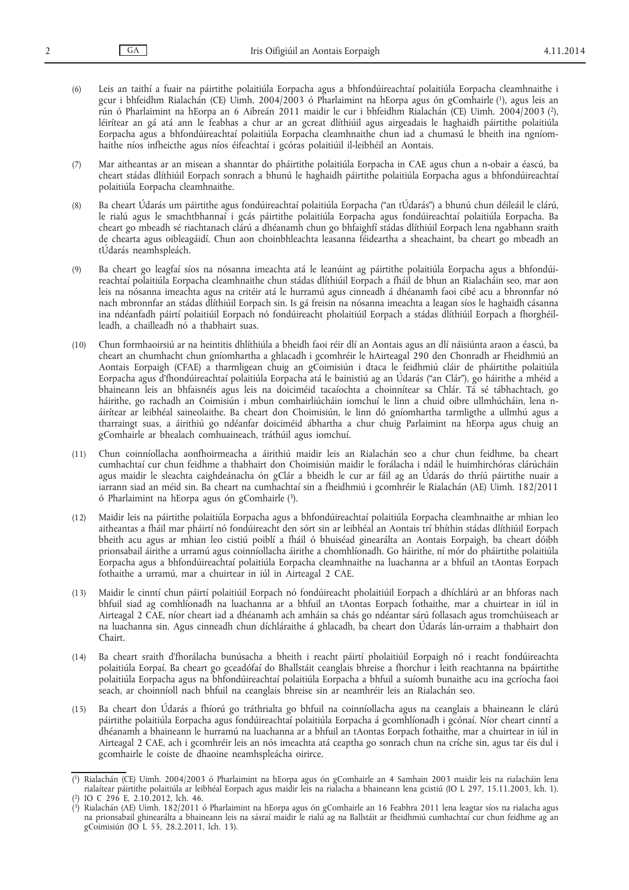(6) Leis an taithí a fuair na páirtithe polaitiúla Eorpacha agus a bhfondúireachtaí polaitiúla Eorpacha cleamhnaithe i gcur i bhfeidhm Rialachán (CE) Uimh. 2004/2003 ó Pharlaimint na hEorpa agus ón gComhairle [1], agus leis an rún ó Pharlaimint na hEorpa an 6 Aibreán 2011 maidir le cur i bhfeidhm Rialachán (CE) Uimh. 2004/2003 [2], léirítear an gá atá ann le feabhas a chur ar an gcreat dlíthiúil agus airgeadais le haghaidh páirtithe polaitiúla Eorpacha agus a bhfondúireachtaí polaitiúla Eorpacha cleamhnaithe chun iad a chumasú le bheith ina ngníomhaithe níos infheicthe agus níos éifeachtaí i gcóras polaitiúil il-leibhéil an Aontais.

(7) Mar aitheantas ar an misean a shanntar do pháirtithe polaitiúla Eorpacha in CAE agus chun a n-obair a éascú, ba cheart stádas dlíthiúil Eorpach sonrach a bhunú le haghaidh páirtithe polaitiúla Eorpacha agus a bhfondúireachtaí polaitiúla Eorpacha cleamhnaithe.

(8) Ba cheart Údarás um páirtithe agus fondúireachtaí polaitiúla Eorpacha ("an tÚdarás") a bhunú chun déileáil le clárú, le rialú agus le smachtbhannaí i gcás páirtithe polaitiúla Eorpacha agus fondúireachtaí polaitiúla Eorpacha. Ba cheart go mbeadh sé riachtanach clárú a dhéanamh chun go bhfaighfí stádas dlíthiúil Eorpach lena ngabhann sraith de chearta agus oibleagáidí. Chun aon choinbhleachta leasanna féideartha a sheachaint, ba cheart go mbeadh an tÚdarás neamhspleách.

(9) Ba cheart go leagfaí síos na nósanna imeachta atá le leanúint ag páirtithe polaitiúla Eorpacha agus a bhfondúireachtaí polaitiúla Eorpacha cleamhnaithe chun stádas dlíthiúil Eorpach a fháil de bhun an Rialacháin seo, mar aon leis na nósanna imeachta agus na critéir atá le hurramú agus cinneadh á dhéanamh faoi cibé acu a bhronnfar nó nach mbronnfar an stádas dlíthiúil Eorpach sin. Is gá freisin na nósanna imeachta a leagan síos le haghaidh cásanna ina ndéanfadh páirtí polaitiúil Eorpach nó fondúireacht pholaitiúil Eorpach a stádas dlíthiúil Eorpach a fhorghéilleadh, a chailleadh nó a thabhairt suas.

(10) Chun formhaoirsiú ar na heintitis dhlíthiúla a bheidh faoi réir dlí an Aontais agus an dlí náisiúnta araon a éascú, ba cheart an chumhacht chun gníomhartha a ghlacadh i gcomhréir le hAirteagal 290 den Chonradh ar Fheidhmiú an Aontais Eorpaigh (CFAE) a tharmligean chuig an gCoimisiún i dtaca le feidhmiú cláir de pháirtithe polaitiúla Eorpacha agus d'fhondúireachtaí polaitiúla Eorpacha atá le bainistiú ag an Údarás ("an Clár"), go háirithe a mhéid a bhaineann leis an bhfaisnéis agus leis na doiciméid tacaíochta a choinnítear sa Chlár. Tá sé tábhachtach, go háirithe, go rachadh an Coimisiún i mbun comhairliúcháin iomchuí le linn a chuid oibre ullmhúcháin, lena n-áirítear ar leibhéal saineolaithe. Ba cheart don Choimisiún, le linn dó gníomhartha tarmligthe a ullmhú agus a tharraingt suas, a áirithiú go ndéanfar doiciméid ábhartha a chur chuig Parlaimint na hEorpa agus chuig an gComhairle ar bhealach comhuaineach, tráthúil agus iomchuí.

(11) Chun coinníollacha aonfhoirmeacha a áirithiú maidir leis an Rialachán seo a chur chun feidhme, ba cheart cumhachtaí cur chun feidhme a thabhairt don Choimisiún maidir le forálacha i ndáil le huimhirchóras clárúcháin agus maidir le sleachta caighdeánacha ón gClár a bheidh le cur ar fáil ag an Údarás do thríú páirtithe nuair a iarrann siad an méid sin. Ba cheart na cumhachtaí sin a fheidhmiú i gcomhréir le Rialachán (AE) Uimh. 182/2011 ó Pharlaimint na hEorpa agus ón gComhairle [3].

(12) Maidir leis na páirtithe polaitiúla Eorpacha agus a bhfondúireachtaí polaitiúla Eorpacha cleamhnaithe ar mhian leo aitheantas a fháil mar pháirtí nó fondúireacht den sórt sin ar leibhéal an Aontais trí bhíthin stádas dlíthiúil Eorpach bheith acu agus ar mhian leo cistiú poiblí a fháil ó bhuiséad ginearálta an Aontais Eorpaigh, ba cheart dóibh prionsabail áirithe a urramú agus coinníollacha áirithe a chomhlíonadh. Go háirithe, ní mór do pháirtithe polaitiúla Eorpacha agus a bhfondúireachtaí polaitiúla Eorpacha cleamhnaithe na luachanna ar a bhfuil an tAontas Eorpach fothaithe a urramú, mar a chuirtear in iúl in Airteagal 2 CAE.

(13) Maidir le cinntí chun páirtí polaitiúil Eorpach nó fondúireacht pholaitiúil Eorpach a dhíchlárú ar an bhforas nach bhfuil siad ag comhlíonadh na luachanna ar a bhfuil an tAontas Eorpach fothaithe, mar a chuirtear in iúl in Airteagal 2 CAE, níor cheart iad a dhéanamh ach amháin sa chás go ndéantar sárú follasach agus tromchúiseach ar na luachanna sin. Agus cinneadh chun díchláraithe á ghlacadh, ba cheart don Údarás lán-urraim a thabhairt don Chairt.

(14) Ba cheart sraith d'fhorálacha bunúsacha a bheith i reacht páirtí pholaitiúil Eorpaigh nó i reacht fondúireachta polaitiúla Eorpaí. Ba cheart go gceadófaí do Bhallstáit ceanglais bhreise a fhorchur i leith reachtanna na bpáirtithe polaitiúla Eorpacha agus na bhfondúireachtaí polaitiúla Eorpacha a bhfuil a suíomh bunaithe acu ina gcríocha faoi seach, ar choinníoll nach bhfuil na ceanglais bhreise sin ar neamhréir leis an Rialachán seo.

(15) Ba cheart don Údarás a fhíorú go tráthrialta go bhfuil na coinníollacha agus na ceanglais a bhaineann le clárú páirtithe polaitiúla Eorpacha agus fondúireachtaí polaitiúla Eorpacha á gcomhlíonadh i gcónaí. Níor cheart cinntí a dhéanamh a bhaineann le hurramú na luachanna ar a bhfuil an tAontas Eorpach fothaithe, mar a chuirtear in iúl in Airteagal 2 CAE, ach i gcomhréir leis an nós imeachta atá ceaptha go sonrach chun na críche sin, agus tar éis dul i gcomhairle le coiste de dhaoine neamhspleácha oirirce.

---

[1] Rialachán (CE) Uimh. 2004/2003 ó Pharlaimint na hEorpa agus ón gComhairle an 4 Samhain 2003 maidir leis na rialacháin lena rialáitear páirtithe polaitiúla ar leibhéal Eorpach agus maidir leis na rialacha a bhaineann lena gcistiú (IO L 297, 15.11.2003, lch. 1).

[2] IO C 296 E, 2.10.2012, lch. 46.

[3] Rialachán (AE) Uimh. 182/2011 ó Pharlaimint na hEorpa agus ón gComhairle an 16 Feabhra 2011 lena leagtar síos na rialacha agus na prionsabail ghinearálta a bhaineann leis na sásraí maidir le rialú ag na Ballstáit ar fheidhmiú cumhachtaí cur chun feidhme ag an gCoimisiún (IO L 55, 28.2.2011, lch. 13).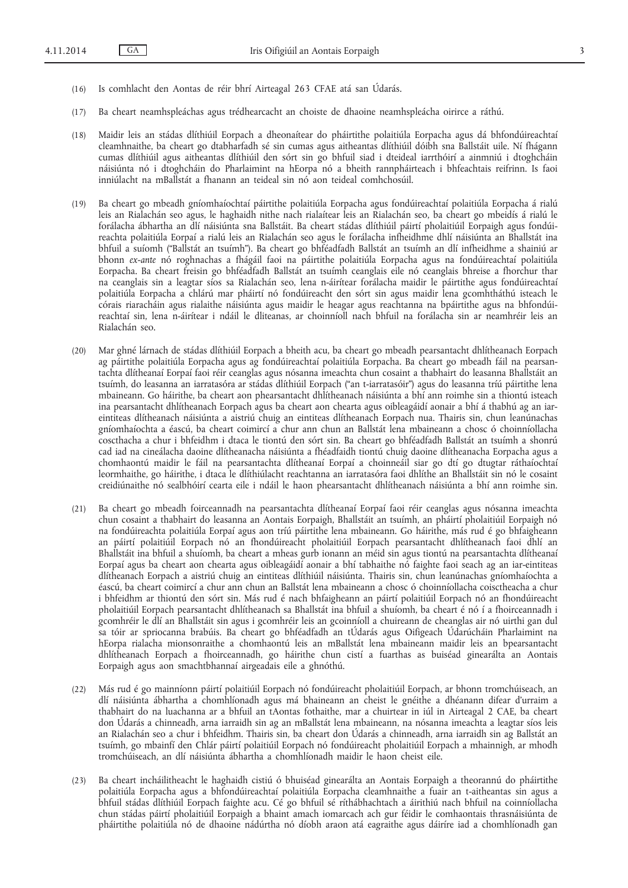(16) Is comhlacht den Aontas de réir bhrí Airteagal 263 CFAE atá san Údarás.

(17) Ba cheart neamhspleáchas agus trédhearcacht an choiste de dhaoine neamhspleácha oirirce a ráthú.

(18) Maidir leis an stádas dlíthiúil Eorpach a dheonaítear do pháirtithe polaitiúla Eorpacha agus dá bhfondúireachtaí cleamhnaithe, ba cheart go dtabharfadh sé sin cumas agus aitheantas dlíthiúil dóibh sna Ballstáit uile. Ní fhágann cumas dlíthiúil agus aitheantas dlíthiúil den sórt sin go bhfuil siad i dteideal iarrthóirí a ainmniú i dtoghcháin náisiúnta nó i dtoghcháin do Pharlaimint na hEorpa nó a bheith rannpháirteach i bhfeachtais reifrinn. Is faoi inniúlacht na mBallstát a fhanann an teideal sin nó aon teideal comhchosúil.

(19) Ba cheart go mbeadh gníomhaíochtaí páirtithe polaitiúla Eorpacha agus fondúireachtaí polaitiúla Eorpacha á rialú leis an Rialachán seo agus, le haghaidh nithe nach rialaítear leis an Rialachán seo, ba cheart go mbeidís á rialú le forálacha ábhartha an dlí náisiúnta sna Ballstáit. Ba cheart stádas dlíthiúil páirtí pholaitiúil Eorpaigh agus fondúireachta polaitiúla Eorpaí a rialú leis an Rialachán seo agus le forálacha infheidhme dhlí náisiúnta an Bhallstát ina bhfuil a suíomh ("Ballstát an tsuímh"). Ba cheart go bhféadfadh Ballstát an tsuímh an dlí infheidhme a shainiú ar bhonn *ex-ante* nó roghnachas a fhágáil faoi na páirtithe polaitiúla Eorpacha agus na fondúireachtaí polaitiúla Eorpacha. Ba cheart freisin go bhféadfadh Ballstát an tsuímh ceanglais eile nó ceanglais bhreise a fhorchur thar na ceanglais sin a leagtar síos sa Rialachán seo, lena n-áirítear forálacha maidir le páirtithe agus fondúireachtaí polaitiúla Eorpacha a chlárú mar pháirtí nó fondúireacht den sórt sin agus maidir lena gcomhtháthú isteach le córais riaracháin agus rialaithe náisiúnta agus maidir le heagar agus reachtanna na bpáirtithe agus na bhfondúireachtaí sin, lena n-áirítear i ndáil le dliteanas, ar choinníoll nach bhfuil na forálacha sin ar neamhréir leis an Rialachán seo.

(20) Mar ghné lárnach de stádas dlíthiúil Eorpach a bheith acu, ba cheart go mbeadh pearsantacht dhlítheanach Eorpach ag páirtithe polaitiúla Eorpacha agus ag fondúireachtaí polaitiúla Eorpacha. Ba cheart go mbeadh fáil na pearsantachta dlítheanaí Eorpaí faoi réir ceanglas agus nósanna imeachta chun cosaint a thabhairt do leasanna Bhallstáit an tsuímh, do leasanna an iarratasóra ar stádas dlíthiúil Eorpach ("an t-iarratasóir") agus do leasanna tríú páirtithe lena mbaineann. Go háirithe, ba cheart aon phearsantacht dhlítheanach náisiúnta a bhí ann roimhe sin a thiontú isteach ina pearsantacht dhlítheanach Eorpach agus ba cheart aon chearta agus oibleagáidí aonair a bhí á thabhú ag an iar-eintiteas dlítheanach náisiúnta a aistriú chuig an eintiteas dlítheanach Eorpach nua. Thairis sin, chun leanúnachas gníomhaíochta a éascú, ba cheart coimircí a chur ann chun an Ballstát lena mbaineann a chosc ó choinníollacha coscthacha a chur i bhfeidhm i dtaca le tiontú den sórt sin. Ba cheart go bhféadfadh Ballstát an tsuímh a shonrú cad iad na cineálacha daoine dlítheanacha náisiúnta a fhéadfaidh tiontú chuig daoine dlítheanacha Eorpacha agus a chomhaontú maidir le fáil na pearsantachta dlítheanaí Eorpaí a choinneáil siar go dtí go dtugtar ráthaíochtaí leormhaithe, go háirithe, i dtaca le dlíthiúlacht reachtanna an iarratasóra faoi dhlíthe an Bhallstáit sin nó le cosaint creidiúnaithe nó sealbhóirí cearta eile i ndáil le haon phearsantacht dhlítheanach náisiúnta a bhí ann roimhe sin.

(21) Ba cheart go mbeadh foirceannadh na pearsantachta dlítheanaí Eorpaí faoi réir ceanglas agus nósanna imeachta chun cosaint a thabhairt do leasanna an Aontais Eorpaigh, Bhallstát an tsuímh, an pháirtí pholaitiúil Eorpaigh nó na fondúireachta polaitiúla Eorpaí agus aon tríú páirtithe lena mbaineann. Go háirithe, más rud é go bhfaigheann an páirtí polaitiúil Eorpach nó an fhondúireacht pholaitiúil Eorpach pearsantacht dhlítheanach faoi dhlí an Bhallstáit ina bhfuil a shuíomh, ba cheart a mheas gurb ionann an méid sin agus tiontú na pearsantachta dlítheanaí Eorpaí agus ba cheart aon chearta agus oibleagáidí aonair a bhí tabhaithe nó faighte faoi seach ag an iar-eintiteas dlítheanach Eorpach a aistriú chuig an eintiteas dlíthiúil náisiúnta. Thairis sin, chun leanúnachas gníomhaíochta a éascú, ba cheart coimircí a chur ann chun an Ballstát lena mbaineann a chosc ó choinníollacha coisctheacha a chur i bhfeidhm ar thiontú den sórt sin. Más rud é nach bhfaigheann an páirtí polaitiúil Eorpach nó an fhondúireacht pholaitiúil Eorpach pearsantacht dhlítheanach sa Bhallstát ina bhfuil a shuíomh, ba cheart é nó í a fhoirceannadh i gcomhréir le dlí an Bhallstáit sin agus i gcomhréir leis an gcoinníoll a chuireann de cheanglas air nó uirthi gan dul sa tóir ar spriocanna brabúis. Ba cheart go bhféadfadh an tÚdarás agus Oifigeach Údarúcháin Pharlaimint na hEorpa rialacha mionsonraithe a chomhaontú leis an mBallstát lena mbaineann maidir leis an bpearsantacht dhlítheanach Eorpach a fhoirceannadh, go háirithe chun cistí a fuarthas as buiséad ginearálta an Aontais Eorpaigh agus aon smachtbhannaí airgeadais eile a ghnóthú.

(22) Más rud é go mainníonn páirtí polaitiúil Eorpach nó fondúireacht pholaitiúil Eorpach, ar bhonn tromchúiseach, an dlí náisiúnta ábhartha a chomhlíonadh agus má bhaineann an cheist le gnéithe a dhéanann difear d'urraim a thabhairt do na luachanna ar a bhfuil an tAontas fothaithe, mar a chuirtear in iúl in Airteagal 2 CAE, ba cheart don Údarás a chinneadh, arna iarraidh sin ag an mBallstát lena mbaineann, na nósanna imeachta a leagtar síos leis an Rialachán seo a chur i bhfeidhm. Thairis sin, ba cheart don Údarás a chinneadh, arna iarraidh sin ag Ballstát an tsuímh, go mbainfí den Chlár páirtí polaitiúil Eorpach nó fondúireacht pholaitiúil Eorpach a mhainnigh, ar mhodh tromchúiseach, an dlí náisiúnta ábhartha a chomhlíonadh maidir le haon cheist eile.

(23) Ba cheart incháilitheacht le haghaidh cistiú ó bhuiséad ginearálta an Aontais Eorpaigh a theorannú do pháirtithe polaitiúla Eorpacha agus a bhfondúireachtaí polaitiúla Eorpacha cleamhnaithe a fuair an t-aitheantas sin agus a bhfuil stádas dlíthiúil Eorpach faighte acu. Cé go bhfuil sé ríthábhachtach a áirithiú nach bhfuil na coinníollacha chun stádas páirtí pholaitiúil Eorpaigh a bhaint amach iomarcach ach gur féidir le comhaontais thrasnáisiúnta de pháirtithe polaitiúla nó de dhaoine nádúrtha nó díobh araon atá eagraithe agus dáiríre iad a chomhlíonadh gan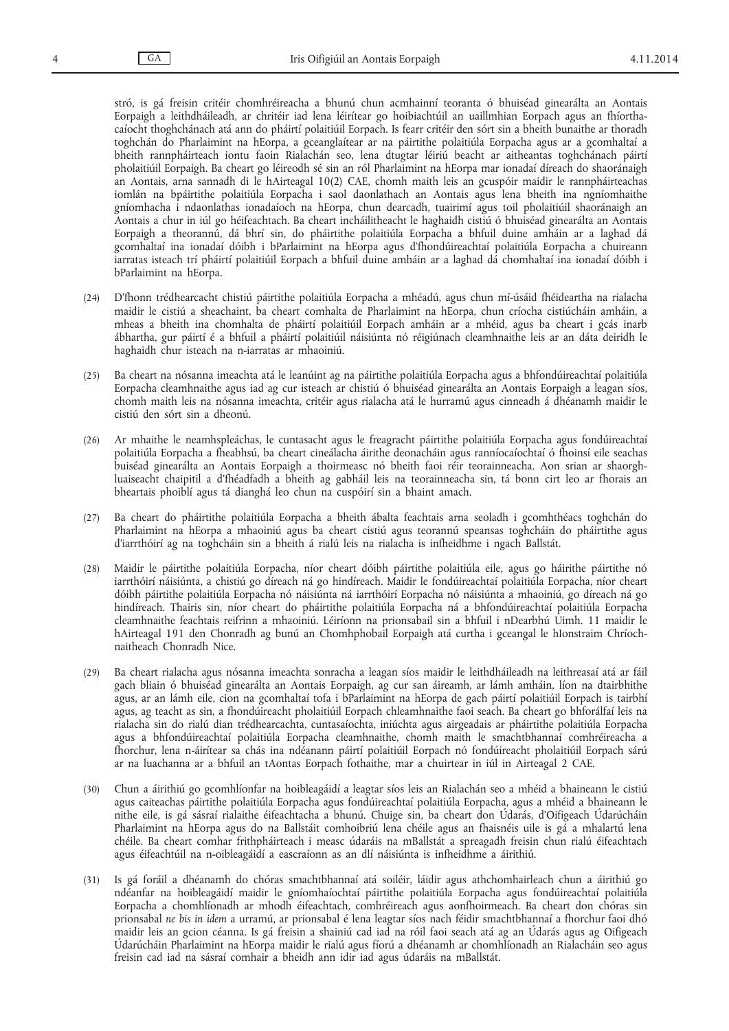stró, is gá freisin critéir chomhréireacha a bhunú chun acmhainní teoranta ó bhuiséad ginearálta an Aontais Eorpaigh a leithdháileadh, ar chritéir iad lena léirítear go hoibiachtúil an uaillmhian Eorpach agus an fhíorthacaíocht thoghchánach atá ann do pháirtí polaitiúil Eorpach. Is fearr critéir den sórt sin a bheith bunaithe ar thoradh toghchán do Pharlaimint na hEorpa, a gceanglaítear ar na páirtithe polaitiúla Eorpacha agus ar a gcomhaltaí a bheith rannpháirteach iontu faoin Rialachán seo, lena dtugtar léiriú beacht ar aitheantas toghchánach páirtí pholaitiúil Eorpaigh. Ba cheart go léireodh sé sin an ról Pharlaimint na hEorpa mar ionadaí díreach do shaoránaigh an Aontais, arna sannadh di le hAirteagal 10(2) CAE, chomh maith leis an gcuspóir maidir le rannpháirteachas iomlán na bpáirtithe polaitiúla Eorpacha i saol daonlathach an Aontais agus lena bheith ina ngníomhaithe gníomhacha i ndaonlathas ionadaíoch na hEorpa, chun dearcadh, tuairimí agus toil pholaitiúil shaoránaigh an Aontais a chur in iúl go héifeachtach. Ba cheart incháilitheacht le haghaidh cistiú ó bhuiséad ginearálta an Aontais Eorpaigh a theorannú, dá bhrí sin, do pháirtithe polaitiúla Eorpacha a bhfuil duine amháin ar a laghad dá gcomhaltaí ina ionadaí dóibh i bParlaimint na hEorpa agus d'fhondúireachtaí polaitiúla Eorpacha a chuireann iarratas isteach trí pháirtí polaitiúil Eorpach a bhfuil duine amháin ar a laghad dá chomhaltaí ina ionadaí dóibh i bParlaimint na hEorpa.

(24) D'fhonn trédhearcacht chistiú páirtithe polaitiúla Eorpacha a mhéadú, agus chun mí-úsáid fhéideartha na rialacha maidir le cistiú a sheachaint, ba cheart comhalta de Pharlaimint na hEorpa, chun críocha cistiúcháin amháin, a mheas a bheith ina chomhalta de pháirtí polaitiúil Eorpach amháin ar a mhéid, agus ba cheart i gcás inarb ábhartha, gur páirtí é a bhfuil a pháirtí polaitiúil náisiúnta nó réigiúnach cleamhnaithe leis ar an dáta deiridh le haghaidh chur isteach na n-iarratas ar mhaoiniú.

(25) Ba cheart na nósanna imeachta atá le leanúint ag na páirtithe polaitiúla Eorpacha agus a bhfondúireachtaí polaitiúla Eorpacha cleamhnaithe agus iad ag cur isteach ar chistiú ó bhuiséad ginearálta an Aontais Eorpaigh a leagan síos, chomh maith leis na nósanna imeachta, critéir agus rialacha atá le hurramú agus cinneadh á dhéanamh maidir le cistiú den sórt sin a dheonú.

(26) Ar mhaithe le neamhspleáchas, le cuntasacht agus le freagracht páirtithe polaitiúla Eorpacha agus fondúireachtaí polaitiúla Eorpacha a fheabhsú, ba cheart cineálacha áirithe deonacháin agus ranníocaíochtaí ó fhoinsí eile seachas buiséad ginearálta an Aontais Eorpaigh a thoirmeasc nó bheith faoi réir teorainneacha. Aon srian ar shaorghluaiseacht chaipitil a d'fhéadfadh a bheith ag gabháil leis na teorainneacha sin, tá bonn cirt leo ar fhorais an bheartais phoiblí agus tá dianghá leo chun na cuspóirí sin a bhaint amach.

(27) Ba cheart do pháirtithe polaitiúla Eorpacha a bheith ábalta feachtais arna seoladh i gcomhthéacs toghchán do Pharlaimint na hEorpa a mhaoiniú agus ba cheart cistiú agus teorannú speansas toghcháin do pháirtithe agus d'iarrthóirí ag na toghcháin sin a bheith á rialú leis na rialacha is infheidhme i ngach Ballstát.

(28) Maidir le páirtithe polaitiúla Eorpacha, níor cheart dóibh páirtithe polaitiúla eile, agus go háirithe páirtithe nó iarrthóirí náisiúnta, a chistiú go díreach ná go hindíreach. Maidir le fondúireachtaí polaitiúla Eorpacha, níor cheart dóibh páirtithe polaitiúla Eorpacha nó náisiúnta ná iarrthóirí Eorpacha nó náisiúnta a mhaoiniú, go díreach ná go hindíreach. Thairis sin, níor cheart do pháirtithe polaitiúla Eorpacha ná a bhfondúireachtaí polaitiúla Eorpacha cleamhnaithe feachtais reifrinn a mhaoiniú. Léiríonn na prionsabail sin a bhfuil i nDearbhú Uimh. 11 maidir le hAirteagal 191 den Chonradh ag bunú an Chomhphobail Eorpaigh atá curtha i gceangal le hIonstraim Chríochnaitheach Chonradh Nice.

(29) Ba cheart rialacha agus nósanna imeachta sonracha a leagan síos maidir le leithdháileadh na leithreasaí atá ar fáil gach bliain ó bhuiséad ginearálta an Aontais Eorpaigh, ag cur san áireamh, ar lámh amháin, líon na dtairbhithe agus, ar an lámh eile, cion na gcomhaltaí tofa i bParlaimint na hEorpa de gach páirtí polaitiúil Eorpach is tairbhí agus, ag teacht as sin, a fhondúireacht pholaitiúil Eorpach chleamhnaithe faoi seach. Ba cheart go bhforálfaí leis na rialacha sin do rialú dian trédhearcachta, cuntasaíochta, iniúchta agus airgeadais ar pháirtithe polaitiúla Eorpacha agus a bhfondúireachtaí polaitiúla Eorpacha cleamhnaithe, chomh maith le smachtbhannaí comhréireacha a fhorchur, lena n-áirítear sa chás ina ndéanann páirtí polaitiúil Eorpach nó fondúireacht pholaitiúil Eorpach sárú ar na luachanna ar a bhfuil an tAontas Eorpach fothaithe, mar a chuirtear in iúl in Airteagal 2 CAE.

(30) Chun a áirithiú go gcomhlíonfar na hoibleagáidí a leagtar síos leis an Rialachán seo a mhéid a bhaineann le cistiú agus caiteachas páirtithe polaitiúla Eorpacha agus fondúireachtaí polaitiúla Eorpacha, agus a mhéid a bhaineann le nithe eile, is gá sásraí rialaithe éifeachtacha a bhunú. Chuige sin, ba cheart don Údarás, d'Oifigeach Údarúcháin Pharlaimint na hEorpa agus do na Ballstáit comhoibriú lena chéile agus an fhaisnéis uile is gá a mhalartú lena chéile. Ba cheart comhar frithpháirteach i measc údaráis na mBallstát a spreagadh freisin chun rialú éifeachtach agus éifeachtúil na n-oibleagáidí a eascraíonn as an dlí náisiúnta is infheidhme a áirithiú.

(31) Is gá foráil a dhéanamh do chóras smachtbhannaí atá soiléir, láidir agus athchomhairleach chun a áirithiú go ndéanfar na hoibleagáidí maidir le gníomhaíochtaí páirtithe polaitiúla Eorpacha agus fondúireachtaí polaitiúla Eorpacha a chomhlíonadh ar mhodh éifeachtach, comhréireach agus aonfhoirmeach. Ba cheart don chóras sin prionsabal *ne bis in idem* a urramú, ar prionsabal é lena leagtar síos nach féidir smachtbhannaí a fhorchur faoi dhó maidir leis an gcion céanna. Is gá freisin a shainiú cad iad na róil faoi seach atá ag an Údarás agus ag Oifigeach Údarúcháin Pharlaimint na hEorpa maidir le rialú agus fíorú a dhéanamh ar chomhlíonadh an Rialacháin seo agus freisin cad iad na sásraí comhair a bheidh ann idir iad agus údaráis na mBallstát.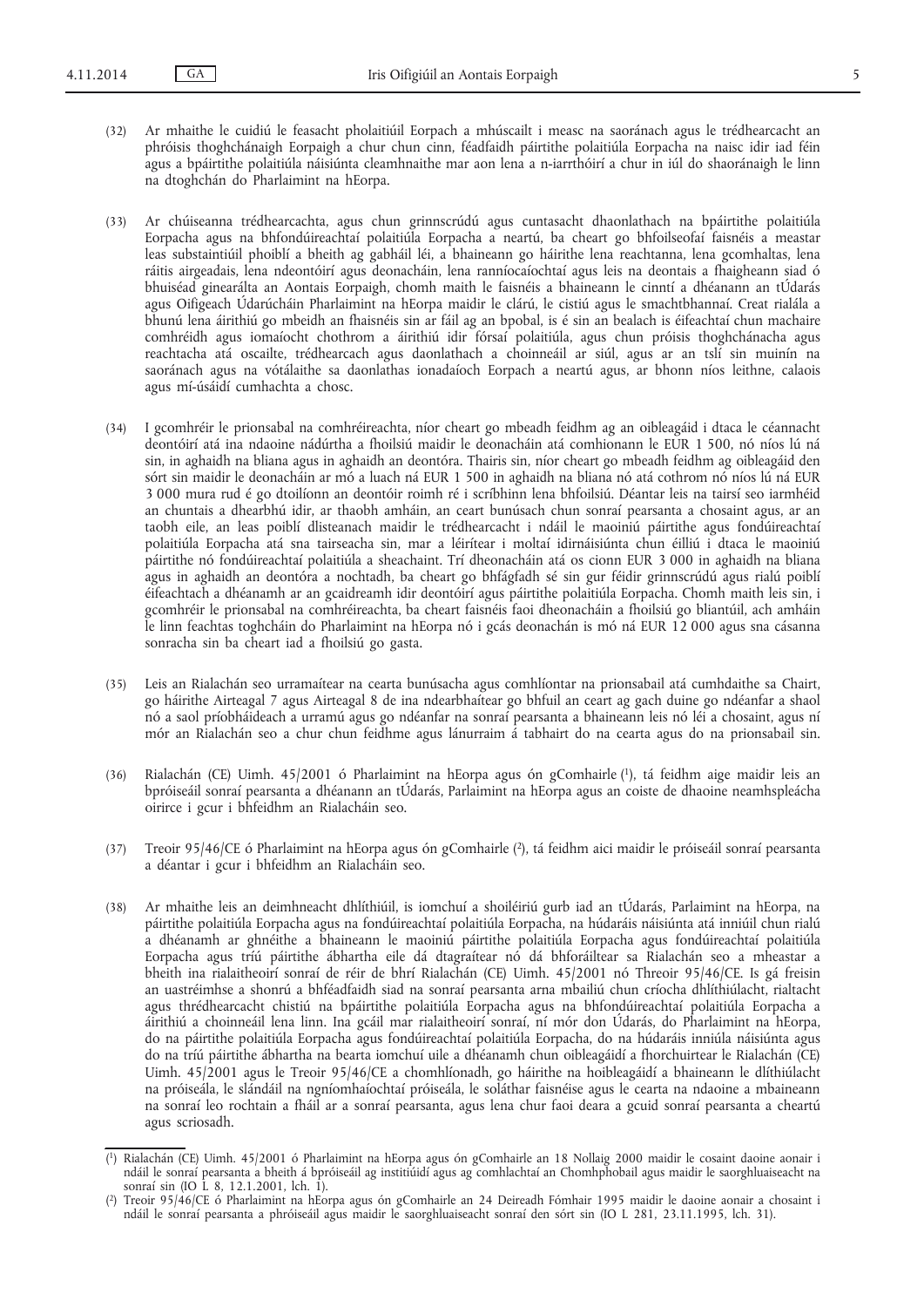(32) Ar mhaithe le cuidiú le feasacht pholaitiúil Eorpach a mhúscailt i measc na saoránach agus le trédhearcacht an phróisis thoghchánaigh Eorpaigh a chur chun cinn, féadfaidh páirtithe polaitiúla Eorpacha na naisc idir iad féin agus a bpáirtithe polaitiúla náisiúnta cleamhnaithe mar aon lena n-iarrthóirí a chur in iúl do shaoránaigh le linn na dtoghchán do Pharlaimint na hEorpa.

(33) Ar chúiseanna trédhearcachta, agus chun grinnscrúdú agus cuntasacht dhaonlathach na bpáirtithe polaitiúla Eorpacha agus na bhfondúireachtaí polaitiúla Eorpacha a neartú, ba cheart go bhfoilseofaí faisnéis a meastar leas substaintiúil phoiblí a bheith ag gabháil léi, a bhaineann go háirithe lena reachtanna, lena gcomhaltas, lena ráitis airgeadais, lena ndeontóirí agus deonacháin, lena ranníocaíochtaí agus leis na deontais a fhaigheann siad ó bhuiséad ginearálta an Aontais Eorpaigh, chomh maith le faisnéis a bhaineann le cinntí a dhéanann an tÚdarás agus Oifigeach Údarúcháin Pharlaimint na hEorpa maidir le clárú, le cistiú agus le smachtbhannaí. Creat rialála a bhunú lena áirithiú go mbeidh an fhaisnéis sin ar fáil ag an bpobal, is é sin an bealach is éifeachtaí chun machaire comhréidh agus iomaíocht chothrom a áirithiú idir fórsaí polaitiúla, agus chun próisis thoghchánacha agus reachtacha atá oscailte, trédhearcach agus daonlathach a choinneáil ar siúl, agus ar an tslí sin muinín na saoránach agus na vótálaithe sa daonlathas ionadaíoch Eorpach a neartú agus, ar bhonn níos leithne, calaois agus mí-úsáidí cumhachta a chosc.

(34) I gcomhréir le prionsabal na comhréireachta, níor cheart go mbeadh feidhm ag an oibleagáid i dtaca le céannacht deontóirí atá ina ndaoine nádúrtha a fhoilsiú maidir le deonacháin atá comhionann le EUR 1 500, nó níos lú ná sin, in aghaidh na bliana agus in aghaidh an deontóra. Thairis sin, níor cheart go mbeadh feidhm ag oibleagáid den sórt sin maidir le deonacháin ar mó a luach ná EUR 1 500 in aghaidh na bliana nó atá cothrom nó níos lú ná EUR 3 000 mura rud é go dtoilíonn an deontóir roimh ré i scríbhinn lena bhfoilsiú. Déantar leis na tairsí seo iarmhéid an chuntais a dhearbhú idir, ar thaobh amháin, an ceart bunúsach chun sonraí pearsanta a chosaint agus, ar an taobh eile, an leas poiblí dlisteanach maidir le trédhearcacht i ndáil le maoiniú páirtithe agus fondúireachtaí polaitiúla Eorpacha atá sna tairseacha sin, mar a léirítear i moltaí idirnáisiúnta chun éilliú i dtaca le maoiniú páirtithe nó fondúireachtaí polaitiúla a sheachaint. Trí dheonacháin atá os cionn EUR 3 000 in aghaidh na bliana agus in aghaidh an deontóra a nochtadh, ba cheart go bhfágfadh sé sin gur féidir grinnscrúdú agus rialú poiblí éifeachtach a dhéanamh ar an gcaidreamh idir deontóirí agus páirtithe polaitiúla Eorpacha. Chomh maith leis sin, i gcomhréir le prionsabal na comhréireachta, ba cheart faisnéis faoi dheonacháin a fhoilsiú go bliantúil, ach amháin le linn feachtas toghchán do Pharlaimint na hEorpa nó i gcás deonachán is mó ná EUR 12 000 agus sna cásanna sonracha sin ba cheart iad a fhoilsiú go gasta.

(35) Leis an Rialachán seo urramaítear na cearta bunúsacha agus comhlíontar na prionsabail atá cumhdaithe sa Chairt, go háirithe Airteagal 7 agus Airteagal 8 de ina ndearbhaítear go bhfuil an ceart ag gach duine go ndéanfar a shaol nó a saol príobháideach a urramú agus go ndéanfar na sonraí pearsanta a bhaineann leis nó léi a chosaint, agus ní mór an Rialachán seo a chur chun feidhme agus lánurraim á tabhairt do na cearta agus do na prionsabail sin.

(36) Rialachán (CE) Uimh. 45/2001 ó Pharlaimint na hEorpa agus ón gComhairle [1], tá feidhm aige maidir leis an bpróiseáil sonraí pearsanta a dhéanann an tÚdarás, Parlaimint na hEorpa agus an coiste de dhaoine neamhspleácha oirirce i gcur i bhfeidhm an Rialacháin seo.

(37) Treoir 95/46/CE ó Pharlaimint na hEorpa agus ón gComhairle [2], tá feidhm aici maidir le próiseáil sonraí pearsanta a déantar i gcur i bhfeidhm an Rialacháin seo.

(38) Ar mhaithe leis an deimhneacht dhlíthiúil, is iomchuí a shoiléiriú gurb iad an tÚdarás, Parlaimint na hEorpa, na páirtithe polaitiúla Eorpacha agus na fondúireachtaí polaitiúla Eorpacha, na húdaráis náisiúnta atá inniúil chun rialú a dhéanamh ar ghnéithe a bhaineann le maoiniú páirtithe polaitiúla Eorpacha agus fondúireachtaí polaitiúla Eorpacha agus tríú páirtithe ábhartha eile dá dtagraítear nó dá bhforáiltear sa Rialachán seo a mheastar a bheith ina rialaitheoirí sonraí de réir de bhrí Rialachán (CE) Uimh. 45/2001 nó Threoir 95/46/CE. Is gá freisin an uastréimhse a shonrú a bhféadfaidh siad na sonraí pearsanta arna mbailiú chun críocha dhlíthiúlacht, rialtacht agus thrédhearcacht chistiú na bpáirtithe polaitiúla Eorpacha agus na bhfondúireachtaí polaitiúla Eorpacha a áirithiú a choinneáil lena linn. Ina gcáil mar rialaitheoirí sonraí, ní mór don Údarás, do Pharlaimint na hEorpa, do na páirtithe polaitiúla Eorpacha agus fondúireachtaí polaitiúla Eorpacha, do na húdaráis inniúla náisiúnta agus do na tríú páirtithe ábhartha na bearta iomchuí uile a dhéanamh chun oibleagáidí a fhorchuirtear le Rialachán (CE) Uimh. 45/2001 agus le Treoir 95/46/CE a chomhlíonadh, go háirithe na hoibleagáidí a bhaineann le dlíthiúlacht na próiseála, le slándáil na ngníomhaíochtaí próiseála, le soláthar faisnéise agus le cearta na ndaoine a mbaineann na sonraí leo rochtain a fháil ar a sonraí pearsanta, agus lena chur faoi deara a gcuid sonraí pearsanta a cheartú agus scriosadh.

---

[1] Rialachán (CE) Uimh. 45/2001 ó Pharlaimint na hEorpa agus ón gComhairle an 18 Nollaig 2000 maidir le cosaint daoine aonair i ndáil le sonraí pearsanta a bheith á bpróiseáil ag institiúidí agus ag comhlachtaí an Chomhphobail agus maidir le saorghluaiseacht na sonraí sin (IO L 8, 12.1.2001, lch. 1).

[2] Treoir 95/46/CE ó Pharlaimint na hEorpa agus ón gComhairle an 24 Deireadh Fómhair 1995 maidir le daoine aonair a chosaint i ndáil le sonraí pearsanta a phróiseáil agus maidir le saorghluaiseacht sonraí den sórt sin (IO L 281, 23.11.1995, lch. 31).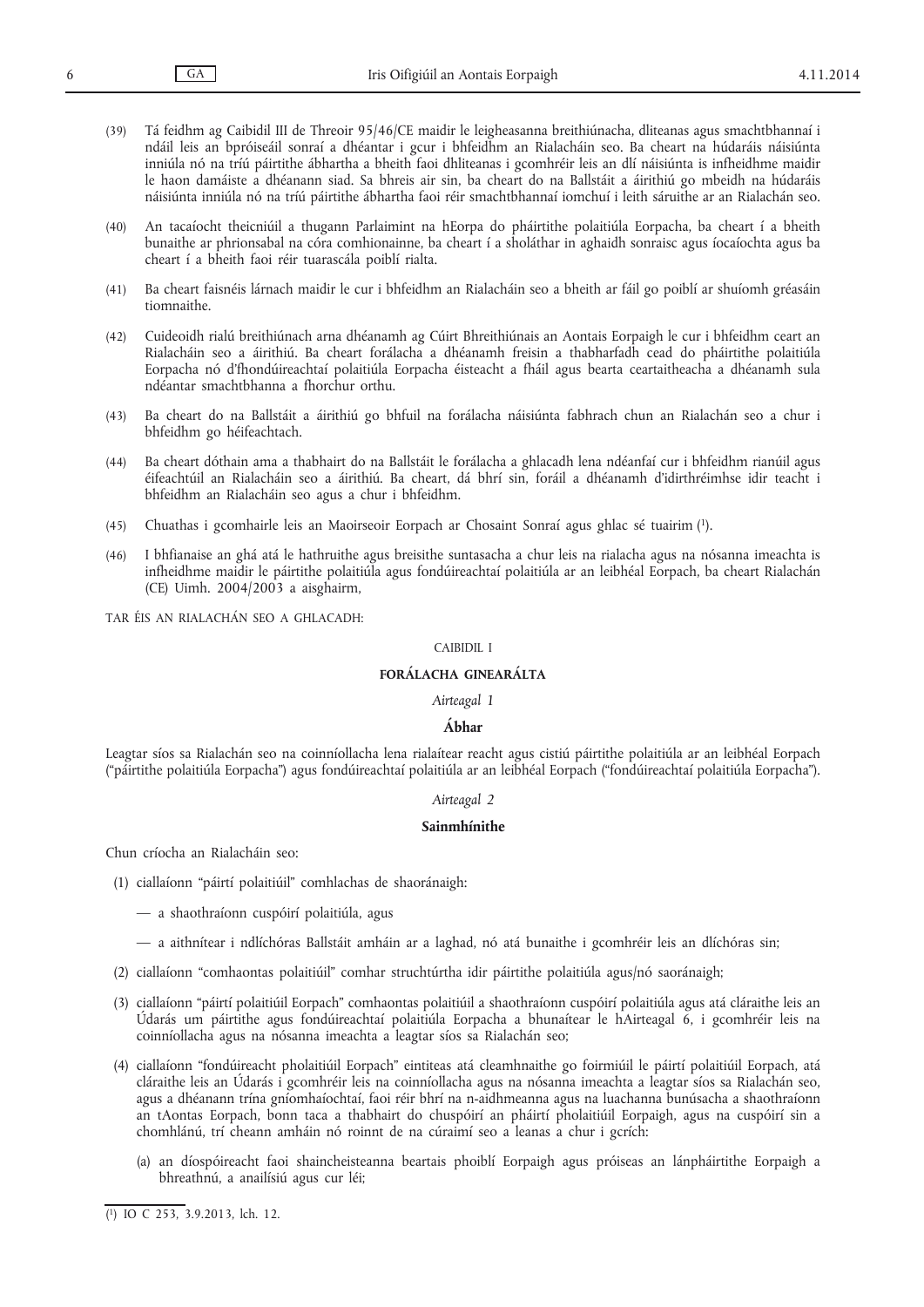(39) Tá feidhm ag Caibidil III de Threoir 95/46/CE maidir le leigheasanna breithiúnacha, dliteanas agus smachtbhannaí i ndáil leis an bpróiseáil sonraí a dhéantar i gcur i bhfeidhm an Rialacháin seo. Ba cheart na húdaráis náisiúnta inniúla nó na tríú páirtithe ábhartha a bheith faoi dhliteanas i gcomhréir leis an dlí náisiúnta is infheidhme maidir le haon damáiste a dhéanann siad. Sa bhreis air sin, ba cheart do na Ballstáit a áirithiú go mbeidh na húdaráis náisiúnta inniúla nó na tríú páirtithe ábhartha faoi réir smachtbhannaí iomchuí i leith sáruithe ar an Rialachán seo.

(40) An tacaíocht theicniúil a thugann Parlaimint na hEorpa do pháirtithe polaitiúla Eorpacha, ba cheart í a bheith bunaithe ar phrionsabal na córa comhionainne, ba cheart í a sholáthar in aghaidh sonraisc agus íocaíochta agus ba cheart í a bheith faoi réir tuarascála poiblí rialta.

(41) Ba cheart faisnéis lárnach maidir le cur i bhfeidhm an Rialacháin seo a bheith ar fáil go poiblí ar shuíomh gréasáin tiomnaithe.

(42) Cuideoidh rialú breithiúnach arna dhéanamh ag Cúirt Bhreithiúnais an Aontais Eorpaigh le cur i bhfeidhm ceart an Rialacháin seo a áirithiú. Ba cheart forálacha a dhéanamh freisin a thabharfadh cead do pháirtithe polaitiúla Eorpacha nó d'fhondúireachtaí polaitiúla Eorpacha éisteacht a fháil agus bearta ceartaitheacha a dhéanamh sula ndéantar smachtbhanna a fhorchur orthu.

(43) Ba cheart do na Ballstáit a áirithiú go bhfuil na forálacha náisiúnta fabhrach chun an Rialachán seo a chur i bhfeidhm go héifeachtach.

(44) Ba cheart dóthain ama a thabhairt do na Ballstáit le forálacha a ghlacadh lena ndéanfaí cur i bhfeidhm rianúil agus éifeachtúil an Rialacháin seo a áirithiú. Ba cheart, dá bhrí sin, foráil a dhéanamh d'idirthréimhse idir teacht i bhfeidhm an Rialacháin seo agus a chur i bhfeidhm.

(45) Chuathas i gcomhairle leis an Maoirseoir Eorpach ar Chosaint Sonraí agus ghlac sé tuairim [1].

(46) I bhfianaise an ghá atá le hathruithe agus breisithe suntasacha a chur leis na rialacha agus na nósanna imeachta is infheidhme maidir le páirtithe polaitiúla agus fondúireachtaí polaitiúla ar an leibhéal Eorpach, ba cheart Rialachán (CE) Uimh. 2004/2003 a aisghairm,

TAR ÉIS AN RIALACHÁN SEO A GHLACADH:

CAIBIDIL I

**FORÁLACHA GINEARÁLTA**

*Airteagal 1*

**Ábhar**

Leagtar síos sa Rialachán seo na coinníollacha lena rialaítear reacht agus cistiú páirtithe polaitiúla ar an leibhéal Eorpach ("páirtithe polaitiúla Eorpacha") agus fondúireachtaí polaitiúla ar an leibhéal Eorpach ("fondúireachtaí polaitiúla Eorpacha").

*Airteagal 2*

**Sainmhínithe**

Chun críocha an Rialacháin seo:

(1) ciallaíonn "páirtí polaitiúil" comhlachas de shaoránaigh:

— a shaothraíonn cuspóirí polaitiúla, agus

— a aithnítear i ndlíchóras Ballstáit amháin ar a laghad, nó atá bunaithe i gcomhréir leis an dlíchóras sin;

(2) ciallaíonn "comhaontas polaitiúil" comhar struchtúrtha idir páirtithe polaitiúla agus/nó saoránaigh;

(3) ciallaíonn "páirtí polaitiúil Eorpach" comhaontas polaitiúil a shaothraíonn cuspóirí polaitiúla agus atá cláraithe leis an Údarás um páirtithe agus fondúireachtaí polaitiúla Eorpacha a bhunaítear le hAirteagal 6, i gcomhréir leis na coinníollacha agus na nósanna imeachta a leagtar síos sa Rialachán seo;

(4) ciallaíonn "fondúireacht pholaitiúil Eorpach" eintiteas atá cleamhnaithe go foirmiúil le páirtí polaitiúil Eorpach, atá cláraithe leis an Údarás i gcomhréir leis na coinníollacha agus na nósanna imeachta a leagtar síos sa Rialachán seo, agus a dhéanann trína gníomhaíochtaí, faoi réir bhrí na n-aidhmeanna agus na luachanna bunúsacha a shaothraíonn an tAontas Eorpach, bonn taca a thabhairt do chuspóirí an pháirtí pholaitiúil Eorpaigh, agus na cuspóirí sin a chomhlánú, trí cheann amháin nó roinnt de na cúraimí seo a leanas a chur i gcrích:

(a) an díospóireacht faoi shaincheisteanna beartais phoiblí Eorpaigh agus próiseas an lánpháirtithe Eorpaigh a bhreathnú, a anailísiú agus cur léi;

[1] IO C 253, 3.9.2013, lch. 12.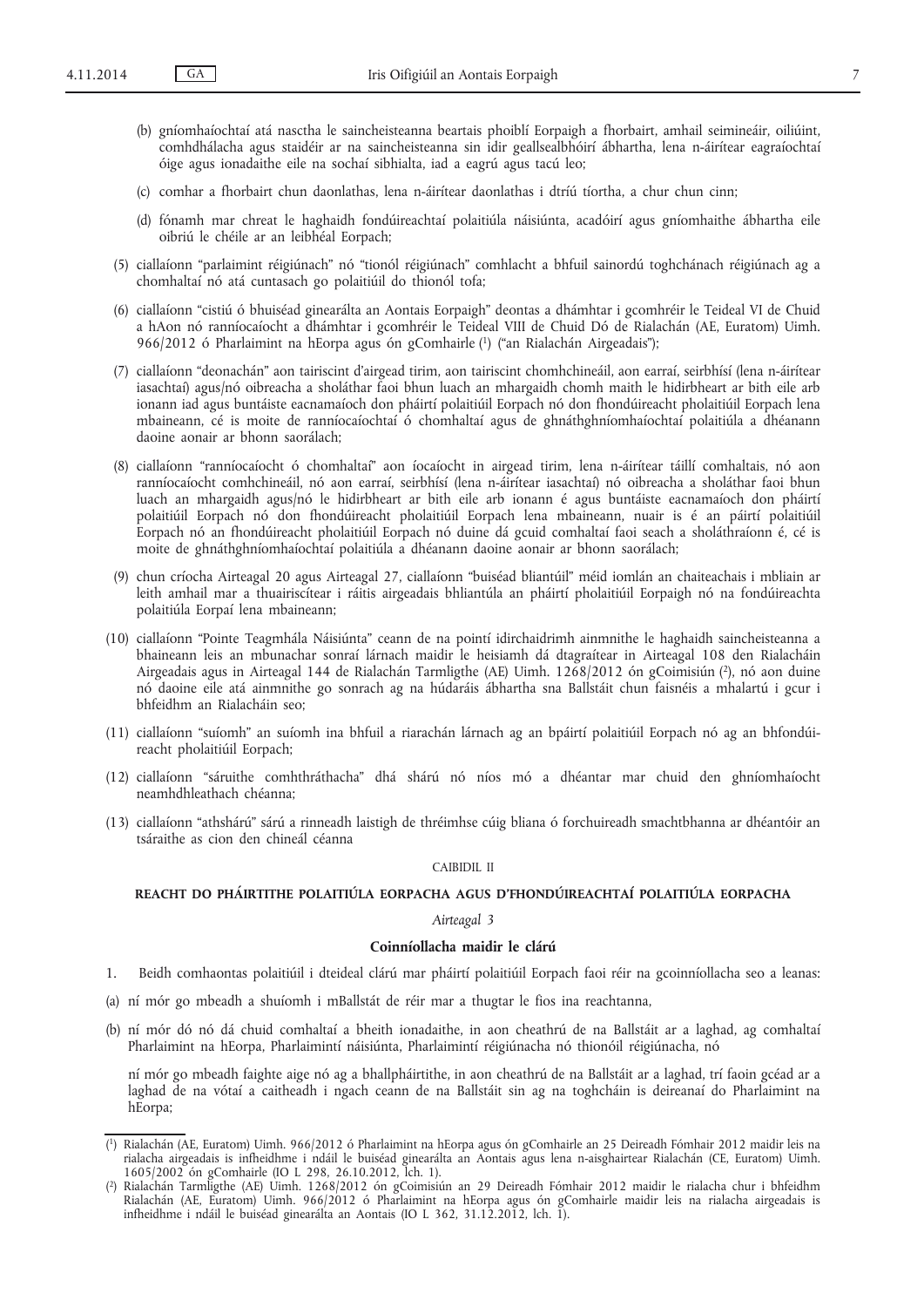(b) gníomhaíochtaí atá nasctha le saincheisteanna beartais phoiblí Eorpaigh a fhorbairt, amhail seimineáir, oiliúint, comhdhálacha agus staidéir ar na saincheisteanna sin idir geallsealbhóirí ábhartha, lena n-áirítear eagraíochtaí óige agus ionadaithe eile na sochaí sibhialta, iad a eagrú agus tacú leo;

(c) comhar a fhorbairt chun daonlathas, lena n-áirítear daonlathas i dtríú tíortha, a chur chun cinn;

(d) fónamh mar chreat le haghaidh fondúireachtaí polaitiúla náisiúnta, acadóirí agus gníomhaithe ábhartha eile oibriú le chéile ar an leibhéal Eorpach;

(5) ciallaíonn "parlaimint réigiúnach" nó "tionól réigiúnach" comhlacht a bhfuil sainordú toghchánach réigiúnach ag a chomhaltaí nó atá cuntasach go polaitiúil do thionól tofa;

(6) ciallaíonn "cistiú ó bhuiséad ginearálta an Aontais Eorpaigh" deontas a dhámhtar i gcomhréir le Teideal VI de Chuid a hAon nó ranníocaíocht a dhámhtar i gcomhréir le Teideal VIII de Chuid Dó de Rialachán (AE, Euratom) Uimh. 966/2012 ó Pharlaimint na hEorpa agus ón gComhairle [1] ("an Rialachán Airgeadais");

(7) ciallaíonn "deonachán" aon tairiscint d'airgead tirim, aon tairiscint chomhchineáil, aon earraí, seirbhísí (lena n-áirítear iasachtaí) agus/nó oibreacha a sholáthar faoi bhun luach an mhargaidh chomh maith le hidirbheart ar bith eile arb ionann iad agus buntáiste eacnamaíoch don pháirtí polaitiúil Eorpach nó don fhondúireacht pholaitiúil Eorpach lena mbaineann, cé is moite de ranníocaíochtaí ó chomhaltaí agus de ghnáthghníomhaíochtaí polaitiúla a dhéanann daoine aonair ar bhonn saorálach;

(8) ciallaíonn "ranníocaíocht ó chomhaltaí" aon íocaíocht in airgead tirim, lena n-áirítear táillí comhaltais, nó aon ranníocaíocht comhchineáil, nó aon earraí, seirbhísí (lena n-áirítear iasachtaí) nó oibreacha a sholáthar faoi bhun luach an mhargaidh agus/nó le hidirbheart ar bith eile arb ionann é agus buntáiste eacnamaíoch don pháirtí polaitiúil Eorpach nó don fhondúireacht pholaitiúil Eorpach lena mbaineann, nuair is é an páirtí polaitiúil Eorpach nó an fhondúireacht pholaitiúil Eorpach nó duine dá gcuid comhaltaí faoi seach a sholáthraíonn é, cé is moite de ghnáthghníomhaíochtaí polaitiúla a dhéanann daoine aonair ar bhonn saorálach;

(9) chun críocha Airteagal 20 agus Airteagal 27, ciallaíonn "buiséad bliantúil" méid iomlán an chaiteachais i mbliain ar leith amhail mar a thuairiscítear i ráitis airgeadais bhliantúla an pháirtí pholaitiúil Eorpaigh nó na fondúireachta polaitiúla Eorpaí lena mbaineann;

(10) ciallaíonn "Pointe Teagmhála Náisiúnta" ceann de na pointí idirchaidrimh ainmnithe le haghaidh saincheisteanna a bhaineann leis an mbunachar sonraí lárnach maidir le heisiamh dá dtagraítear in Airteagal 108 den Rialacháin Airgeadais agus in Airteagal 144 de Rialachán Tarmligthe (AE) Uimh. 1268/2012 ón gCoimisiún [2], nó aon duine nó daoine eile atá ainmnithe go sonrach ag na húdaráis ábhartha sna Ballstáit chun faisnéis a mhalartú i gcur i bhfeidhm an Rialacháin seo;

(11) ciallaíonn "suíomh" an suíomh ina bhfuil a riarachán lárnach ag an bpáirtí polaitiúil Eorpach nó ag an bhfondúireacht pholaitiúil Eorpach;

(12) ciallaíonn "sáruithe comhthráthacha" dhá shárú nó níos mó a dhéantar mar chuid den ghníomhaíocht neamhdhleathach chéanna;

(13) ciallaíonn "athshárú" sárú a rinneadh laistigh de thréimhse cúig bliana ó forchuireadh smachtbhanna ar dhéantóir an tsáraithe as cion den chineál céanna

CAIBIDIL II

## REACHT DO PHÁIRTITHE POLAITIÚLA EORPACHA AGUS D'FHONDÚIREACHTAÍ POLAITIÚLA EORPACHA

*Airteagal 3*

### Coinníollacha maidir le clárú

1. Beidh comhaontas polaitiúil i dteideal clárú mar pháirtí polaitiúil Eorpach faoi réir na gcoinníollacha seo a leanas:

(a) ní mór go mbeadh a shuíomh i mBallstát de réir mar a thugtar le fios ina reachtanna,

(b) ní mór dó nó dá chuid comhaltaí a bheith ionadaithe, in aon cheathrú de na Ballstáit ar a laghad, ag comhaltaí Pharlaimint na hEorpa, Pharlaimintí náisiúnta, Pharlaimintí réigiúnacha nó thionóil réigiúnacha, nó

ní mór go mbeadh faighte aige nó ag a bhallpháirtithe, in aon cheathrú de na Ballstáit ar a laghad, trí faoin gcéad ar a laghad de na vótaí a caitheadh i ngach ceann de na Ballstáit sin ag na toghcháin is deireanaí do Pharlaimint na hEorpa;

---

[1] Rialachán (AE, Euratom) Uimh. 966/2012 ó Pharlaimint na hEorpa agus ón gComhairle an 25 Deireadh Fómhair 2012 maidir leis na rialacha airgeadais is infheidhme i ndáil le buiséad ginearálta an Aontais agus lena n-aisghairtear Rialachán (CE, Euratom) Uimh. 1605/2002 ón gComhairle (IO L 298, 26.10.2012, lch. 1).

[2] Rialachán Tarmligthe (AE) Uimh. 1268/2012 ón gCoimisiún an 29 Deireadh Fómhair 2012 maidir le rialacha chur i bhfeidhm Rialachán (AE, Euratom) Uimh. 966/2012 ó Pharlaimint na hEorpa agus ón gComhairle maidir leis na rialacha airgeadais is infheidhme i ndáil le buiséad ginearálta an Aontais (IO L 362, 31.12.2012, lch. 1).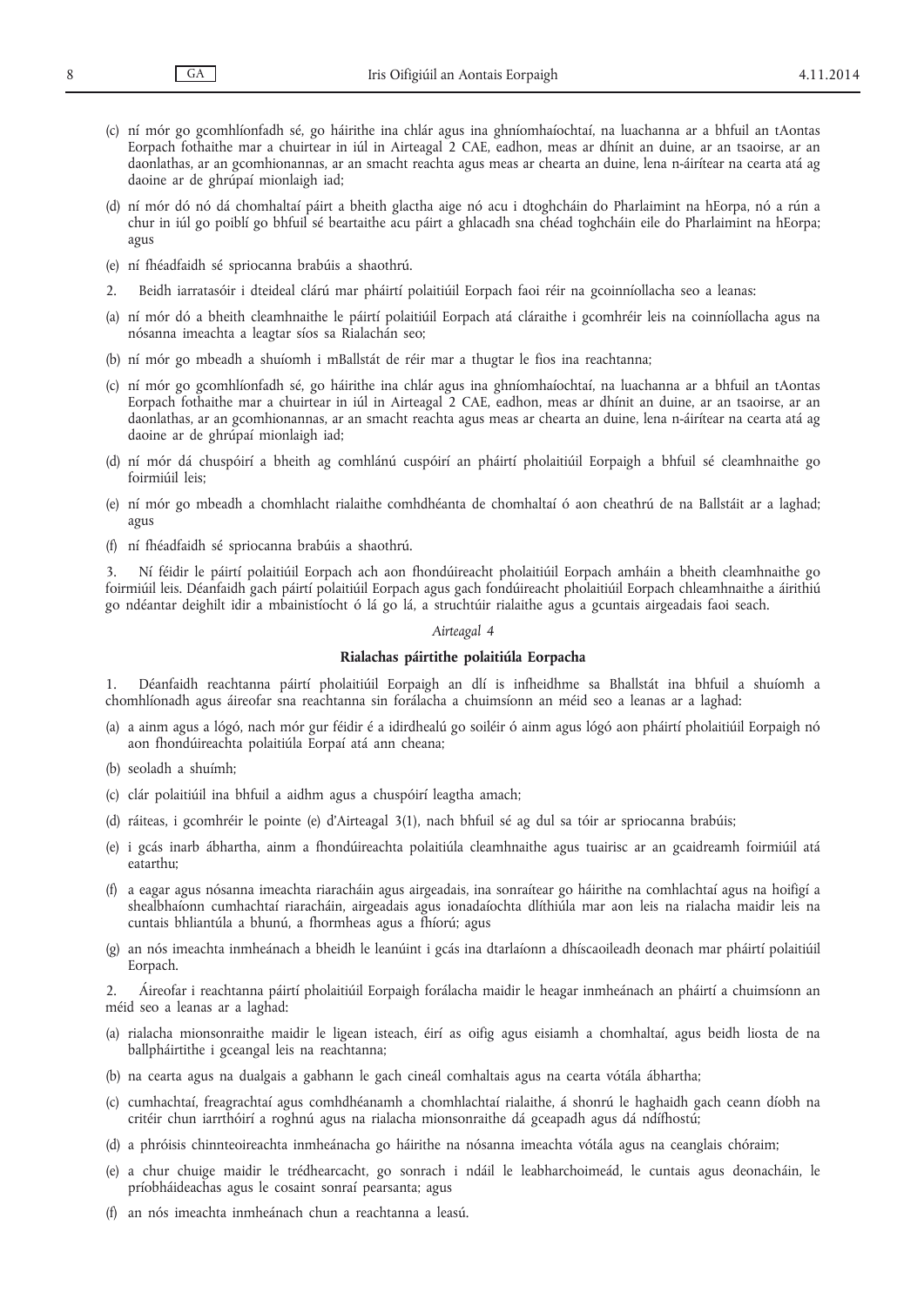(c) ní mór go gcomhlíonfadh sé, go háirithe ina chlár agus ina ghníomhaíochtaí, na luachanna ar a bhfuil an tAontas Eorpach fothaithe mar a chuirtear in iúl in Airteagal 2 CAE, eadhon, meas ar dhínit an duine, ar an tsaoirse, ar an daonlathas, ar an gcomhionannas, ar an smacht reachta agus meas ar chearta an duine, lena n-áirítear na cearta atá ag daoine ar de ghrúpaí mionlaigh iad;

(d) ní mór dó nó dá chomhaltaí páirt a bheith glactha aige nó acu i dtoghcháin do Pharlaimint na hEorpa, nó a rún a chur in iúl go poiblí go bhfuil sé beartaithe acu páirt a ghlacadh sna chéad toghcháin eile do Pharlaimint na hEorpa; agus

(e) ní fhéadfaidh sé spriocanna brabúis a shaothrú.

2. Beidh iarratasóir i dteideal clárú mar pháirtí polaitiúil Eorpach faoi réir na gcoinníollacha seo a leanas:

(a) ní mór dó a bheith cleamhnaithe le páirtí polaitiúil Eorpach atá cláraithe i gcomhréir leis na coinníollacha agus na nósanna imeachta a leagtar síos sa Rialachán seo;

(b) ní mór go mbeadh a shuíomh i mBallstát de réir mar a thugtar le fios ina reachtanna;

(c) ní mór go gcomhlíonfadh sé, go háirithe ina chlár agus ina ghníomhaíochtaí, na luachanna ar a bhfuil an tAontas Eorpach fothaithe mar a chuirtear in iúl in Airteagal 2 CAE, eadhon, meas ar dhínit an duine, ar an tsaoirse, ar an daonlathas, ar an gcomhionannas, ar an smacht reachta agus meas ar chearta an duine, lena n-áirítear na cearta atá ag daoine ar de ghrúpaí mionlaigh iad;

(d) ní mór dá chuspóirí a bheith ag comhlánú cuspóirí an pháirtí pholaitiúil Eorpaigh a bhfuil sé cleamhnaithe go foirmiúil leis;

(e) ní mór go mbeadh a chomhlacht rialaithe comhdhéanta de chomhaltaí ó aon cheathrú de na Ballstáit ar a laghad; agus

(f) ní fhéadfaidh sé spriocanna brabúis a shaothrú.

3. Ní féidir le páirtí polaitiúil Eorpach ach aon fhondúireacht pholaitiúil Eorpach amháin a bheith cleamhnaithe go foirmiúil leis. Déanfaidh gach páirtí polaitiúil Eorpach agus gach fondúireacht pholaitiúil Eorpach chleamhnaithe a áirithiú go ndéantar deighilt idir a mbainistíocht ó lá go lá, a struchtúir rialaithe agus a gcuntais airgeadais faoi seach.

*Airteagal 4*

**Rialachas páirtithe polaitiúla Eorpacha**

1. Déanfaidh reachtanna páirtí pholaitiúil Eorpaigh an dlí is infheidhme sa Bhallstát ina bhfuil a shuíomh a chomhlíonadh agus áireofar sna reachtanna sin forálacha a chuimsíonn an méid seo a leanas ar a laghad:

(a) a ainm agus a lógó, nach mór gur féidir é a idirdhealú go soiléir ó ainm agus lógó aon pháirtí pholaitiúil Eorpaigh nó aon fhondúireachta polaitiúla Eorpaí atá ann cheana;

(b) seoladh a shuímh;

(c) clár polaitiúil ina bhfuil a aidhm agus a chuspóirí leagtha amach;

(d) ráiteas, i gcomhréir le pointe (e) d'Airteagal 3(1), nach bhfuil sé ag dul sa tóir ar spriocanna brabúis;

(e) i gcás inarb ábhartha, ainm a fhondúireachta polaitiúla cleamhnaithe agus tuairisc ar an gcaidreamh foirmiúil atá eatarthu;

(f) a eagar agus nósanna imeachta riaracháin agus airgeadais, ina sonraítear go háirithe na comhlachtaí agus na hoifigí a shealbhaíonn cumhachtaí riaracháin, airgeadais agus ionadaíochta dlíthiúla mar aon leis na rialacha maidir leis na cuntais bhliantúla a bhunú, a fhormheas agus a fhíorú; agus

(g) an nós imeachta inmheánach a bheidh le leanúint i gcás ina dtarlaíonn a dhíscaoileadh deonach mar pháirtí polaitiúil Eorpach.

2. Áireofar i reachtanna páirtí pholaitiúil Eorpaigh forálacha maidir le heagar inmheánach an pháirtí a chuimsíonn an méid seo a leanas ar a laghad:

(a) rialacha mionsonraithe maidir le ligean isteach, éirí as oifig agus eisiamh a chomhaltaí, agus beidh liosta de na ballpháirtithe i gceangal leis na reachtanna;

(b) na cearta agus na dualgais a ghabhann le gach cineál comhaltais agus na cearta vótála ábhartha;

(c) cumhachtaí, freagrachtaí agus comhdhéanamh a chomhlachtaí rialaithe, á shonrú le haghaidh gach ceann díobh na critéir chun iarrthóirí a roghnú agus na rialacha mionsonraithe dá gceapadh agus dá ndífhostú;

(d) a phróisis chinnteoireachta inmheánacha go háirithe na nósanna imeachta vótála agus na ceanglais chóraim;

(e) a chur chuige maidir le trédhearcacht, go sonrach i ndáil le leabharchoimeád, le cuntais agus deonacháin, le príobháideachas agus le cosaint sonraí pearsanta; agus

(f) an nós imeachta inmheánach chun a reachtanna a leasú.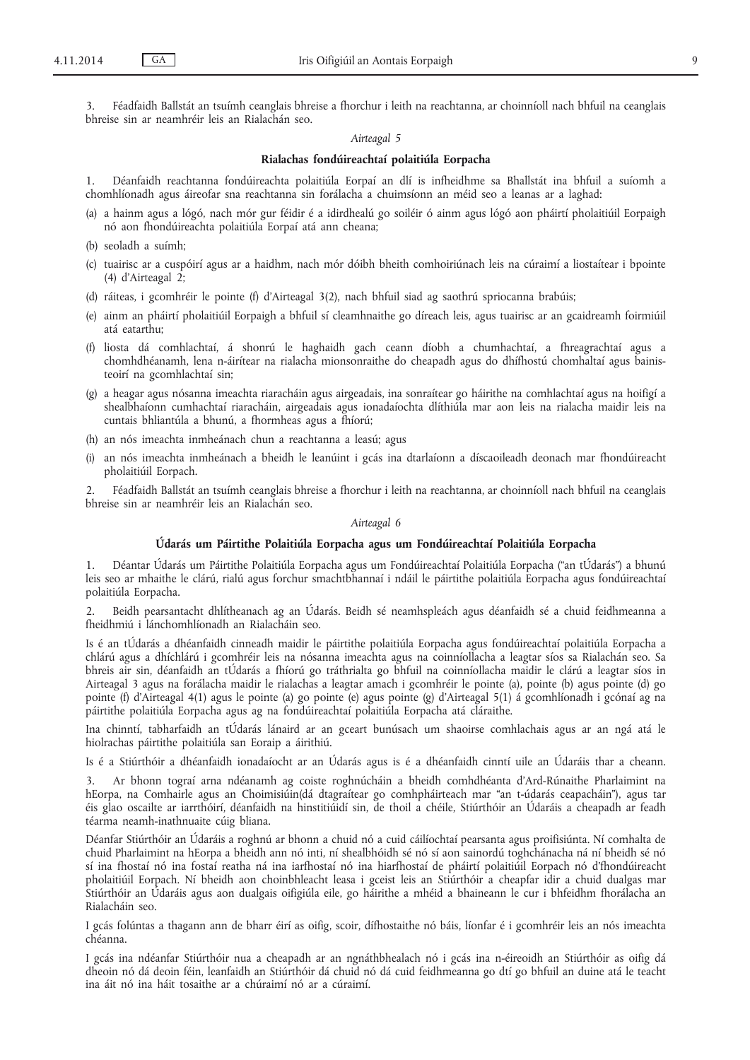3. Féadfaidh Ballstát an tsuímh ceanglais bhreise a fhorchur i leith na reachtanna, ar choinníoll nach bhfuil na ceanglais bhreise sin ar neamhréir leis an Rialachán seo.

*Airteagal 5*

**Rialachas fondúireachtaí polaitiúla Eorpacha**

1. Déanfaidh reachtanna fondúireachta polaitiúla Eorpaí an dlí is infheidhme sa Bhallstát ina bhfuil a suíomh a chomhlíonadh agus áireofar sna reachtanna sin forálacha a chuimsíonn an méid seo a leanas ar a laghad:

(a) a hainm agus a lógó, nach mór gur féidir é a idirdhealú go soiléir ó ainm agus lógó aon pháirtí pholaitiúil Eorpaigh nó aon fhondúireachta polaitiúla Eorpaí atá ann cheana;

(b) seoladh a suímh;

(c) tuairisc ar a cuspóirí agus ar a haidhm, nach mór dóibh bheith comhoiriúnach leis na cúraimí a liostaítear i bpointe (4) d'Airteagal 2;

(d) ráiteas, i gcomhréir le pointe (f) d'Airteagal 3(2), nach bhfuil siad ag saothrú spriocanna brabúis;

(e) ainm an pháirtí pholaitiúil Eorpaigh a bhfuil sí cleamhnaithe go díreach leis, agus tuairisc ar an gcaidreamh foirmiúil atá eatarthu;

(f) liosta dá comhlachtaí, á shonrú le haghaidh gach ceann díobh a chumhachtaí, a fhreagrachtaí agus a chomhdhéanamh, lena n-áirítear na rialacha mionsonraithe do cheapadh agus do dhífhostú chomhaltaí agus bainisteoirí na gcomhlachtaí sin;

(g) a heagar agus nósanna imeachta riaracháin agus airgeadais, ina sonraítear go háirithe na comhlachtaí agus na hoifigí a shealbhaíonn cumhachtaí riaracháin, airgeadais agus ionadaíochta dlíthiúla mar aon leis na rialacha maidir leis na cuntais bhliantúla a bhunú, a fhormheas agus a fhíorú;

(h) an nós imeachta inmheánach chun a reachtanna a leasú; agus

(i) an nós imeachta inmheánach a bheidh le leanúint i gcás ina dtarlaíonn a díscaoileadh deonach mar fhondúireacht pholaitiúil Eorpach.

2. Féadfaidh Ballstát an tsuímh ceanglais bhreise a fhorchur i leith na reachtanna, ar choinníoll nach bhfuil na ceanglais bhreise sin ar neamhréir leis an Rialachán seo.

*Airteagal 6*

**Údarás um Páirtithe Polaitiúla Eorpacha agus um Fondúireachtaí Polaitiúla Eorpacha**

1. Déantar Údarás um Páirtithe Polaitiúla Eorpacha agus um Fondúireachtaí Polaitiúla Eorpacha ("an tÚdarás") a bhunú leis seo ar mhaithe le clárú, rialú agus forchur smachtbhannaí i ndáil le páirtithe polaitiúla Eorpacha agus fondúireachtaí polaitiúla Eorpacha.

2. Beidh pearsantacht dhlítheanach ag an Údarás. Beidh sé neamhspleách agus déanfaidh sé a chuid feidhmeanna a fheidhmiú i lánchomhlíonadh an Rialacháin seo.

Is é an tÚdarás a dhéanfaidh cinneadh maidir le páirtithe polaitiúla Eorpacha agus fondúireachtaí polaitiúla Eorpacha a chlárú agus a dhíchlárú i gcomhréir leis na nósanna imeachta agus na coinníollacha a leagtar síos sa Rialachán seo. Sa bhreis air sin, déanfaidh an tÚdarás a fhíorú go tráthrialta go bhfuil na coinníollacha maidir le clárú a leagtar síos in Airteagal 3 agus na forálacha maidir le rialachas a leagtar amach i gcomhréir le pointe (a), pointe (b) agus pointe (d) go pointe (f) d'Airteagal 4(1) agus le pointe (a) go pointe (e) agus pointe (g) d'Airteagal 5(1) á gcomhlíonadh i gcónaí ag na páirtithe polaitiúla Eorpacha agus ag na fondúireachtaí polaitiúla Eorpacha atá cláraithe.

Ina chinntí, tabharfaidh an tÚdarás lánaird ar an gceart bunúsach um shaoirse comhlachais agus ar an ngá atá le hiolrachas páirtithe polaitiúla san Eoraip a áirithiú.

Is é a Stiúrthóir a dhéanfaidh ionadaíocht ar an Údarás agus is é a dhéanfaidh cinntí uile an Údaráis thar a cheann.

3. Ar bhonn tograí arna ndéanamh ag coiste roghnúcháin a bheidh comhdhéanta d'Ard-Rúnaithe Pharlaimint na hEorpa, na Comhairle agus an Choimisiúin(dá dtagraítear go comhpháirteach mar "an t-údarás ceapacháin"), agus tar éis glao oscailte ar iarrthóirí, déanfaidh na hinstitiúidí sin, de thoil a chéile, Stiúrthóir an Údaráis a cheapadh ar feadh téarma neamh-inathnuaite cúig bliana.

Déanfar Stiúrthóir an Údaráis a roghnú ar bhonn a chuid nó a cuid cáilíochtaí pearsanta agus proifisiúnta. Ní comhalta de chuid Pharlaimint na hEorpa a bheidh ann nó inti, ní shealbhóidh sé nó sí aon sainordú toghchánacha ná ní bheidh sé nó sí ina fhostaí nó ina fostaí reatha ná ina iarfhostaí nó ina hiarfhostaí de pháirtí polaitiúil Eorpach nó d'fhondúireacht pholaitiúil Eorpach. Ní bheidh aon choinbhleacht leasa i gceist leis an Stiúrthóir a cheapfar idir a chuid dualgas mar Stiúrthóir an Údaráis agus aon dualgais oifigiúla eile, go háirithe a mhéid a bhaineann le cur i bhfeidhm fhorálacha an Rialacháin seo.

I gcás folúntas a thagann ann de bharr éirí as oifig, scoir, dífhostaithe nó báis, líonfar é i gcomhréir leis an nós imeachta chéanna.

I gcás ina ndéanfar Stiúrthóir nua a cheapadh ar an ngnáthbhealach nó i gcás ina n-éireoidh an Stiúrthóir as oifig dá dheoin nó dá deoin féin, leanfaidh an Stiúrthóir dá chuid nó dá cuid feidhmeanna go dtí go bhfuil an duine atá le teacht ina áit nó ina háit tosaithe ar a chúraimí nó ar a cúraimí.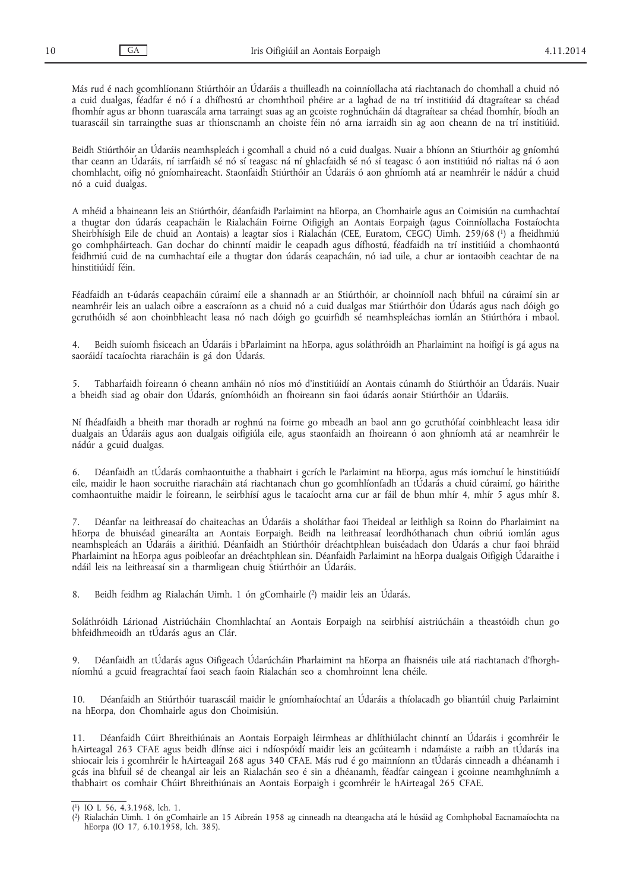Más rud é nach gcomhlíonann Stiúrthóir an Údaráis a thuilleadh na coinníollacha atá riachtanach do chomhall a chuid nó a cuid dualgas, féadfar é nó í a dhífhostú ar chomhthoil phéire ar a laghad de na trí institiúid dá dtagraítear sa chéad fhomhír agus ar bhonn tuarascála arna tarraingt suas ag an gcoiste roghnúcháin dá dtagraítear sa chéad fhomhír, bíodh an tuarascáil sin tarraingthe suas ar thionscnamh an choiste féin nó arna iarraidh sin ag aon cheann de na trí institiúid.

Beidh Stiúrthóir an Údaráis neamhspleách i gcomhall a chuid nó a cuid dualgas. Nuair a bhíonn an Stiurthóir ag gníomhú thar ceann an Údaráis, ní iarrfaidh sé nó sí teagasc ná ní ghlacfaidh sé nó sí teagasc ó aon institiúid nó rialtas ná ó aon chomhlacht, oifig nó gníomhaireacht. Staonfaidh Stiúrthóir an Údaráis ó aon ghníomh atá ar neamhréir le nádúr a chuid nó a cuid dualgas.

A mhéid a bhaineann leis an Stiúrthóir, déanfaidh Parlaimint na hEorpa, an Chomhairle agus an Coimisiún na cumhachtaí a thugtar don údarás ceapacháin le Rialacháin Foirne Oifigigh an Aontais Eorpaigh (agus Coinníollacha Fostaíochta Sheirbhísigh Eile de chuid an Aontais) a leagtar síos i Rialachán (CEE, Euratom, CEGC) Uimh. 259/68 [1] a fheidhmiú go comhpháirteach. Gan dochar do chinntí maidir le ceapadh agus dífhostú, féadfaidh na trí institiúid a chomhaontú feidhmiú cuid de na cumhachtaí eile a thugtar don údarás ceapacháin, nó iad uile, a chur ar iontaoibh ceachtar de na hinstitiúidí féin.

Féadfaidh an t-údarás ceapacháin cúraimí eile a shannadh ar an Stiúrthóir, ar choinníoll nach bhfuil na cúraimí sin ar neamhréir leis an ualach oibre a eascraíonn as a chuid nó a cuid dualgas mar Stiúrthóir don Údarás agus nach dóigh go gcruthóidh sé aon choinbhleacht leasa nó nach dóigh go gcuirfidh sé neamhspleáchas iomlán an Stiúrthóra i mbaol.

4. Beidh suíomh fisiceach an Údaráis i bParlaimint na hEorpa, agus soláthróidh an Pharlaimint na hoifigí is gá agus na saoráidí tacaíochta riaracháin is gá don Údarás.

5. Tabharfaidh foireann ó cheann amháin nó níos mó d'institiúidí an Aontais cúnamh do Stiúrthóir an Údaráis. Nuair a bheidh siad ag obair don Údarás, gníomhóidh an fhoireann sin faoi údarás aonair Stiúrthóir an Údaráis.

Ní fhéadfaidh a bheith mar thoradh ar roghnú na foirne go mbeadh an baol ann go gcruthófaí coinbhleacht leasa idir dualgais an Údaráis agus aon dualgais oifigiúla eile, agus staonfaidh an fhoireann ó aon ghníomh atá ar neamhréir le nádúr a gcuid dualgas.

6. Déanfaidh an tÚdarás comhaontuithe a thabhairt i gcrích le Parlaimint na hEorpa, agus más iomchuí le hinstitiúidí eile, maidir le haon socruithe riaracháin atá riachtanach chun go gcomhlíonfadh an tÚdarás a chuid cúraimí, go háirithe comhaontuithe maidir le foireann, le seirbhísí agus le tacaíocht arna cur ar fáil de bhun mhír 4, mhír 5 agus mhír 8.

7. Déanfar na leithreasaí do chaiteachas an Údaráis a sholáthar faoi Theideal ar leithligh sa Roinn do Pharlaimint na hEorpa de bhuiséad ginearálta an Aontais Eorpaigh. Beidh na leithreasaí leordhóthanach chun oibriú iomlán agus neamhspleách an Údaráis a áirithiú. Déanfaidh an Stiúrthóir dréachtphlean buiséadach don Údarás a chur faoi bhráid Pharlaimint na hEorpa agus poibleofar an dréachtphlean sin. Déanfaidh Parlaimint na hEorpa dualgais Oifigigh Údaraithe i ndáil leis na leithreasaí sin a tharmligean chuig Stiúrthóir an Údaráis.

8. Beidh feidhm ag Rialachán Uimh. 1 ón gComhairle [2] maidir leis an Údarás.

Soláthróidh Lárionad Aistriúcháin Chomhlachtaí an Aontais Eorpaigh na seirbhísí aistriúcháin a theastóidh chun go bhfeidhmeoidh an tÚdarás agus an Clár.

9. Déanfaidh an tÚdarás agus Oifigeach Údarúcháin Pharlaimint na hEorpa an fhaisnéis uile atá riachtanach d'fhorghníomhú a gcuid freagrachtaí faoi seach faoin Rialachán seo a chomhroinnt lena chéile.

10. Déanfaidh an Stiúrthóir tuarascáil maidir le gníomhaíochtaí an Údaráis a thíolacadh go bliantúil chuig Parlaimint na hEorpa, don Chomhairle agus don Choimisiún.

11. Déanfaidh Cúirt Bhreithiúnais an Aontais Eorpaigh léirmheas ar dhlíthiúlacht chinntí an Údaráis i gcomhréir le hAirteagal 263 CFAE agus beidh dlínse aici i ndíospóidí maidir leis an gcúiteamh i ndamáiste a raibh an tÚdarás ina shiocair leis i gcomhréir le hAirteagail 268 agus 340 CFAE. Más rud é go mainníonn an tÚdarás cinneadh a dhéanamh i gcás ina bhfuil sé de cheangal air leis an Rialachán seo é sin a dhéanamh, féadfar caingean i gcoinne neamhghnímh a thabhairt os comhair Chúirt Bhreithiúnais an Aontais Eorpaigh i gcomhréir le hAirteagal 265 CFAE.

---

[1] IO L 56, 4.3.1968, lch. 1.

[2] Rialachán Uimh. 1 ón gComhairle an 15 Aibreán 1958 ag cinneadh na dteangacha atá le húsáid ag Comhphobal Eacnamaíochta na hEorpa (IO 17, 6.10.1958, lch. 385).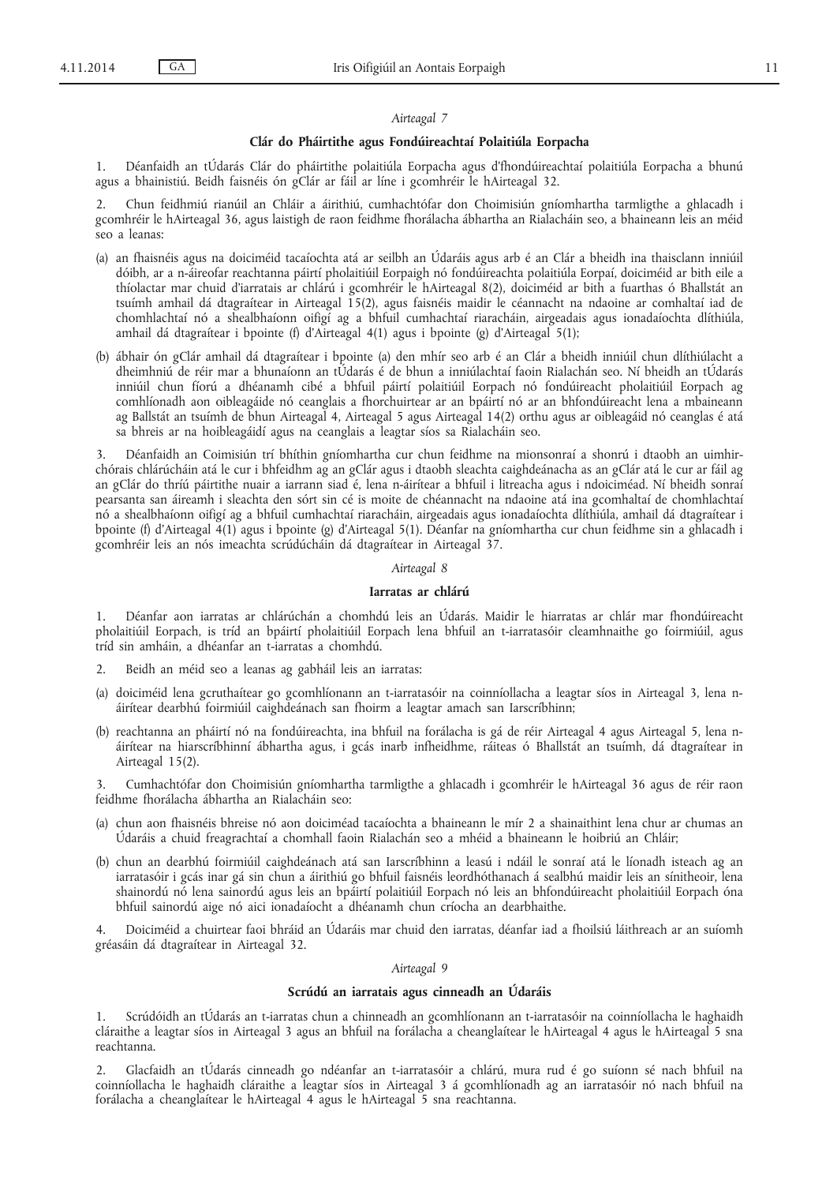*Airteagal 7*

**Clár do Pháirtithe agus Fondúireachtaí Polaitiúla Eorpacha**

1. Déanfaidh an tÚdarás Clár do pháirtithe polaitiúla Eorpacha agus d'fhondúireachtaí polaitiúla Eorpacha a bhunú agus a bhainistiú. Beidh faisnéis ón gClár ar fáil ar líne i gcomhréir le hAirteagal 32.

2. Chun feidhmiú rianúil an Chláir a áirithiú, cumhachtófar don Choimisiún gníomhartha tarmligthe a ghlacadh i gcomhréir le hAirteagal 36, agus laistigh de raon feidhme fhorálacha ábhartha an Rialacháin seo, a bhaineann leis an méid seo a leanas:

(a) an fhaisnéis agus na doiciméid tacaíochta atá ar seilbh an Údaráis agus arb é an Clár a bheidh ina thaisclann inniúil dóibh, ar a n-áireofar reachtanna páirtí pholaitiúil Eorpaigh nó fondúireachta polaitiúla Eorpaí, doiciméid ar bith eile a thíolactar mar chuid d'iarratais ar chlárú i gcomhréir le hAirteagal 8(2), doiciméid ar bith a fuarthas ó Bhallstát an tsuímh amhail dá dtagraítear in Airteagal 15(2), agus faisnéis maidir le céannacht na ndaoine ar comhaltaí iad de chomhlachtaí nó a shealbhaíonn oifigí ag a bhfuil cumhachtaí riaracháin, airgeadais agus ionadaíochta dlíthiúla, amhail dá dtagraítear i bpointe (f) d'Airteagal 4(1) agus i bpointe (g) d'Airteagal 5(1);

(b) ábhair ón gClár amhail dá dtagraítear i bpointe (a) den mhír seo arb é an Clár a bheidh inniúil chun dlíthiúlacht a dheimhniú de réir mar a bhunaíonn an tÚdarás é de bhun a inniúlachtaí faoin Rialachán seo. Ní bheidh an tÚdarás inniúil chun fíorú a dhéanamh cibé a bhfuil páirtí polaitiúil Eorpach nó fondúireacht pholaitiúil Eorpach ag comhlíonadh aon oibleagáide nó ceanglais a fhorchuirtear ar an bpáirtí nó ar an bhfondúireacht lena a mbaineann ag Ballstát an tsuímh de bhun Airteagal 4, Airteagal 5 agus Airteagal 14(2) orthu agus ar oibleagáid nó ceanglas é atá sa bhreis ar na hoibleagáidí agus na ceanglais a leagtar síos sa Rialacháin seo.

3. Déanfaidh an Coimisiún trí bhíthin gníomhartha cur chun feidhme na mionsonraí a shonrú i dtaobh an uimhir-chórais chlárúcháin atá le cur i bhfeidhm ag an gClár agus i dtaobh sleachta caighdeánacha as an gClár atá le cur ar fáil ag an gClár do thríú páirtithe nuair a iarrann siad é, lena n-áirítear a bhfuil i litreacha agus i ndoiciméad. Ní bheidh sonraí pearsanta san áireamh i sleachta den sórt sin cé is moite de chéannacht na ndaoine atá ina gcomhaltaí de chomhlachtaí nó a shealbhaíonn oifigí ag a bhfuil cumhachtaí riaracháin, airgeadais agus ionadaíochta dlíthiúla, amhail dá dtagraítear i bpointe (f) d'Airteagal 4(1) agus i bpointe (g) d'Airteagal 5(1). Déanfar na gníomhartha cur chun feidhme sin a ghlacadh i gcomhréir leis an nós imeachta scrúdúcháin dá dtagraítear in Airteagal 37.

*Airteagal 8*

**Iarratas ar chlárú**

1. Déanfar aon iarratas ar chlárúchán a chomhdú leis an Údarás. Maidir le hiarratas ar chlár mar fhondúireacht pholaitiúil Eorpach, is tríd an bpáirtí pholaitiúil Eorpach lena bhfuil an t-iarratasóir cleamhnaithe go foirmiúil, agus tríd sin amháin, a dhéanfar an t-iarratas a chomhdú.

2. Beidh an méid seo a leanas ag gabháil leis an iarratas:

(a) doiciméid lena gcruthaítear go gcomhlíonann an t-iarratasóir na coinníollacha a leagtar síos in Airteagal 3, lena n-áirítear dearbhú foirmiúil caighdeánach san fhoirm a leagtar amach san Iarscríbhinn;

(b) reachtanna an pháirtí nó na fondúireachta, ina bhfuil na forálacha is gá de réir Airteagal 4 agus Airteagal 5, lena n-áirítear na hiarscríbhinní ábhartha agus, i gcás inarb infheidhme, ráiteas ó Bhallstát an tsuímh, dá dtagraítear in Airteagal 15(2).

3. Cumhachtófar don Choimisiún gníomhartha tarmligthe a ghlacadh i gcomhréir le hAirteagal 36 agus de réir raon feidhme fhorálacha ábhartha an Rialacháin seo:

(a) chun aon fhaisnéis bhreise nó aon doiciméad tacaíochta a bhaineann le mír 2 a shainaithint lena chur ar chumas an Údaráis a chuid freagrachtaí a chomhall faoin Rialachán seo a mhéid a bhaineann le hoibriú an Chláir;

(b) chun an dearbhú foirmiúil caighdeánach atá san Iarscríbhinn a leasú i ndáil le sonraí atá le líonadh isteach ag an iarratasóir i gcás inar gá sin chun a áirithiú go bhfuil faisnéis leordhóthanach á sealbhú maidir leis an sínitheoir, lena shainordú nó lena sainordú agus leis an bpáirtí polaitiúil Eorpach nó leis an bhfondúireacht pholaitiúil Eorpach óna bhfuil sainordú aige nó aici ionadaíocht a dhéanamh chun críocha an dearbhaithe.

4. Doiciméid a chuirtear faoi bhráid an Údaráis mar chuid den iarratas, déanfar iad a fhoilsiú láithreach ar an suíomh gréasáin dá dtagraítear in Airteagal 32.

*Airteagal 9*

**Scrúdú an iarratais agus cinneadh an Údaráis**

1. Scrúdóidh an tÚdarás an t-iarratas chun a chinneadh an gcomhlíonann an t-iarratasóir na coinníollacha le haghaidh cláraithe a leagtar síos in Airteagal 3 agus an bhfuil na forálacha a cheanglaítear le hAirteagal 4 agus le hAirteagal 5 sna reachtanna.

2. Glacfaidh an tÚdarás cinneadh go ndéanfar an t-iarratasóir a chlárú, mura rud é go suíonn sé nach bhfuil na coinníollacha le haghaidh cláraithe a leagtar síos in Airteagal 3 á gcomhlíonadh ag an iarratasóir nó nach bhfuil na forálacha a cheanglaítear le hAirteagal 4 agus le hAirteagal 5 sna reachtanna.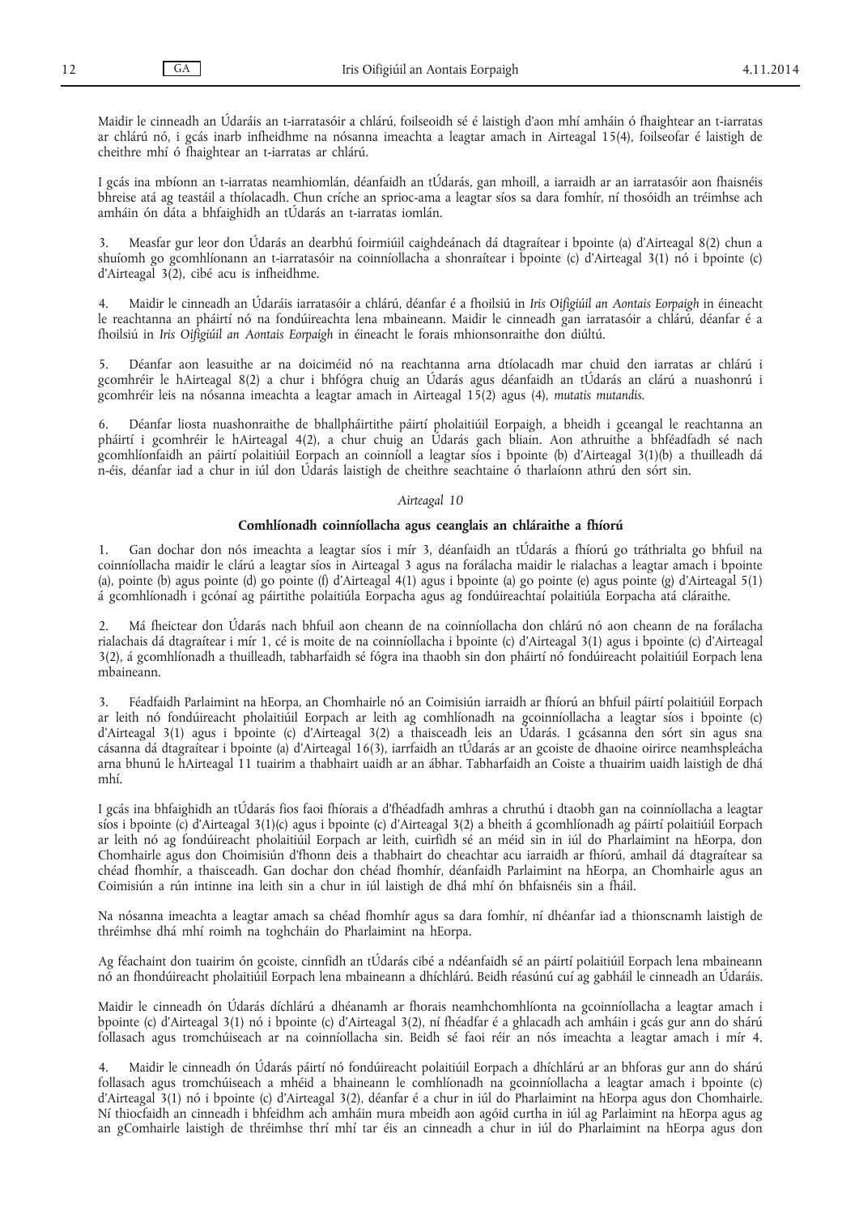Maidir le cinneadh an Údaráis an t-iarratasóir a chlárú, foilseoidh sé é laistigh d'aon mhí amháin ó fhaightear an t-iarratas ar chlárú nó, i gcás inarb infheidhme na nósanna imeachta a leagtar amach in Airteagal 15(4), foilseofar é laistigh de cheithre mhí ó fhaightear an t-iarratas ar chlárú.

I gcás ina mbíonn an t-iarratas neamhiomlán, déanfaidh an tÚdarás, gan mhoill, a iarraidh ar an iarratasóir aon fhaisnéis bhreise atá ag teastáil a thíolacadh. Chun críche an sprioc-ama a leagtar síos sa dara fomhír, ní thosóidh an tréimhse ach amháin ón dáta a bhfaighidh an tÚdarás an t-iarratas iomlán.

3. Measfar gur leor don Údarás an dearbhú foirmiúil caighdeánach dá dtagraítear i bpointe (a) d'Airteagal 8(2) chun a shuíomh go gcomhlíonann an t-iarratasóir na coinníollacha a shonraítear i bpointe (c) d'Airteagal 3(1) nó i bpointe (c) d'Airteagal 3(2), cibé acu is infheidhme.

4. Maidir le cinneadh an Údaráis iarratasóir a chlárú, déanfar é a fhoilsiú in *Iris Oifigiúil an Aontais Eorpaigh* in éineacht le reachtanna an pháirtí nó na fondúireachta lena mbaineann. Maidir le cinneadh gan iarratasóir a chlárú, déanfar é a fhoilsiú in *Iris Oifigiúil an Aontais Eorpaigh* in éineacht le forais mhionsonraithe don diúltú.

5. Déanfar aon leasuithe ar na doiciméid nó na reachtanna arna dtíolacadh mar chuid den iarratas ar chlárú i gcomhréir le hAirteagal 8(2) a chur i bhfógra chuig an Údarás agus déanfaidh an tÚdarás an clárú a nuashonrú i gcomhréir leis na nósanna imeachta a leagtar amach in Airteagal 15(2) agus (4), *mutatis mutandis*.

6. Déanfar liosta nuashonraithe de bhallpháirtithe páirtí pholaitiúil Eorpaigh, a bheidh i gceangal le reachtanna an pháirtí i gcomhréir le hAirteagal 4(2), a chur chuig an Údarás gach bliain. Aon athruithe a bhféadfadh sé nach gcomhlíonfaidh an páirtí polaitiúil Eorpach an coinníoll a leagtar síos i bpointe (b) d'Airteagal 3(1)(b) a thuilleadh dá n-éis, déanfar iad a chur in iúl don Údarás laistigh de cheithre seachtaine ó tharlaíonn athrú den sórt sin.

*Airteagal 10*

**Comhlíonadh coinníollacha agus ceanglais an chláraithe a fhíorú**

1. Gan dochar don nós imeachta a leagtar síos i mír 3, déanfaidh an tÚdarás a fhíorú go tráthrialta go bhfuil na coinníollacha maidir le clárú a leagtar síos in Airteagal 3 agus na forálacha maidir le rialachas a leagtar amach i bpointe (a), pointe (b) agus pointe (d) go pointe (f) d'Airteagal 4(1) agus i bpointe (a) go pointe (e) agus pointe (g) d'Airteagal 5(1) á gcomhlíonadh i gcónaí ag páirtithe polaitiúla Eorpacha agus ag fondúireachtaí polaitiúla Eorpacha atá cláraithe.

2. Má fheictear don Údarás nach bhfuil aon cheann de na coinníollacha don chlárú nó aon cheann de na forálacha rialachais dá dtagraítear i mír 1, cé is moite de na coinníollacha i bpointe (c) d'Airteagal 3(1) agus i bpointe (c) d'Airteagal 3(2), á gcomhlíonadh a thuilleadh, tabharfaidh sé fógra ina thaobh sin don pháirtí nó fondúireacht polaitiúil Eorpach lena mbaineann.

3. Féadfaidh Parlaimint na hEorpa, an Chomhairle nó an Coimisiún iarraidh ar fhíorú an bhfuil páirtí polaitiúil Eorpach ar leith nó fondúireacht pholaitiúil Eorpach ar leith ag comhlíonadh na gcoinníollacha a leagtar síos i bpointe (c) d'Airteagal 3(1) agus i bpointe (c) d'Airteagal 3(2) a thaisceadh leis an Údarás. I gcásanna den sórt sin agus sna cásanna dá dtagraítear i bpointe (a) d'Airteagal 16(3), iarrfaidh an tÚdarás ar an gcoiste de dhaoine oirirce neamhspleácha arna bhunú le hAirteagal 11 tuairim a thabhairt uaidh ar an ábhar. Tabharfaidh an Coiste a thuairim uaidh laistigh de dhá mhí.

I gcás ina bhfaighidh an tÚdarás fios faoi fhíorais a d'fhéadfadh amhras a chruthú i dtaobh gan na coinníollacha a leagtar síos i bpointe (c) d'Airteagal 3(1)(c) agus i bpointe (c) d'Airteagal 3(2) a bheith á gcomhlíonadh ag páirtí polaitiúil Eorpach ar leith nó ag fondúireacht pholaitiúil Eorpach ar leith, cuirfidh sé an méid sin in iúl do Pharlaimint na hEorpa, don Chomhairle agus don Choimisiún d'fhonn deis a thabhairt do cheachtar acu iarraidh ar fhíorú, amhail dá dtagraítear sa chéad fhomhír, a thaisceadh. Gan dochar don chéad fhomhír, déanfaidh Parlaimint na hEorpa, an Chomhairle agus an Coimisiún a rún intinne ina leith sin a chur in iúl laistigh de dhá mhí ón bhfaisnéis sin a fháil.

Na nósanna imeachta a leagtar amach sa chéad fhomhír agus sa dara fomhír, ní dhéanfar iad a thionscnamh laistigh de thréimhse dhá mhí roimh na toghcháin do Pharlaimint na hEorpa.

Ag féachaint don tuairim ón gcoiste, cinnfidh an tÚdarás cibé a ndéanfaidh sé an páirtí polaitiúil Eorpach lena mbaineann nó an fhondúireacht pholaitiúil Eorpach lena mbaineann a dhíchlárú. Beidh réasúnú cuí ag gabháil le cinneadh an Údaráis.

Maidir le cinneadh ón Údarás díchlárú a dhéanamh ar fhorais neamhchomhlíonta na gcoinníollacha a leagtar amach i bpointe (c) d'Airteagal 3(1) nó i bpointe (c) d'Airteagal 3(2), ní fhéadfar é a ghlacadh ach amháin i gcás gur ann do shárú follasach agus tromchúiseach ar na coinníollacha sin. Beidh sé faoi réir an nós imeachta a leagtar amach i mír 4.

4. Maidir le cinneadh ón Údarás páirtí nó fondúireacht polaitiúil Eorpach a dhíchlárú ar an bhforas gur ann do shárú follasach agus tromchúiseach a mhéid a bhaineann le comhlíonadh na gcoinníollacha a leagtar amach i bpointe (c) d'Airteagal 3(1) nó i bpointe (c) d'Airteagal 3(2), déanfar é a chur in iúl do Pharlaimint na hEorpa agus don Chomhairle. Ní thiocfaidh an cinneadh i bhfeidhm ach amháin mura mbeidh aon agóid curtha in iúl ag Parlaimint na hEorpa agus ag an gComhairle laistigh de thréimhse thrí mhí tar éis an cinneadh a chur in iúl do Pharlaimint na hEorpa agus don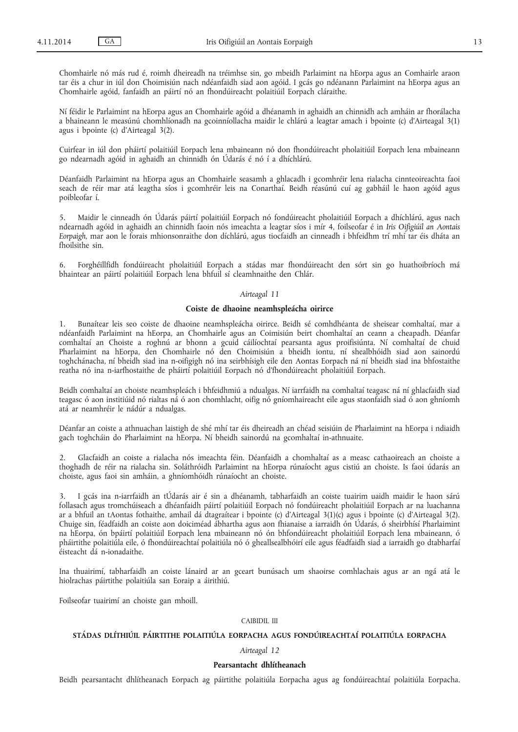Chomhairle nó más rud é, roimh dheireadh na tréimhse sin, go mbeidh Parlaimint na hEorpa agus an Comhairle araon tar éis a chur in iúl don Choimisiún nach ndéanfaidh siad aon agóid. I gcás go ndéanann Parlaimint na hEorpa agus an Chomhairle agóid, fanfaidh an páirtí nó an fhondúireacht polaitiúil Eorpach cláraithe.

Ní féidir le Parlaimint na hEorpa agus an Chomhairle agóid a dhéanamh in aghaidh an chinnidh ach amháin ar fhorálacha a bhaineann le measúnú chomhlíonadh na gcoinníollacha maidir le chlárú a leagtar amach i bpointe (c) d'Airteagal 3(1) agus i bpointe (c) d'Airteagal 3(2).

Cuirfear in iúl don pháirtí polaitiúil Eorpach lena mbaineann nó don fhondúireacht pholaitiúil Eorpach lena mbaineann go ndearnadh agóid in aghaidh an chinnidh ón Údarás é nó í a dhíchlárú.

Déanfaidh Parlaimint na hEorpa agus an Chomhairle seasamh a ghlacadh i gcomhréir lena rialacha cinnteoireachta faoi seach de réir mar atá leagtha síos i gcomhréir leis na Conarthaí. Beidh réasúnú cuí ag gabháil le haon agóid agus poibleofar í.

5. Maidir le cinneadh ón Údarás páirtí polaitiúil Eorpach nó fondúireacht pholaitiúil Eorpach a dhíchlárú, agus nach ndearnadh agóid in aghaidh an chinnidh faoin nós imeachta a leagtar síos i mír 4, foilseofar é in *Iris Oifigiúil an Aontais Eorpaigh*, mar aon le forais mhionsonraithe don díchlárú, agus tiocfaidh an cinneadh i bhfeidhm trí mhí tar éis dháta an fhoilsithe sin.

6. Forghéillfidh fondúireacht pholaitiúil Eorpach a stádas mar fhondúireacht den sórt sin go huathoibríoch má bhaintear an páirtí polaitiúil Eorpach lena bhfuil sí cleamhnaithe den Chlár.

*Airteagal 11*

**Coiste de dhaoine neamhspleácha oirirce**

1. Bunaítear leis seo coiste de dhaoine neamhspleácha oirirce. Beidh sé comhdhéanta de sheisear comhaltaí, mar a ndéanfaidh Parlaimint na hEorpa, an Chomhairle agus an Coimisiún beirt chomhaltaí an ceann a cheapadh. Déanfar comhaltaí an Choiste a roghnú ar bhonn a gcuid cáilíochtaí pearsanta agus proifisiúnta. Ní comhaltaí de chuid Pharlaimint na hEorpa, den Chomhairle nó den Choimisiún a bheidh iontu, ní shealbhóidh siad aon sainordú toghchánacha, ní bheidh siad ina n-oifigigh nó ina seirbhísigh eile den Aontas Eorpach ná ní bheidh siad ina bhfostaithe reatha nó ina n-iarfhostaithe de pháirtí polaitiúil Eorpach nó d'fhondúireacht pholaitiúil Eorpach.

Beidh comhaltaí an choiste neamhspleách i bhfeidhmiú a ndualgas. Ní iarrfaidh na comhaltaí teagasc ná ní ghlacfaidh siad teagasc ó aon institiúid nó rialtas ná ó aon chomhlacht, oifig nó gníomhaireacht eile agus staonfaidh siad ó aon ghníomh atá ar neamhréir le nádúr a ndualgas.

Déanfar an coiste a athnuachan laistigh de shé mhí tar éis dheireadh an chéad seisiúin de Pharlaimint na hEorpa i ndiaidh gach toghcháin do Pharlaimint na hEorpa. Ní bheidh sainordú na gcomhaltaí in-athnuaite.

2. Glacfaidh an coiste a rialacha nós imeachta féin. Déanfaidh a chomhaltaí as a measc cathaoireach an choiste a thoghadh de réir na rialacha sin. Soláthróidh Parlaimint na hEorpa rúnaíocht agus cistiú an choiste. Is faoi údarás an choiste, agus faoi sin amháin, a ghníomhóidh rúnaíocht an choiste.

3. I gcás ina n-iarrfaidh an tÚdarás air é sin a dhéanamh, tabharfaidh an coiste tuairim uaidh maidir le haon sárú follasach agus tromchúiseach a dhéanfaidh páirtí polaitiúil Eorpach nó fondúireacht pholaitiúil Eorpach ar na luachanna ar a bhfuil an tAontas fothaithe, amhail dá dtagraítear i bpointe (c) d'Airteagal 3(1)(c) agus i bpointe (c) d'Airteagal 3(2). Chuige sin, féadfaidh an coiste aon doiciméad ábhartha agus aon fhianaise a iarraidh ón Údarás, ó sheirbhísí Pharlaimint na hEorpa, ón bpáirtí polaitiúil Eorpach lena mbaineann nó ón bhfondúireacht pholaitiúil Eorpach lena mbaineann, ó pháirtithe polaitiúla eile, ó fhondúireachtaí polaitiúla nó ó gheallsealbhóirí eile agus féadfaidh siad a iarraidh go dtabharfaí éisteacht dá n-ionadaithe.

Ina thuairimí, tabharfaidh an coiste lánaird ar an gceart bunúsach um shaoirse comhlachais agus ar an ngá atá le hiolrachas páirtithe polaitiúla san Eoraip a áirithiú.

Foilseofar tuairimí an choiste gan mhoill.

CAIBIDIL III

**STÁDAS DLÍTHIÚIL PÁIRTITHE POLAITIÚLA EORPACHA AGUS FONDÚIREACHTAÍ POLAITIÚLA EORPACHA**

*Airteagal 12*

**Pearsantacht dhlítheanach**

Beidh pearsantacht dhlítheanach Eorpach ag páirtithe polaitiúla Eorpacha agus ag fondúireachtaí polaitiúla Eorpacha.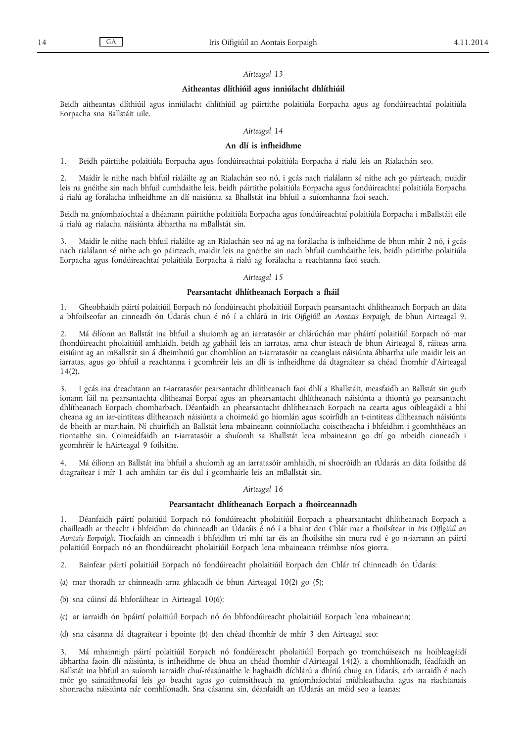*Airteagal 13*

**Aitheantas dlíthiúil agus inniúlacht dhlíthiúil**

Beidh aitheantas dlíthiúil agus inniúlacht dhlíthiúil ag páirtithe polaitiúla Eorpacha agus ag fondúireachtaí polaitiúla Eorpacha sna Ballstáit uile.

*Airteagal 14*

**An dlí is infheidhme**

1. Beidh páirtithe polaitiúla Eorpacha agus fondúireachtaí polaitiúla Eorpacha á rialú leis an Rialachán seo.

2. Maidir le nithe nach bhfuil rialáilte ag an Rialachán seo nó, i gcás nach rialálann sé nithe ach go páirteach, maidir leis na gnéithe sin nach bhfuil cumhdaithe leis, beidh páirtithe polaitiúla Eorpacha agus fondúireachtaí polaitiúla Eorpacha á rialú ag forálacha infheidhme an dlí naisiúnta sa Bhallstát ina bhfuil a suíomhanna faoi seach.

Beidh na gníomhaíochtaí a dhéanann páirtithe polaitiúla Eorpacha agus fondúireachtaí polaitiúla Eorpacha i mBallstáit eile á rialú ag rialacha náisiúnta ábhartha na mBallstát sin.

3. Maidir le nithe nach bhfuil rialáilte ag an Rialachán seo ná ag na forálacha is infheidhme de bhun mhír 2 nó, i gcás nach rialálann sé nithe ach go páirteach, maidir leis na gnéithe sin nach bhfuil cumhdaithe leis, beidh páirtithe polaitiúla Eorpacha agus fondúireachtaí polaitiúla Eorpacha á rialú ag forálacha a reachtanna faoi seach.

*Airteagal 15*

**Pearsantacht dhlítheanach Eorpach a fháil**

1. Gheobhaidh páirtí polaitiúil Eorpach nó fondúireacht pholaitiúil Eorpach pearsantacht dhlítheanach Eorpach an dáta a bhfoilseofar an cinneadh ón Údarás chun é nó í a chlárú in *Iris Oifigiúil an Aontais Eorpaigh*, de bhun Airteagal 9.

2. Má éilíonn an Ballstát ina bhfuil a shuíomh ag an iarratasóir ar chlárúchán mar pháirtí polaitiúil Eorpach nó mar fhondúireacht pholaitiúil amhlaidh, beidh ag gabháil leis an iarratas, arna chur isteach de bhun Airteagal 8, ráiteas arna eisiúint ag an mBallstát sin á dheimhniú gur chomhlíon an t-iarratasóir na ceanglais náisiúnta ábhartha uile maidir leis an iarratas, agus go bhfuil a reachtanna i gcomhréir leis an dlí is infheidhme dá dtagraítear sa chéad fhomhír d'Airteagal 14(2).

3. I gcás ina dteachtann an t-iarratasóir pearsantacht dhlítheanach faoi dhlí a Bhallstáit, measfaidh an Ballstát sin gurb ionann fáil na pearsantachta dlítheanaí Eorpaí agus an phearsantacht dhlítheanach náisiúnta a thiontú go pearsantacht dhlítheanach Eorpach chomharbach. Déanfaidh an phearsantacht dhlítheanach Eorpach na cearta agus oibleagáidí a bhí cheana ag an iar-eintiteas dlítheanach náisiúnta a choimeád go hiomlán agus scoirfidh an t-eintiteas dlítheanach náisiúnta de bheith ar marthain. Ní chuirfidh an Ballstát lena mbaineann coinníollacha coisctheacha i bhfeidhm i gcomhthéacs an tiontaithe sin. Coimeádfaidh an t-iarratasóir a shuíomh sa Bhallstát lena mbaineann go dtí go mbeidh cinneadh i gcomhréir le hAirteagal 9 foilsithe.

4. Má éilíonn an Ballstát ina bhfuil a shuíomh ag an iarratasóir amhlaidh, ní shocróidh an tÚdarás an dáta foilsithe dá dtagraítear i mír 1 ach amháin tar éis dul i gcomhairle leis an mBallstát sin.

*Airteagal 16*

**Pearsantacht dhlítheanach Eorpach a fhoirceannadh**

1. Déanfaidh páirtí polaitiúil Eorpach nó fondúireacht pholaitiúil Eorpach a phearsantacht dhlítheanach Eorpach a chailleadh ar theacht i bhfeidhm do chinneadh an Údaráis é nó í a bhaint den Chlár mar a fhoilsítear in *Iris Oifigiúil an Aontais Eorpaigh*. Tiocfaidh an cinneadh i bhfeidhm trí mhí tar éis an fhoilsithe sin mura rud é go n-iarrann an páirtí polaitiúil Eorpach nó an fhondúireacht pholaitiúil Eorpach lena mbaineann tréimhse níos giorra.

2. Bainfear páirtí polaitiúil Eorpach nó fondúireacht pholaitiúil Eorpach den Chlár trí chinneadh ón Údarás:

(a) mar thoradh ar chinneadh arna ghlacadh de bhun Airteagal 10(2) go (5);

(b) sna cúinsí dá bhforáiltear in Airteagal 10(6);

(c) ar iarraidh ón bpáirtí polaitiúil Eorpach nó ón bhfondúireacht pholaitiúil Eorpach lena mbaineann;

(d) sna cásanna dá dtagraítear i bpointe (b) den chéad fhomhír de mhír 3 den Airteagal seo:

3. Má mhainnigh páirtí polaitiúil Eorpach nó fondúireacht pholaitiúil Eorpach go tromchúiseach na hoibleagáidí ábhartha faoin dlí náisiúnta, is infheidhme de bhua an chéad fhomhír d'Airteagal 14(2), a chomhlíonadh, féadfaidh an Ballstát ina bhfuil an suíomh iarraidh chuí-réasúnaithe le haghaidh díchlárú a dhíriú chuig an Údarás, arb iarraidh é nach mór go sainaithneofaí leis go beacht agus go cuimsitheach na gníomhaíochtaí mídhleathacha agus na riachtanais shonracha náisiúnta nár comhlíonadh. Sna cásanna sin, déanfaidh an tÚdarás an méid seo a leanas: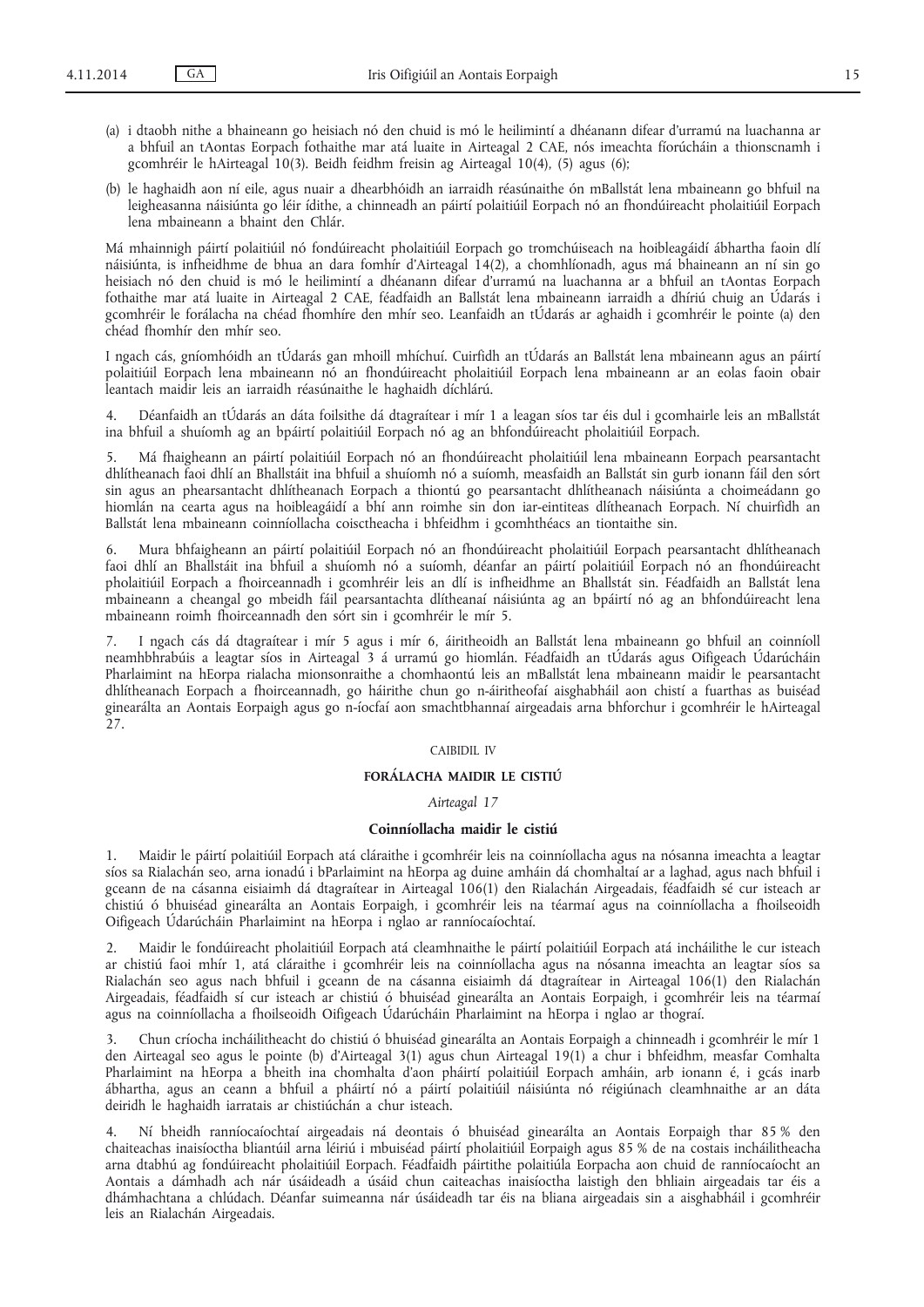(a) i dtaobh nithe a bhaineann go heisiach nó den chuid is mó le heilimintí a dhéanann difear d'urramú na luachanna ar a bhfuil an tAontas Eorpach fothaithe mar atá luaite in Airteagal 2 CAE, nós imeachta fíorúcháin a thionscnamh i gcomhréir le hAirteagal 10(3). Beidh feidhm freisin ag Airteagal 10(4), (5) agus (6);

(b) le haghaidh aon ní eile, agus nuair a dhearbhóidh an iarraidh réasúnaithe ón mBallstát lena mbaineann go bhfuil na leigheasanna náisiúnta go léir ídithe, a chinneadh an páirtí polaitiúil Eorpach nó an fhondúireacht pholaitiúil Eorpach lena mbaineann a bhaint den Chlár.

Má mhainnigh páirtí polaitiúil nó fondúireacht pholaitiúil Eorpach go tromchúiseach na hoibleagáidí ábhartha faoin dlí náisiúnta, is infheidhme de bhua an dara fomhír d'Airteagal 14(2), a chomhlíonadh, agus má bhaineann an ní sin go heisiach nó den chuid is mó le heilimintí a dhéanann difear d'urramú na luachanna ar a bhfuil an tAontas Eorpach fothaithe mar atá luaite in Airteagal 2 CAE, féadfaidh an Ballstát lena mbaineann iarraidh a dhíriú chuig an Údarás i gcomhréir le forálacha na chéad fhomhíre den mhír seo. Leanfaidh an tÚdarás ar aghaidh i gcomhréir le pointe (a) den chéad fhomhír den mhír seo.

I ngach cás, gníomhóidh an tÚdarás gan mhoill mhíchuí. Cuirfidh an tÚdarás an Ballstát lena mbaineann agus an páirtí polaitiúil Eorpach lena mbaineann nó an fhondúireacht pholaitiúil Eorpach lena mbaineann ar an eolas faoin obair leantach maidir leis an iarraidh réasúnaithe le haghaidh díchlárú.

4. Déanfaidh an tÚdarás an dáta foilsithe dá dtagraítear i mír 1 a leagan síos tar éis dul i gcomhairle leis an mBallstát ina bhfuil a shuíomh ag an bpáirtí polaitiúil Eorpach nó ag an bhfondúireacht pholaitiúil Eorpach.

5. Má fhaigheann an páirtí polaitiúil Eorpach nó an fhondúireacht pholaitiúil lena mbaineann Eorpach pearsantacht dhlítheanach faoi dhlí an Bhallstáit ina bhfuil a shuíomh nó a suíomh, measfaidh an Ballstát sin gurb ionann fáil den sórt sin agus an phearsantacht dhlítheanach Eorpach a thiontú go pearsantacht dhlítheanach náisiúnta a choimeádann go hiomlán na cearta agus na hoibleagáidí a bhí ann roimhe sin don iar-eintiteas dlítheanach Eorpach. Ní chuirfidh an Ballstát lena mbaineann coinníollacha coisctheacha i bhfeidhm i gcomhthéacs an tiontaithe sin.

6. Mura bhfaigheann an páirtí polaitiúil Eorpach nó an fhondúireacht pholaitiúil Eorpach pearsantacht dhlítheanach faoi dhlí an Bhallstáit ina bhfuil a shuíomh nó a suíomh, déanfar an páirtí polaitiúil Eorpach nó an fhondúireacht pholaitiúil Eorpach a fhoirceannadh i gcomhréir leis an dlí is infheidhme an Bhallstát sin. Féadfaidh an Ballstát lena mbaineann a cheangal go mbeidh fáil pearsantachta dlítheanaí náisiúnta ag an bpáirtí nó ag an bhfondúireacht lena mbaineann roimh fhoirceannadh den sórt sin i gcomhréir le mír 5.

7. I ngach cás dá dtagraítear i mír 5 agus i mír 6, áiritheoidh an Ballstát lena mbaineann go bhfuil an coinníoll neamhbhrabúis a leagtar síos in Airteagal 3 á urramú go hiomlán. Féadfaidh an tÚdarás agus Oifigeach Údarúcháin Pharlaimint na hEorpa rialacha mionsonraithe a chomhaontú leis an mBallstát lena mbaineann maidir le pearsantacht dhlítheanach Eorpach a fhoirceannadh, go háirithe chun go n-áiritheofaí aisghabháil aon chistí a fuarthas as buiséad ginearálta an Aontais Eorpaigh agus go n-íocfaí aon smachtbhannaí airgeadais arna bhforchur i gcomhréir le hAirteagal 27.

## CAIBIDIL IV

## FORÁLACHA MAIDIR LE CISTIÚ

*Airteagal 17*

### Coinníollacha maidir le cistiú

1. Maidir le páirtí polaitiúil Eorpach atá cláraithe i gcomhréir leis na coinníollacha agus na nósanna imeachta a leagtar síos sa Rialachán seo, arna ionadú i bParlaimint na hEorpa ag duine amháin dá chomhaltaí ar a laghad, agus nach bhfuil i gceann de na cásanna eisiaimh dá dtagraítear in Airteagal 106(1) den Rialachán Airgeadais, féadfaidh sé cur isteach ar chistiú ó bhuiséad ginearálta an Aontais Eorpaigh, i gcomhréir leis na téarmaí agus na coinníollacha a fhoilseoidh Oifigeach Údarúcháin Pharlaimint na hEorpa i nglao ar ranníocaíochtaí.

2. Maidir le fondúireacht pholaitiúil Eorpach atá cleamhnaithe le páirtí polaitiúil Eorpach atá incháilithe le cur isteach ar chistiú faoi mhír 1, atá cláraithe i gcomhréir leis na coinníollacha agus na nósanna imeachta an leagtar síos sa Rialachán seo agus nach bhfuil i gceann de na cásanna eisiaimh dá dtagraítear in Airteagal 106(1) den Rialachán Airgeadais, féadfaidh sí cur isteach ar chistiú ó bhuiséad ginearálta an Aontais Eorpaigh, i gcomhréir leis na téarmaí agus na coinníollacha a fhoilseoidh Oifigeach Údarúcháin Pharlaimint na hEorpa i nglao ar thograí.

3. Chun críocha incháilitheacht do chistiú ó bhuiséad ginearálta an Aontais Eorpaigh a chinneadh i gcomhréir le mír 1 den Airteagal seo agus le pointe (b) d'Airteagal 3(1) agus chun Airteagal 19(1) a chur i bhfeidhm, measfar Comhalta Pharlaimint na hEorpa a bheith ina chomhalta d'aon pháirtí polaitiúil Eorpach amháin, arb ionann é, i gcás inarb ábhartha, agus an ceann a bhfuil a pháirtí nó a páirtí polaitiúil náisiúnta nó réigiúnach cleamhnaithe ar an dáta deiridh le haghaidh iarratais ar chistiúchán a chur isteach.

4. Ní bheidh ranníocaíochtaí airgeadais ná deontais ó bhuiséad ginearálta an Aontais Eorpaigh thar 85 % den chaiteachas inaisíoctha bliantúil arna léiriú i mbuiséad páirtí pholaitiúil Eorpaigh agus 85 % de na costais incháilitheacha arna dtabhú ag fondúireacht pholaitiúil Eorpach. Féadfaidh páirtithe polaitiúla Eorpacha aon chuid de ranníocaíocht an Aontais a dámhadh ach nár úsáideadh a úsáid chun caiteachas inaisíoctha laistigh den bhliain airgeadais tar éis a dhámhachtana a chlúdach. Déanfar suimeanna nár úsáideadh tar éis na bliana airgeadais sin a aisghabháil i gcomhréir leis an Rialachán Airgeadais.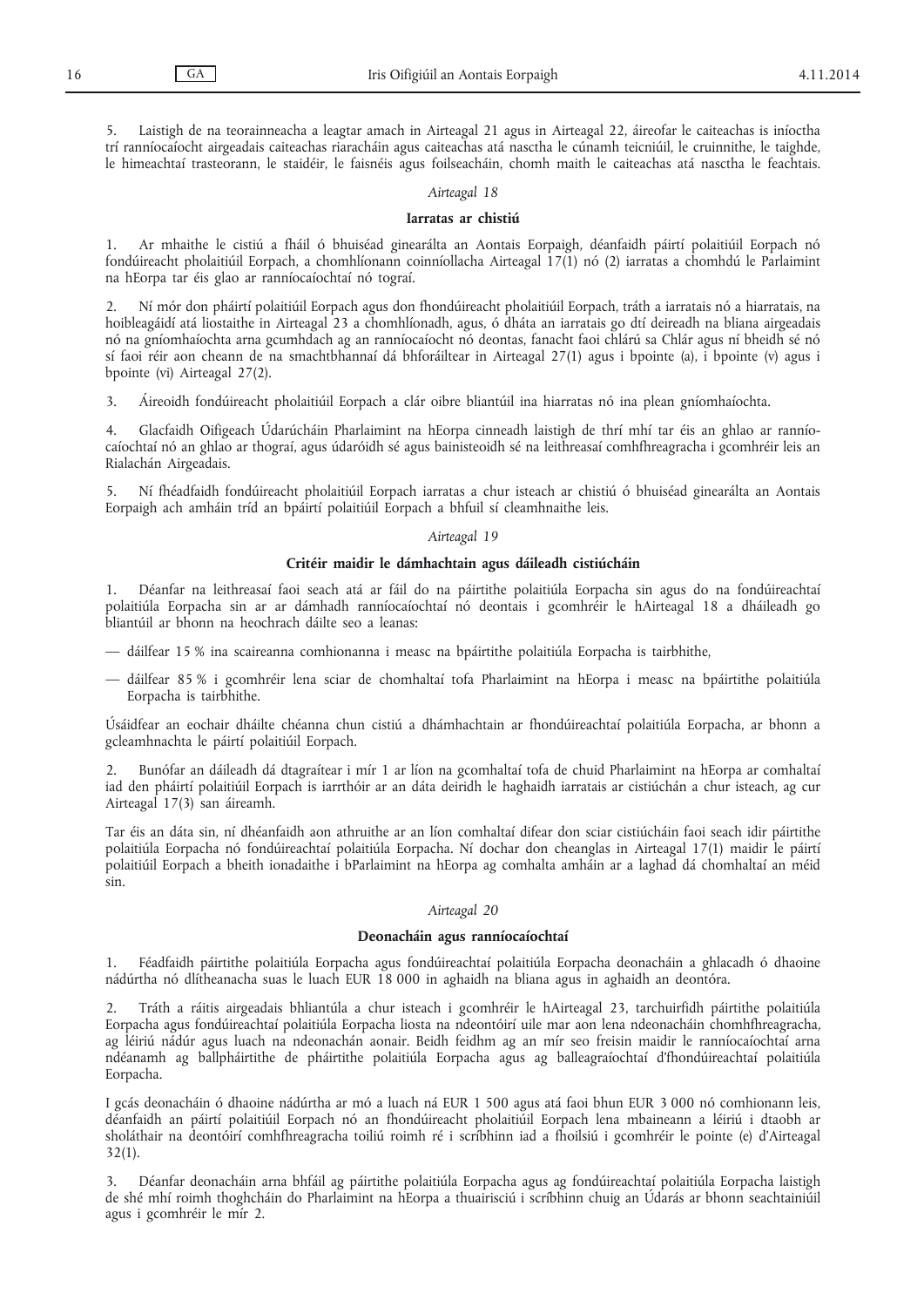5. Laistigh de na teorainneacha a leagtar amach in Airteagal 21 agus in Airteagal 22, áireofar le caiteachas is iníoctha trí ranníocaíocht airgeadais caiteachas riaracháin agus caiteachas atá nasctha le cúnamh teicniúil, le cruinnithe, le taighde, le himeachtaí trasteorann, le staidéir, le faisnéis agus foilseacháin, chomh maith le caiteachas atá nasctha le feachtais.

*Airteagal 18*

**Iarratas ar chistiú**

1. Ar mhaithe le cistiú a fháil ó bhuiséad ginearálta an Aontais Eorpaigh, déanfaidh páirtí polaitiúil Eorpach nó fondúireacht pholaitiúil Eorpach, a chomhlíonann coinníollacha Airteagal 17(1) nó (2) iarratas a chomhdú le Parlaimint na hEorpa tar éis glao ar ranníocaíochtaí nó tograí.

2. Ní mór don pháirtí polaitiúil Eorpach agus don fhondúireacht pholaitiúil Eorpach, tráth a iarratais nó a hiarratais, na hoibleagáidí atá liostaithe in Airteagal 23 a chomhlíonadh, agus, ó dháta an iarratais go dtí deireadh na bliana airgeadais nó na gníomhaíochta arna gcumhdach ag an ranníocaíocht nó deontas, fanacht faoi chlárú sa Chlár agus ní bheidh sé nó sí faoi réir aon cheann de na smachtbhannaí dá bhforáiltear in Airteagal 27(1) agus i bpointe (a), i bpointe (v) agus i bpointe (vi) Airteagal 27(2).

3. Áireoidh fondúireacht pholaitiúil Eorpach a clár oibre bliantúil ina hiarratas nó ina plean gníomhaíochta.

4. Glacfaidh Oifigeach Údarúcháin Pharlaimint na hEorpa cinneadh laistigh de thrí mhí tar éis an ghlao ar ranníocaíochtaí nó an ghlao ar thograí, agus údaróidh sé agus bainisteoidh sé na leithreasaí comhfhreagracha i gcomhréir leis an Rialachán Airgeadais.

5. Ní fhéadfaidh fondúireacht pholaitiúil Eorpach iarratas a chur isteach ar chistiú ó bhuiséad ginearálta an Aontais Eorpaigh ach amháin tríd an bpáirtí polaitiúil Eorpach a bhfuil sí cleamhnaithe leis.

*Airteagal 19*

**Critéir maidir le dámhachtain agus dáileadh cistiúcháin**

1. Déanfar na leithreasaí faoi seach atá ar fáil do na páirtithe polaitiúla Eorpacha sin agus do na fondúireachtaí polaitiúla Eorpacha sin ar ar dámhadh ranníocaíochtaí nó deontais i gcomhréir le hAirteagal 18 a dháileadh go bliantúil ar bhonn na heochrach dáilte seo a leanas:

— dáilfear 15 % ina scaireanna comhionanna i measc na bpáirtithe polaitiúla Eorpacha is tairbhithe,

— dáilfear 85 % i gcomhréir lena sciar de chomhaltaí tofa Pharlaimint na hEorpa i measc na bpáirtithe polaitiúla Eorpacha is tairbhithe.

Úsáidfear an eochair dháilte chéanna chun cistiú a dhámhachtain ar fhondúireachtaí polaitiúla Eorpacha, ar bhonn a gcleamhnachta le páirtí polaitiúil Eorpach.

2. Bunófar an dáileadh dá dtagraítear i mír 1 ar líon na gcomhaltaí tofa de chuid Pharlaimint na hEorpa ar comhaltaí iad den pháirtí polaitiúil Eorpach is iarrthóir ar an dáta deiridh le haghaidh iarratais ar cistiúchán a chur isteach, ag cur Airteagal 17(3) san áireamh.

Tar éis an dáta sin, ní dhéanfaidh aon athruithe ar an líon comhaltaí difear don sciar cistiúcháin faoi seach idir páirtithe polaitiúla Eorpacha nó fondúireachtaí polaitiúla Eorpacha. Ní dochar don cheanglas in Airteagal 17(1) maidir le páirtí polaitiúil Eorpach a bheith ionadaithe i bParlaimint na hEorpa ag comhalta amháin ar a laghad dá chomhaltaí an méid sin.

*Airteagal 20*

**Deonacháin agus ranníocaíochtaí**

1. Féadfaidh páirtithe polaitiúla Eorpacha agus fondúireachtaí polaitiúla Eorpacha deonacháin a ghlacadh ó dhaoine nádúrtha nó dlítheanacha suas le luach EUR 18 000 in aghaidh na bliana agus in aghaidh an deontóra.

2. Tráth a ráitis airgeadais bhliantúla a chur isteach i gcomhréir le hAirteagal 23, tarchuirfidh páirtithe polaitiúla Eorpacha agus fondúireachtaí polaitiúla Eorpacha liosta na ndeontóirí uile mar aon lena ndeonacháin chomhfhreagracha, ag léiriú nádúr agus luach na ndeonachán aonair. Beidh feidhm ag an mír seo freisin maidir le ranníocaíochtaí arna ndéanamh ag ballpháirtithe de pháirtithe polaitiúla Eorpacha agus ag balleagraíochtaí d'fhondúireachtaí polaitiúla Eorpacha.

I gcás deonacháin ó dhaoine nádúrtha ar mó a luach ná EUR 1 500 agus atá faoi bhun EUR 3 000 nó comhionann leis, déanfaidh an páirtí polaitiúil Eorpach nó an fhondúireacht pholaitiúil Eorpach lena mbaineann a léiriú i dtaobh ar sholáthair na deontóirí comhfhreagracha toiliú roimh ré i scríbhinn iad a fhoilsiú i gcomhréir le pointe (e) d'Airteagal 32(1).

3. Déanfar deonacháin arna bhfáil ag páirtithe polaitiúla Eorpacha agus ag fondúireachtaí polaitiúla Eorpacha laistigh de shé mhí roimh thoghcháin do Pharlaimint na hEorpa a thuairisciú i scríbhinn chuig an Údarás ar bhonn seachtainiúil agus i gcomhréir le mír 2.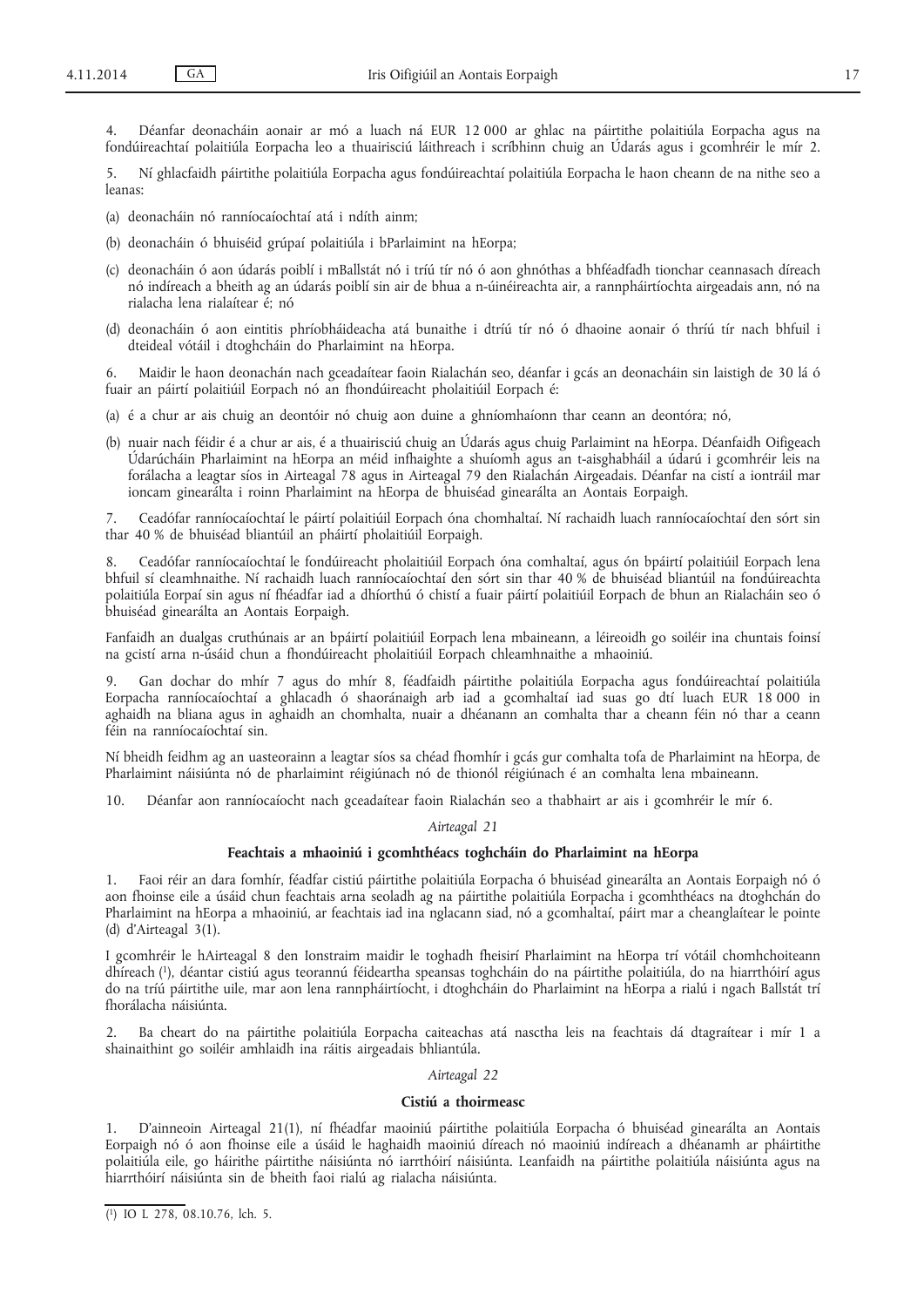4. Déanfar deonacháin aonair ar mó a luach ná EUR 12 000 ar ghlac na páirtithe polaitiúla Eorpacha agus na fondúireachtaí polaitiúla Eorpacha leo a thuairisciú láithreach i scríbhinn chuig an Údarás agus i gcomhréir le mír 2.

5. Ní ghlacfaidh páirtithe polaitiúla Eorpacha agus fondúireachtaí polaitiúla Eorpacha le haon cheann de na nithe seo a leanas:

(a) deonacháin nó ranníocaíochtaí atá i ndíth ainm;

(b) deonacháin ó bhuiséid grúpaí polaitiúla i bParlaimint na hEorpa;

(c) deonacháin ó aon údarás poiblí i mBallstát nó i tríú tír nó ó aon ghnóthas a bhféadfadh tionchar ceannasach díreach nó indíreach a bheith ag an údarás poiblí sin air de bhua a n-úinéireachta air, a rannpháirtíochta airgeadais ann, nó na rialacha lena rialaítear é; nó

(d) deonacháin ó aon eintitis phríobháideacha atá bunaithe i dtríú tír nó ó dhaoine aonair ó thríú tír nach bhfuil i dteideal vótáil i dtoghcháin do Pharlaimint na hEorpa.

6. Maidir le haon deonachán nach gceadaítear faoin Rialachán seo, déanfar i gcás an deonacháin sin laistigh de 30 lá ó fuair an páirtí polaitiúil Eorpach nó an fhondúireacht pholaitiúil Eorpach é:

(a) é a chur ar ais chuig an deontóir nó chuig aon duine a ghníomhaíonn thar ceann an deontóra; nó,

(b) nuair nach féidir é a chur ar ais, é a thuairisciú chuig an Údarás agus chuig Parlaimint na hEorpa. Déanfaidh Oifigeach Údarúcháin Pharlaimint na hEorpa an méid infhaighte a shuíomh agus an t-aisghabháil a údarú i gcomhréir leis na forálacha a leagtar síos in Airteagal 78 agus in Airteagal 79 den Rialachán Airgeadais. Déanfar na cistí a iontráil mar ioncam ginearálta i roinn Pharlaimint na hEorpa de bhuiséad ginearálta an Aontais Eorpaigh.

7. Ceadófar ranníocaíochtaí le páirtí polaitiúil Eorpach óna chomhaltaí. Ní rachaidh luach ranníocaíochtaí den sórt sin thar 40 % de bhuiséad bliantúil an pháirtí pholaitiúil Eorpaigh.

8. Ceadófar ranníocaíochtaí le fondúireacht pholaitiúil Eorpach óna comhaltaí, agus ón bpáirtí polaitiúil Eorpach lena bhfuil sí cleamhnaithe. Ní rachaidh luach ranníocaíochtaí den sórt sin thar 40 % de bhuiséad bliantúil na fondúireachta polaitiúla Eorpaí sin agus ní fhéadfar iad a dhíorthú ó chistí a fuair páirtí polaitiúil Eorpach de bhun an Rialacháin seo ó bhuiséad ginearálta an Aontais Eorpaigh.

Fanfaidh an dualgas cruthúnais ar an bpáirtí polaitiúil Eorpach lena mbaineann, a léireoidh go soiléir ina chuntais foinsí na gcistí arna n-úsáid chun a fhondúireacht pholaitiúil Eorpach chleamhnaithe a mhaoiniú.

9. Gan dochar do mhír 7 agus do mhír 8, féadfaidh páirtithe polaitiúla Eorpacha agus fondúireachtaí polaitiúla Eorpacha ranníocaíochtaí a ghlacadh ó shaoránaigh arb iad a gcomhaltaí iad suas go dtí luach EUR 18 000 in aghaidh na bliana agus in aghaidh an chomhalta, nuair a dhéanann an comhalta thar a cheann féin nó thar a ceann féin na ranníocaíochtaí sin.

Ní bheidh feidhm ag an uasteorainn a leagtar síos sa chéad fhomhír i gcás gur comhalta tofa de Pharlaimint na hEorpa, de Pharlaimint náisiúnta nó de pharlaimint réigiúnach nó de thionól réigiúnach é an comhalta lena mbaineann.

10. Déanfar aon ranníocaíocht nach gceadaítear faoin Rialachán seo a thabhairt ar ais i gcomhréir le mír 6.

*Airteagal 21*

**Feachtais a mhaoiniú i gcomhthéacs toghcháin do Pharlaimint na hEorpa**

1. Faoi réir an dara fomhír, féadfar cistiú páirtithe polaitiúla Eorpacha ó bhuiséad ginearálta an Aontais Eorpaigh nó ó aon fhoinse eile a úsáid chun feachtais arna seoladh ag na páirtithe polaitiúla Eorpacha i gcomhthéacs na dtoghchán do Pharlaimint na hEorpa a mhaoiniú, ar feachtais iad ina nglacann siad, nó a gcomhaltaí, páirt mar a cheanglaítear le pointe (d) d'Airteagal 3(1).

I gcomhréir le hAirteagal 8 den Ionstraim maidir le toghadh fheisirí Pharlaimint na hEorpa trí vótáil chomhchoiteann dhíreach [1], déantar cistiú agus teorannú féideartha speansas toghcháin do na páirtithe polaitiúla, do na hiarrthóirí agus do na tríú páirtithe uile, mar aon lena rannpháirtíocht, i dtoghcháin do Pharlaimint na hEorpa a rialú i ngach Ballstát trí fhorálacha náisiúnta.

2. Ba cheart do na páirtithe polaitiúla Eorpacha caiteachas atá nasctha leis na feachtais dá dtagraítear i mír 1 a shainaithint go soiléir amhlaidh ina ráitis airgeadais bhliantúla.

*Airteagal 22*

**Cistiú a thoirmeasc**

1. D'ainneoin Airteagal 21(1), ní fhéadfar maoiniú páirtithe polaitiúla Eorpacha ó bhuiséad ginearálta an Aontais Eorpaigh nó ó aon fhoinse eile a úsáid le haghaidh maoiniú díreach nó maoiniú indíreach a dhéanamh ar pháirtithe polaitiúla eile, go háirithe páirtithe náisiúnta nó iarrthóirí náisiúnta. Leanfaidh na páirtithe polaitiúla náisiúnta agus na hiarrthóirí náisiúnta sin de bheith faoi rialú ag rialacha náisiúnta.

---

[1] IO L 278, 08.10.76, lch. 5.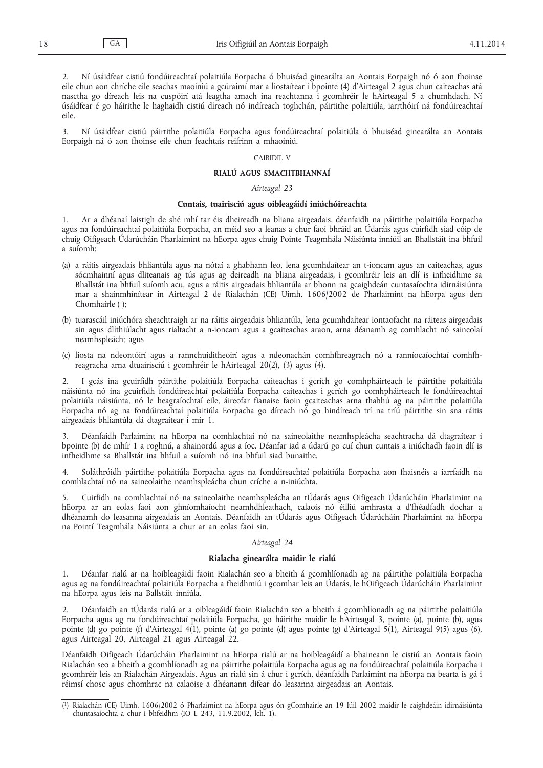2. Ní úsáidfear cistiú fondúireachtaí polaitiúla Eorpacha ó bhuiséad ginearálta an Aontais Eorpaigh nó ó aon fhoinse eile chun aon chríche eile seachas maoiniú a gcúraimí mar a liostaítear i bpointe (4) d'Airteagal 2 agus chun caiteachas atá nasctha go díreach leis na cuspóirí atá leagtha amach ina reachtanna i gcomhréir le hAirteagal 5 a chumhdach. Ní úsáidfear é go háirithe le haghaidh cistiú díreach nó indíreach toghchán, páirtithe polaitiúla, iarrthóirí ná fondúireachtaí eile.

3. Ní úsáidfear cistiú páirtithe polaitiúla Eorpacha agus fondúireachtaí polaitiúla ó bhuiséad ginearálta an Aontais Eorpaigh ná ó aon fhoinse eile chun feachtais reifrinn a mhaoiniú.

## CAIBIDIL V

## RIALÚ AGUS SMACHTBHANNAÍ

### *Airteagal 23*

### Cuntais, tuairisciú agus oibleagáidí iniúchóireachta

1. Ar a dhéanaí laistigh de shé mhí tar éis dheireadh na bliana airgeadais, déanfaidh na páirtithe polaitiúla Eorpacha agus na fondúireachtaí polaitiúla Eorpacha, an méid seo a leanas a chur faoi bhráid an Údaráis agus cuirfidh siad cóip de chuig Oifigeach Údarúcháin Pharlaimint na hEorpa agus chuig Pointe Teagmhála Náisiúnta inniúil an Bhallstáit ina bhfuil a suíomh:

(a) a ráitis airgeadais bhliantúla agus na nótaí a ghabhann leo, lena gcumhdaítear an t-ioncam agus an caiteachas, agus sócmhainní agus dliteanais ag tús agus ag deireadh na bliana airgeadais, i gcomhréir leis an dlí is infheidhme sa Bhallstát ina bhfuil suíomh acu, agus a ráitis airgeadais bhliantúla ar bhonn na gcaighdeán cuntasaíochta idirnáisiúnta mar a shainmhínítear in Airteagal 2 de Rialachán (CE) Uimh. 1606/2002 de Pharlaimint na hEorpa agus den Chomhairle [1];

(b) tuarascáil iniúchóra sheachtraigh ar na ráitis airgeadais bhliantúla, lena gcumhdaítear iontaofacht na ráiteas airgeadais sin agus dlíthiúlacht agus rialtacht a n-ioncam agus a gcaiteachas araon, arna déanamh ag comhlacht nó saineolaí neamhspleách; agus

(c) liosta na ndeontóirí agus a rannchuiditheoirí agus a ndeonachán comhfhreagrach nó a ranníocaíochtaí comhfhreagracha arna dtuairisciú i gcomhréir le hAirteagal 20(2), (3) agus (4).

2. I gcás ina gcuirfidh páirtithe polaitiúla Eorpacha caiteachas i gcrích go comhpháirteach le páirtithe polaitiúla náisiúnta nó ina gcuirfidh fondúireachtaí polaitiúla Eorpacha caiteachas i gcrích go comhpháirteach le fondúireachtaí polaitiúla náisiúnta, nó le heagraíochtaí eile, áireofar fianaise faoin gcaiteachas arna thabhú ag na páirtithe polaitiúla Eorpacha nó ag na fondúireachtaí polaitiúla Eorpacha go díreach nó go hindíreach trí na tríú páirtithe sin sna ráitis airgeadais bhliantúla dá dtagraítear i mír 1.

3. Déanfaidh Parlaimint na hEorpa na comhlachtaí nó na saineolaithe neamhspleácha seachtracha dá dtagraítear i bpointe (b) de mhír 1 a roghnú, a shainordú agus a íoc. Déanfar iad a údarú go cuí chun cuntais a iniúchadh faoin dlí is infheidhme sa Bhallstát ina bhfuil a suíomh nó ina bhfuil siad bunaithe.

4. Soláthróidh páirtithe polaitiúla Eorpacha agus na fondúireachtaí polaitiúla Eorpacha aon fhaisnéis a iarrfaidh na comhlachtaí nó na saineolaithe neamhspleácha chun críche a n-iniúchta.

5. Cuirfidh na comhlachtaí nó na saineolaithe neamhspleácha an tÚdarás agus Oifigeach Údarúcháin Pharlaimint na hEorpa ar an eolas faoi aon ghníomhaíocht neamhdhleathach, calaois nó éilliú amhrasta a d'fhéadfadh dochar a dhéanamh do leasanna airgeadais an Aontais. Déanfaidh an tÚdarás agus Oifigeach Údarúcháin Pharlaimint na hEorpa na Pointí Teagmhála Náisiúnta a chur ar an eolas faoi sin.

### *Airteagal 24*

### Rialacha ginearálta maidir le rialú

1. Déanfar rialú ar na hoibleagáidí faoin Rialachán seo a bheith á gcomhlíonadh ag na páirtithe polaitiúla Eorpacha agus ag na fondúireachtaí polaitiúla Eorpacha a fheidhmiú i gcomhar leis an Údarás, le hOifigeach Údarúcháin Pharlaimint na hEorpa agus leis na Ballstáit inniúla.

2. Déanfaidh an tÚdarás rialú ar a oibleagáidí faoin Rialachán seo a bheith á gcomhlíonadh ag na páirtithe polaitiúla Eorpacha agus ag na fondúireachtaí polaitiúla Eorpacha, go háirithe maidir le hAirteagal 3, pointe (a), pointe (b), agus pointe (d) go pointe (f) d'Airteagal 4(1), pointe (a) go pointe (d) agus pointe (g) d'Airteagal 5(1), Airteagal 9(5) agus (6), agus Airteagal 20, Airteagal 21 agus Airteagal 22.

Déanfaidh Oifigeach Údarúcháin Pharlaimint na hEorpa rialú ar na hoibleagáidí a bhaineann le cistiú an Aontais faoin Rialachán seo a bheith á gcomhlíonadh ag na páirtithe polaitiúla Eorpacha agus ag na fondúireachtaí polaitiúla Eorpacha i gcomhréir leis an Rialachán Airgeadais. Agus an rialú sin á chur i gcrích, déanfaidh Parlaimint na hEorpa na bearta is gá i réimsí chosc agus chomhrac na calaoise a dhéanann difear do leasanna airgeadais an Aontais.

---

[1] Rialachán (CE) Uimh. 1606/2002 ó Pharlaimint na hEorpa agus ón gComhairle an 19 Iúil 2002 maidir le caighdeáin idirnáisiúnta chuntasaíochta a chur i bhfeidhm (IO L 243, 11.9.2002, lch. 1).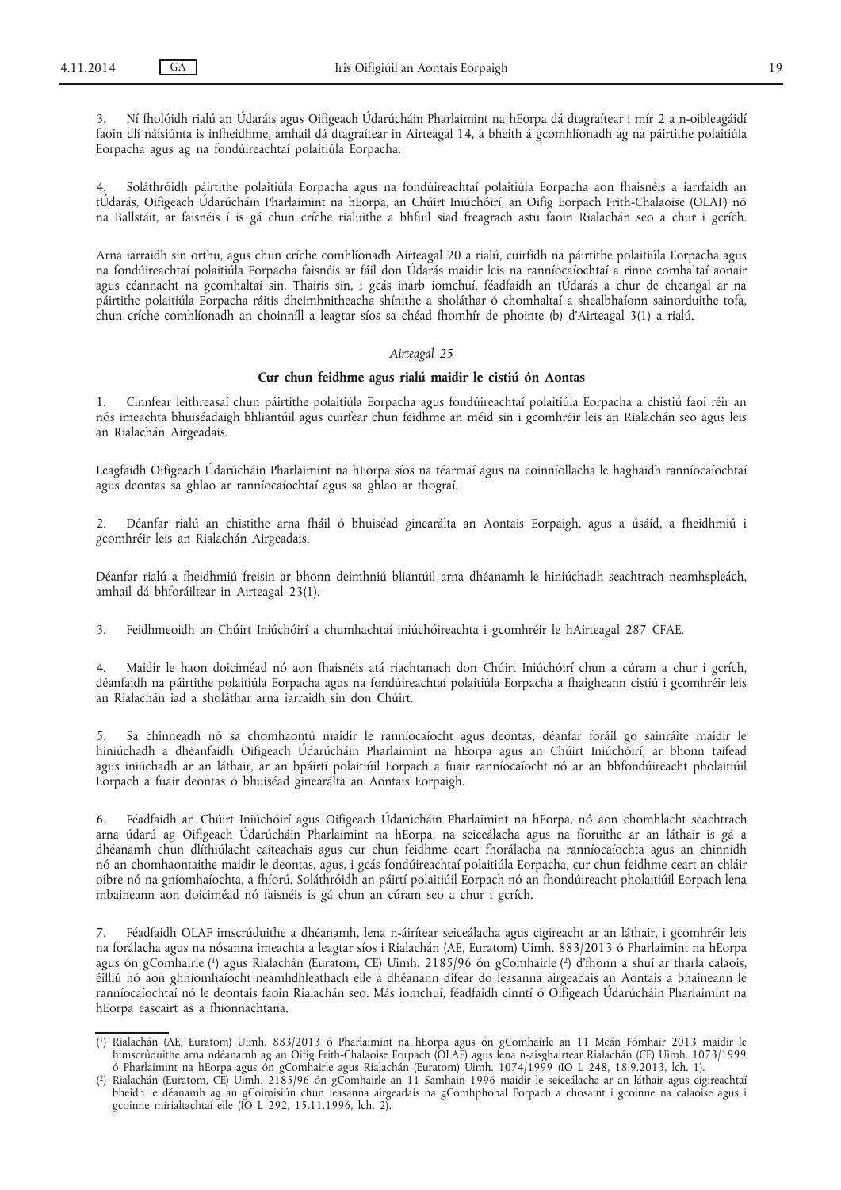3. Ní fholóidh rialú an Údaráis agus Oifigeach Údarúcháin Pharlaimint na hEorpa dá dtagraítear i mír 2 a n-oibleagáidí faoin dlí náisiúnta is infheidhme, amhail dá dtagraítear in Airteagal 14, a bheith á gcomhlíonadh ag na páirtithe polaitiúla Eorpacha agus ag na fondúireachtaí polaitiúla Eorpacha.

4. Soláthróidh páirtithe polaitiúla Eorpacha agus na fondúireachtaí polaitiúla Eorpacha aon fhaisnéis a iarrfaidh an tÚdarás, Oifigeach Údarúcháin Pharlaimint na hEorpa, an Chúirt Iniúchóirí, an Oifig Eorpach Frith-Chalaoise (OLAF) nó na Ballstáit, ar faisnéis í is gá chun críche rialuithe a bhfuil siad freagrach astu faoin Rialachán seo a chur i gcrích.

Arna iarraidh sin orthu, agus chun críche comhlíonadh Airteagal 20 a rialú, cuirfidh na páirtithe polaitiúla Eorpacha agus na fondúireachtaí polaitiúla Eorpacha faisnéis ar fáil don Údarás maidir leis na ranníocaíochtaí a rinne comhaltaí aonair agus céannacht na gcomhaltaí sin. Thairis sin, i gcás inarb iomchuí, féadfaidh an tÚdarás a chur de cheangal ar na páirtithe polaitiúla Eorpacha ráitis dheimhnitheacha shínithe a sholáthar ó chomhaltaí a shealbhaíonn sainorduithe tofa, chun críche comhlíonadh an choinníll a leagtar síos sa chéad fhomhír de phointe (b) d'Airteagal 3(1) a rialú.

*Airteagal 25*

**Cur chun feidhme agus rialú maidir le cistiú ón Aontas**

1. Cinnfear leithreasaí chun páirtithe polaitiúla Eorpacha agus fondúireachtaí polaitiúla Eorpacha a chistiú faoi réir an nós imeachta bhuiséadaigh bhliantúil agus cuirfear chun feidhme an méid sin i gcomhréir leis an Rialachán seo agus leis an Rialachán Airgeadais.

Leagfaidh Oifigeach Údarúcháin Pharlaimint na hEorpa síos na téarmaí agus na coinníollacha le haghaidh ranníocaíochtaí agus deontas sa ghlao ar ranníocaíochtaí agus sa ghlao ar thograí.

2. Déanfar rialú an chistithe arna fháil ó bhuiséad ginearálta an Aontais Eorpaigh, agus a úsáid, a fheidhmiú i gcomhréir leis an Rialachán Airgeadais.

Déanfar rialú a fheidhmiú freisin ar bhonn deimhniú bliantúil arna dhéanamh le hiniúchadh seachtrach neamhspleách, amhail dá bhforáiltear in Airteagal 23(1).

3. Feidhmeoidh an Chúirt Iniúchóirí a cumhachtaí iniúchóireachta i gcomhréir le hAirteagal 287 CFAE.

4. Maidir le haon doiciméad nó aon fhaisnéis atá riachtanach don Chúirt Iniúchóirí chun a cúram a chur i gcrích, déanfaidh na páirtithe polaitiúla Eorpacha agus na fondúireachtaí polaitiúla Eorpacha a fhaigheann cistiú i gcomhréir leis an Rialachán iad a sholáthar arna iarraidh sin don Chúirt.

5. Sa chinneadh nó sa chomhaontú maidir le ranníocaíocht agus deontas, déanfar foráil go sainráite maidir le hiniúchadh a dhéanfaidh Oifigeach Údarúcháin Pharlaimint na hEorpa agus an Chúirt Iniúchóirí, ar bhonn taifead agus iniúchadh ar an láthair, ar an bpáirtí polaitiúil Eorpach a fuair ranníocaíocht nó ar an bhfondúireacht pholaitiúil Eorpach a fuair deontas ó bhuiséad ginearálta an Aontais Eorpaigh.

6. Féadfaidh an Chúirt Iniúchóirí agus Oifigeach Údarúcháin Pharlaimint na hEorpa, nó aon chomhlacht seachtrach arna údarú ag Oifigeach Údarúcháin Pharlaimint na hEorpa, na seiceálacha agus na fíoruithe ar an láthair is gá a dhéanamh chun dlíthiúlacht caiteachais agus cur chun feidhme ceart fhorálacha na ranníocaíochta agus an chinnidh nó an chomhaontaithe maidir le deontas, agus, i gcás fondúireachtaí polaitiúla Eorpacha, cur chun feidhme ceart an chláir oibre nó na gníomhaíochta, a fhíorú. Soláthróidh an páirtí polaitiúil Eorpach nó an fhondúireacht pholaitiúil Eorpach lena mbaineann aon doiciméad nó faisnéis is gá chun an cúram seo a chur i gcrích.

7. Féadfaidh OLAF imscrúduithe a dhéanamh, lena n-áirítear seiceálacha agus cigireacht ar an láthair, i gcomhréir leis na forálacha agus na nósanna imeachta a leagtar síos i Rialachán (AE, Euratom) Uimh. 883/2013 ó Pharlaimint na hEorpa agus ón gComhairle [1] agus Rialachán (Euratom, CE) Uimh. 2185/96 ón gComhairle [2] d'fhonn a shuí ar tharla calaois, éilliú nó aon ghníomhaíocht neamhdhleathach eile a dhéanann difear do leasanna airgeadais an Aontais a bhaineann le ranníocaíochtaí nó le deontais faoin Rialachán seo. Más iomchuí, féadfaidh cinntí ó Oifigeach Údarúcháin Pharlaimint na hEorpa eascairt as a fhionnachtana.

---

[1] Rialachán (AE, Euratom) Uimh. 883/2013 ó Pharlaimint na hEorpa agus ón gComhairle an 11 Meán Fómhair 2013 maidir le himscrúduithe arna ndéanamh ag an Oifig Frith-Chalaoise Eorpach (OLAF) agus lena n-aisghairtear Rialachán (CE) Uimh. 1073/1999 ó Pharlaimint na hEorpa agus ón gComhairle agus Rialachán (Euratom) Uimh. 1074/1999 (IO L 248, 18.9.2013, lch. 1).

[2] Rialachán (Euratom, CE) Uimh. 2185/96 ón gComhairle an 11 Samhain 1996 maidir le seiceálacha ar an láthair agus cigireachtaí bheidh le déanamh ag an gCoimisiún chun leasanna airgeadais na gComhphobal Eorpach a chosaint i gcoinne na calaoise agus i gcoinne mírialtachtaí eile (IO L 292, 15.11.1996, lch. 2).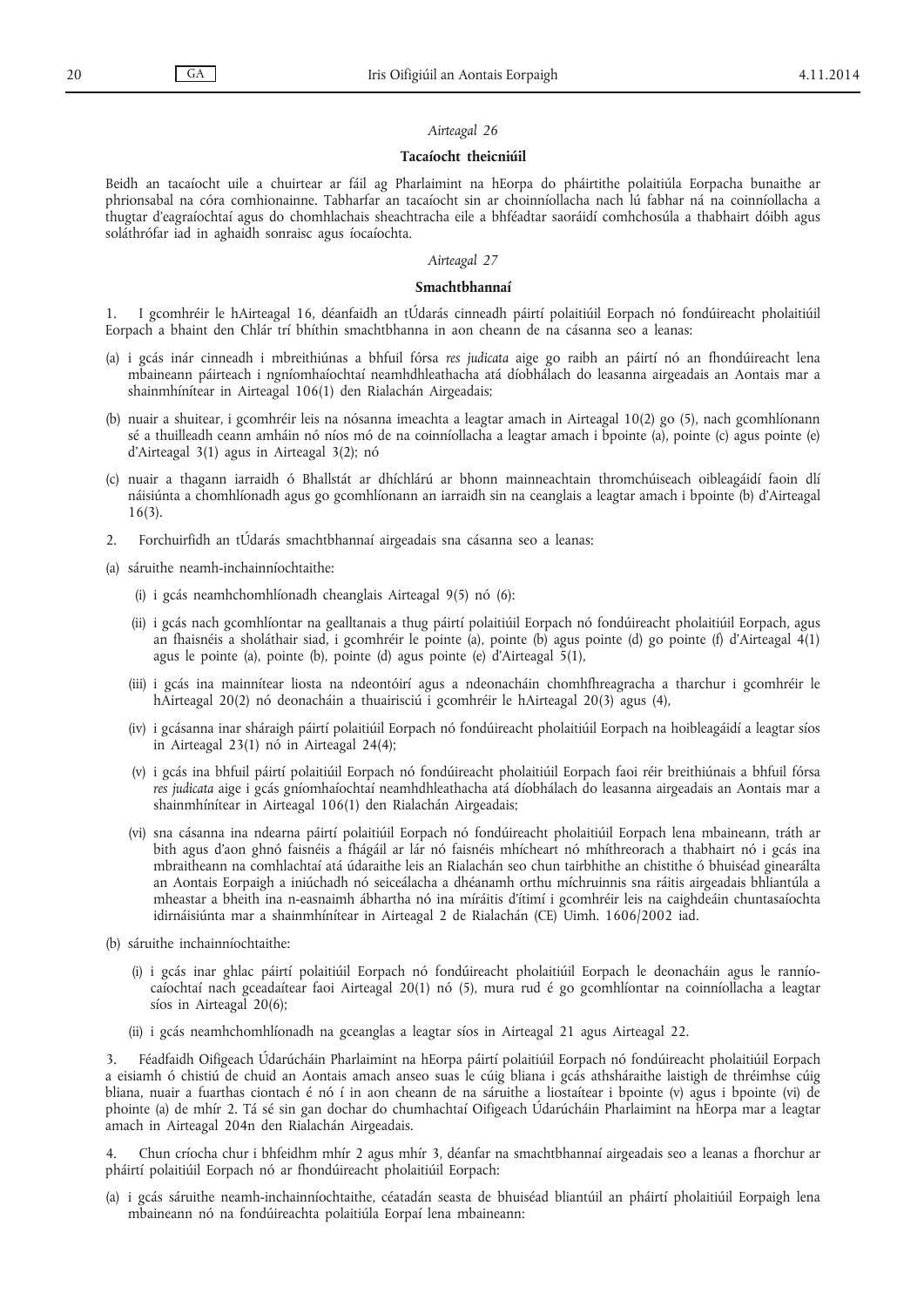*Airteagal 26*

**Tacaíocht theicniúil**

Beidh an tacaíocht uile a chuirtear ar fáil ag Pharlaimint na hEorpa do pháirtithe polaitiúla Eorpacha bunaithe ar phrionsabal na córa comhionainne. Tabharfar an tacaíocht sin ar choinníollacha nach lú fabhar ná na coinníollacha a thugtar d'eagraíochtaí agus do chomhlachais sheachtracha eile a bhféadtar saoráidí comhchosúla a thabhairt dóibh agus soláthrófar iad in aghaidh sonraisc agus íocaíochta.

*Airteagal 27*

**Smachtbhannaí**

1. I gcomhréir le hAirteagal 16, déanfaidh an tÚdarás cinneadh páirtí polaitiúil Eorpach nó fondúireacht pholaitiúil Eorpach a bhaint den Chlár trí bhíthin smachtbhanna in aon cheann de na cásanna seo a leanas:

(a) i gcás inár cinneadh i mbreithiúnas a bhfuil fórsa *res judicata* aige go raibh an páirtí nó an fhondúireacht lena mbaineann páirteach i ngníomhaíochtaí neamhdhleathacha atá díobhálach do leasanna airgeadais an Aontais mar a shainmhínítear in Airteagal 106(1) den Rialachán Airgeadais;

(b) nuair a shuitear, i gcomhréir leis na nósanna imeachta a leagtar amach in Airteagal 10(2) go (5), nach gcomhlíonann sé a thuilleadh ceann amháin nó níos mó de na coinníollacha a leagtar amach i bpointe (a), pointe (c) agus pointe (e) d'Airteagal 3(1) agus in Airteagal 3(2); nó

(c) nuair a thagann iarraidh ó Bhallstát ar dhíchlárú ar bhonn mainneachtain thromchúiseach oibleagáidí faoin dlí náisiúnta a chomhlíonadh agus go gcomhlíonann an iarraidh sin na ceanglais a leagtar amach i bpointe (b) d'Airteagal 16(3).

2. Forchuirfidh an tÚdarás smachtbhannaí airgeadais sna cásanna seo a leanas:

(a) sáruithe neamh-inchainníochtaithe:

(i) i gcás neamhchomhlíonadh cheanglais Airteagal 9(5) nó (6):

(ii) i gcás nach gcomhlíontar na gealltanais a thug páirtí polaitiúil Eorpach nó fondúireacht pholaitiúil Eorpach, agus an fhaisnéis a sholáthair siad, i gcomhréir le pointe (a), pointe (b) agus pointe (d) go pointe (f) d'Airteagal 4(1) agus le pointe (a), pointe (b), pointe (d) agus pointe (e) d'Airteagal 5(1),

(iii) i gcás ina mainnítear liosta na ndeontóirí agus a ndeonacháin chomhfhreagracha a tharchur i gcomhréir le hAirteagal 20(2) nó deonacháin a thuairisciú i gcomhréir le hAirteagal 20(3) agus (4),

(iv) i gcásanna inar sháraigh páirtí polaitiúil Eorpach nó fondúireacht pholaitiúil Eorpach na hoibleagáidí a leagtar síos in Airteagal 23(1) nó in Airteagal 24(4);

(v) i gcás ina bhfuil páirtí polaitiúil Eorpach nó fondúireacht pholaitiúil Eorpach faoi réir breithiúnais a bhfuil fórsa *res judicata* aige i gcás gníomhaíochtaí neamhdhleathacha atá díobhálach do leasanna airgeadais an Aontais mar a shainmhínítear in Airteagal 106(1) den Rialachán Airgeadais;

(vi) sna cásanna ina ndearna páirtí polaitiúil Eorpach nó fondúireacht pholaitiúil Eorpach lena mbaineann, tráth ar bith agus d'aon ghnó faisnéis a fhágáil ar lár nó faisnéis mhícheart nó mhíthreorach a thabhairt nó i gcás ina mbraitheann na comhlachtaí atá údaraithe leis an Rialachán seo chun tairbhithe an chistithe ó bhuiséad ginearálta an Aontais Eorpaigh a iniúchadh nó seiceálacha a dhéanamh orthu míchruinnis sna ráitis airgeadais bhliantúla a mheastar a bheith ina n-easnaimh ábhartha nó ina míráitis d'ítimí i gcomhréir leis na caighdeáin chuntasaíochta idirnáisiúnta mar a shainmhínítear in Airteagal 2 de Rialachán (CE) Uimh. 1606/2002 iad.

(b) sáruithe inchainníochtaithe:

(i) i gcás inar ghlac páirtí polaitiúil Eorpach nó fondúireacht pholaitiúil Eorpach le deonacháin agus le ranníocaíochtaí nach gceadaítear faoi Airteagal 20(1) nó (5), mura rud é go gcomhlíontar na coinníollacha a leagtar síos in Airteagal 20(6);

(ii) i gcás neamhchomhlíonadh na gceanglas a leagtar síos in Airteagal 21 agus Airteagal 22.

3. Féadfaidh Oifigeach Údarúcháin Pharlaimint na hEorpa páirtí polaitiúil Eorpach nó fondúireacht pholaitiúil Eorpach a eisiamh ó chistiú de chuid an Aontais amach anseo suas le cúig bliana i gcás athsháraithe laistigh de thréimhse cúig bliana, nuair a fuarthas ciontach é nó í in aon cheann de na sáruithe a liostaítear i bpointe (v) agus i bpointe (vi) de phointe (a) de mhír 2. Tá sé sin gan dochar do chumhachtaí Oifigeach Údarúcháin Pharlaimint na hEorpa mar a leagtar amach in Airteagal 204n den Rialachán Airgeadais.

4. Chun críocha chur i bhfeidhm mhír 2 agus mhír 3, déanfar na smachtbhannaí airgeadais seo a leanas a fhorchur ar pháirtí polaitiúil Eorpach nó ar fhondúireacht pholaitiúil Eorpach:

(a) i gcás sáruithe neamh-inchainníochtaithe, céatadán seasta de bhuiséad bliantúil an pháirtí pholaitiúil Eorpaigh lena mbaineann nó na fondúireachta polaitiúla Eorpaí lena mbaineann: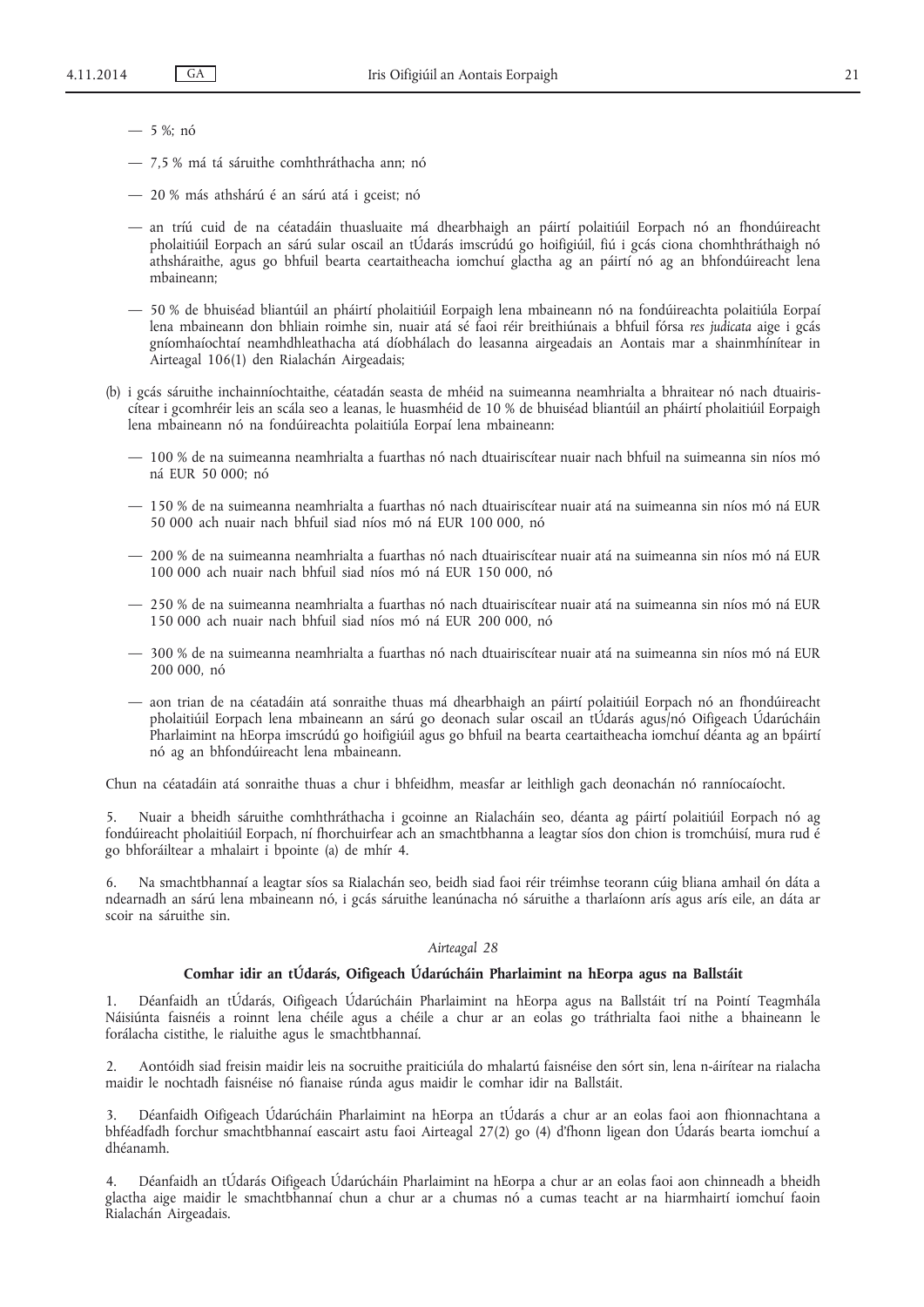— 5 %; nó

— 7,5 % má tá sáruithe comhthráthacha ann; nó

— 20 % más athshárú é an sárú atá i gceist; nó

— an tríú cuid de na céatadáin thuasluaite má dhearbhaigh an páirtí polaitiúil Eorpach nó an fhondúireacht pholaitiúil Eorpach an sárú sular oscail an tÚdarás imscrúdú go hoifigiúil, fiú i gcás ciona chomhthráthaigh nó athsháraithe, agus go bhfuil bearta ceartaitheacha iomchuí glactha ag an páirtí nó ag an bhfondúireacht lena mbaineann;

— 50 % de bhuiséad bliantúil an pháirtí pholaitiúil Eorpaigh lena mbaineann nó na fondúireachta polaitiúla Eorpaí lena mbaineann don bhliain roimhe sin, nuair atá sé faoi réir breithiúnais a bhfuil fórsa *res judicata* aige i gcás gníomhaíochtaí neamhdhleathacha atá díobhálach do leasanna airgeadais an Aontais mar a shainmhínítear in Airteagal 106(1) den Rialachán Airgeadais;

(b) i gcás sáruithe inchainníochtaithe, céatadán seasta de mhéid na suimeanna neamhrialta a bhraitear nó nach dtuairiscítear i gcomhréir leis an scála seo a leanas, le huasmhéid de 10 % de bhuiséad bliantúil an pháirtí pholaitiúil Eorpaigh lena mbaineann nó na fondúireachta polaitiúla Eorpaí lena mbaineann:

— 100 % de na suimeanna neamhrialta a fuarthas nó nach dtuairiscítear nuair nach bhfuil na suimeanna sin níos mó ná EUR 50 000; nó

— 150 % de na suimeanna neamhrialta a fuarthas nó nach dtuairiscítear nuair atá na suimeanna sin níos mó ná EUR 50 000 ach nuair nach bhfuil siad níos mó ná EUR 100 000, nó

— 200 % de na suimeanna neamhrialta a fuarthas nó nach dtuairiscítear nuair atá na suimeanna sin níos mó ná EUR 100 000 ach nuair nach bhfuil siad níos mó ná EUR 150 000, nó

— 250 % de na suimeanna neamhrialta a fuarthas nó nach dtuairiscítear nuair atá na suimeanna sin níos mó ná EUR 150 000 ach nuair nach bhfuil siad níos mó ná EUR 200 000, nó

— 300 % de na suimeanna neamhrialta a fuarthas nó nach dtuairiscítear nuair atá na suimeanna sin níos mó ná EUR 200 000, nó

— aon trian de na céatadáin atá sonraithe thuas má dhearbhaigh an páirtí polaitiúil Eorpach nó an fhondúireacht pholaitiúil Eorpach lena mbaineann an sárú go deonach sular oscail an tÚdarás agus/nó Oifigeach Údarúcháin Pharlaimint na hEorpa imscrúdú go hoifigiúil agus go bhfuil na bearta ceartaitheacha iomchuí déanta ag an bpáirtí nó ag an bhfondúireacht lena mbaineann.

Chun na céatadáin atá sonraithe thuas a chur i bhfeidhm, measfar ar leithligh gach deonachán nó ranníocaíocht.

5. Nuair a bheidh sáruithe comhthráthacha i gcoinne an Rialacháin seo, déanta ag páirtí polaitiúil Eorpach nó ag fondúireacht pholaitiúil Eorpach, ní fhorchuirfear ach an smachtbhanna a leagtar síos don chion is tromchúisí, mura rud é go bhforáiltear a mhalairt i bpointe (a) de mhír 4.

6. Na smachtbhannaí a leagtar síos sa Rialachán seo, beidh siad faoi réir tréimhse teorann cúig bliana amhail ón dáta a ndearnadh an sárú lena mbaineann nó, i gcás sáruithe leanúnacha nó sáruithe a tharlaíonn arís agus arís eile, an dáta ar scoir na sáruithe sin.

*Airteagal 28*

**Comhar idir an tÚdarás, Oifigeach Údarúcháin Pharlaimint na hEorpa agus na Ballstáit**

1. Déanfaidh an tÚdarás, Oifigeach Údarúcháin Pharlaimint na hEorpa agus na Ballstáit trí na Pointí Teagmhála Náisiúnta faisnéis a roinnt lena chéile agus a chéile a chur ar an eolas go tráthrialta faoi nithe a bhaineann le forálacha cistithe, le rialuithe agus le smachtbhannaí.

2. Aontóidh siad freisin maidir leis na socruithe praiticiúla do mhalartú faisnéise den sórt sin, lena n-áirítear na rialacha maidir le nochtadh faisnéise nó fianaise rúnda agus maidir le comhar idir na Ballstáit.

3. Déanfaidh Oifigeach Údarúcháin Pharlaimint na hEorpa an tÚdarás a chur ar an eolas faoi aon fhionnachtana a bhféadfadh forchur smachtbhannaí eascairt astu faoi Airteagal 27(2) go (4) d'fhonn ligean don Údarás bearta iomchuí a dhéanamh.

4. Déanfaidh an tÚdarás Oifigeach Údarúcháin Pharlaimint na hEorpa a chur ar an eolas faoi aon chinneadh a bheidh glactha aige maidir le smachtbhannaí chun a chur ar a chumas nó a cumas teacht ar na hiarmhairtí iomchuí faoin Rialachán Airgeadais.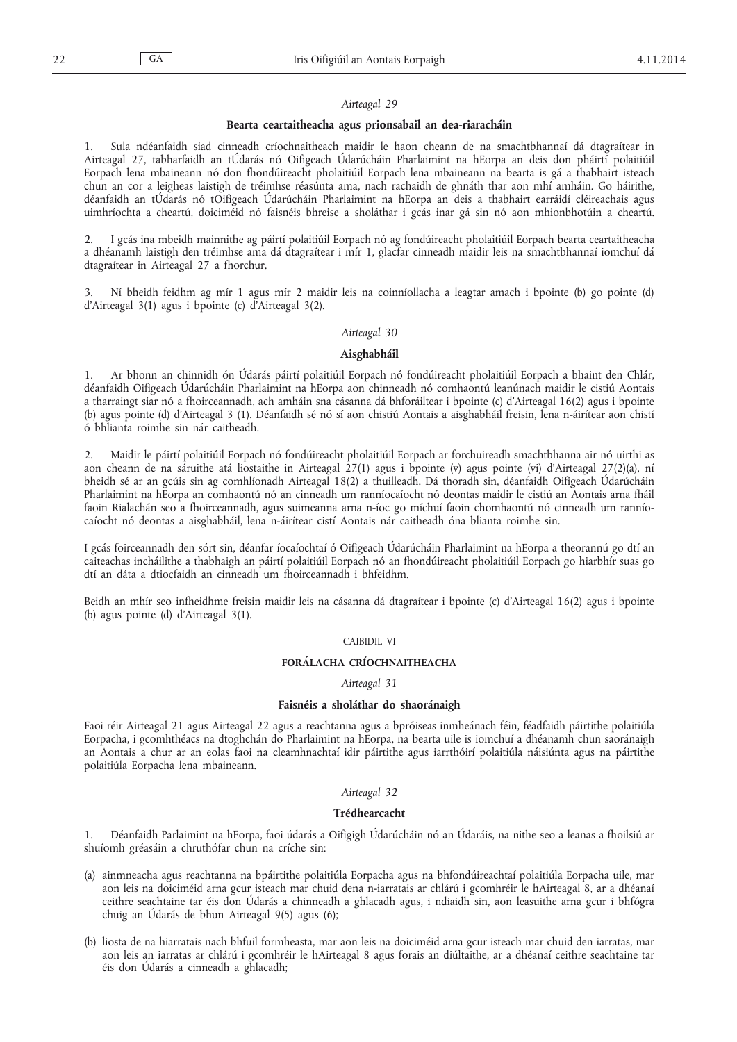*Airteagal 29*

**Bearta ceartaitheacha agus prionsabail an dea-riaracháin**

1. Sula ndéanfaidh siad cinneadh críochnaitheach maidir le haon cheann de na smachtbhannaí dá dtagraítear in Airteagal 27, tabharfaidh an tÚdarás nó Oifigeach Údarúcháin Pharlaimint na hEorpa an deis don pháirtí polaitiúil Eorpach lena mbaineann nó don fhondúireacht pholaitiúil Eorpach lena mbaineann na bearta is gá a thabhairt isteach chun an cor a leigheas laistigh de tréimhse réasúnta ama, nach rachaidh de ghnáth thar aon mhí amháin. Go háirithe, déanfaidh an tÚdarás nó tOifigeach Údarúcháin Pharlaimint na hEorpa an deis a thabhairt earráidí cléireachais agus uimhríochta a cheartú, doiciméid nó faisnéis bhreise a sholáthar i gcás inar gá sin nó aon mhionbhotúin a cheartú.

2. I gcás ina mbeidh mainnithe ag páirtí polaitiúil Eorpach nó ag fondúireacht pholaitiúil Eorpach bearta ceartaitheacha a dhéanamh laistigh den tréimhse ama dá dtagraítear i mír 1, glacfar cinneadh maidir leis na smachtbhannaí iomchuí dá dtagraítear in Airteagal 27 a fhorchur.

3. Ní bheidh feidhm ag mír 1 agus mír 2 maidir leis na coinníollacha a leagtar amach i bpointe (b) go pointe (d) d'Airteagal 3(1) agus i bpointe (c) d'Airteagal 3(2).

*Airteagal 30*

**Aisghabháil**

1. Ar bhonn an chinnidh ón Údarás páirtí polaitiúil Eorpach nó fondúireacht pholaitiúil Eorpach a bhaint den Chlár, déanfaidh Oifigeach Údarúcháin Pharlaimint na hEorpa aon chinneadh nó comhaontú leanúnach maidir le cistiú Aontais a tharraingt siar nó a fhoirceannadh, ach amháin sna cásanna dá bhforáiltear i bpointe (c) d'Airteagal 16(2) agus i bpointe (b) agus pointe (d) d'Airteagal 3 (1). Déanfaidh sé nó sí aon chistiú Aontais a aisghabháil freisin, lena n-áirítear aon chistí ó bhlianta roimhe sin nár caitheadh.

2. Maidir le páirtí polaitiúil Eorpach nó fondúireacht pholaitiúil Eorpach ar forchuireadh smachtbhanna air nó uirthi as aon cheann de na sáruithe atá liostaithe in Airteagal 27(1) agus i bpointe (v) agus pointe (vi) d'Airteagal 27(2)(a), ní bheidh sé ar an gcúis sin ag comhlíonadh Airteagal 18(2) a thuilleadh. Dá thoradh sin, déanfaidh Oifigeach Údarúcháin Pharlaimint na hEorpa an comhaontú nó an cinneadh um ranníocaíocht nó deontas maidir le cistiú an Aontais arna fháil faoin Rialachán seo a fhoirceannadh, agus suimeanna arna n-íoc go míchuí faoin chomhaontú nó cinneadh um ranníocaíocht nó deontas a aisghabháil, lena n-áirítear cistí Aontais nár caitheadh óna blianta roimhe sin.

I gcás foirceannadh den sórt sin, déanfar íocaíochtaí ó Oifigeach Údarúcháin Pharlaimint na hEorpa a theorannú go dtí an caiteachas incháilithe a thabhaigh an páirtí polaitiúil Eorpach nó an fhondúireacht pholaitiúil Eorpach go hiarbhír suas go dtí an dáta a dtiocfaidh an cinneadh um fhoirceannadh i bhfeidhm.

Beidh an mhír seo infheidhme freisin maidir leis na cásanna dá dtagraítear i bpointe (c) d'Airteagal 16(2) agus i bpointe (b) agus pointe (d) d'Airteagal 3(1).

CAIBIDIL VI

**FORÁLACHA CRÍOCHNAITHEACHA**

*Airteagal 31*

**Faisnéis a sholáthar do shaoránaigh**

Faoi réir Airteagal 21 agus Airteagal 22 agus a reachtanna agus a bpróiseas inmheánach féin, féadfaidh páirtithe polaitiúla Eorpacha, i gcomhthéacs na dtoghchán do Pharlaimint na hEorpa, na bearta uile is iomchuí a dhéanamh chun saoránaigh an Aontais a chur ar an eolas faoi na cleamhnachtaí idir páirtithe agus iarrthóirí polaitiúla náisiúnta agus na páirtithe polaitiúla Eorpacha lena mbaineann.

*Airteagal 32*

**Trédhearcacht**

1. Déanfaidh Parlaimint na hEorpa, faoi údarás a Oifigigh Údarúcháin nó an Údaráis, na nithe seo a leanas a fhoilsiú ar shuíomh gréasáin a chruthófar chun na críche sin:

(a) ainmneacha agus reachtanna na bpáirtithe polaitiúla Eorpacha agus na bhfondúireachtaí polaitiúla Eorpacha uile, mar aon leis na doiciméid arna gcur isteach mar chuid dena n-iarratais ar chlárú i gcomhréir le hAirteagal 8, ar a dhéanaí ceithre seachtaine tar éis don Údarás a chinneadh a ghlacadh agus, i ndiaidh sin, aon leasuithe arna gcur i bhfógra chuig an Údarás de bhun Airteagal 9(5) agus (6);

(b) liosta de na hiarratais nach bhfuil formheasta, mar aon leis na doiciméid arna gcur isteach mar chuid den iarratas, mar aon leis an iarratas ar chlárú i gcomhréir le hAirteagal 8 agus forais an diúltaithe, ar a dhéanaí ceithre seachtaine tar éis don Údarás a cinneadh a ghlacadh;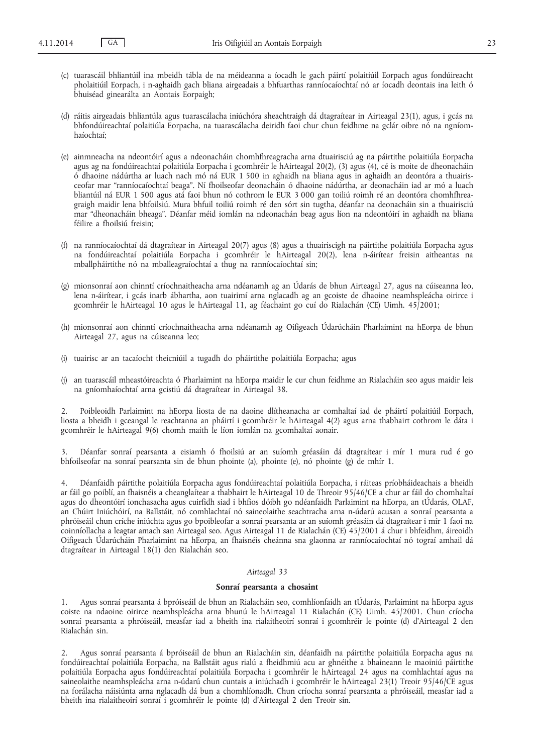(c) tuarascáil bhliantúil ina mbeidh tábla de na méideanna a íocadh le gach páirtí polaitiúil Eorpach agus fondúireacht pholaitiúil Eorpach, i n-aghaidh gach bliana airgeadais a bhfuarthas ranníocaíochtaí nó ar íocadh deontais ina leith ó bhuiséad ginearálta an Aontais Eorpaigh;

(d) ráitis airgeadais bhliantúla agus tuarascálacha iniúchóra sheachtraigh dá dtagraítear in Airteagal 23(1), agus, i gcás na bhfondúireachtaí polaitiúla Eorpacha, na tuarascálacha deiridh faoi chur chun feidhme na gclár oibre nó na ngníomhaíochtaí;

(e) ainmneacha na ndeontóirí agus a ndeonacháin chomhfhreagracha arna dtuairisciú ag na páirtithe polaitiúla Eorpacha agus ag na fondúireachtaí polaitiúla Eorpacha i gcomhréir le hAirteagal 20(2), (3) agus (4), cé is moite de dheonacháin ó dhaoine nádúrtha ar luach nach mó ná EUR 1 500 in aghaidh na bliana agus in aghaidh an deontóra a thuairisceofar mar "ranníocaíochtaí beaga". Ní fhoilseofar deonacháin ó dhaoine nádúrtha, ar deonacháin iad ar mó a luach bliantúil ná EUR 1 500 agus atá faoi bhun nó cothrom le EUR 3 000 gan toiliú roimh ré an deontóra chomhfhreagraigh maidir lena bhfoilsiú. Mura bhfuil toiliú roimh ré den sórt sin tugtha, déanfar na deonacháin sin a thuairisciú mar "dheonacháin bheaga". Déanfar méid iomlán na ndeonachán beag agus líon na ndeontóirí in aghaidh na bliana féilire a fhoilsiú freisin;

(f) na ranníocaíochtaí dá dtagraítear in Airteagal 20(7) agus (8) agus a thuairiscigh na páirtithe polaitiúla Eorpacha agus na fondúireachtaí polaitiúla Eorpacha i gcomhréir le hAirteagal 20(2), lena n-áirítear freisin aitheantas na mballpháirtithe nó na mballeagraíochtaí a thug na ranníocaíochtaí sin;

(g) mionsonraí aon chinntí críochnaitheacha arna ndéanamh ag an Údarás de bhun Airteagal 27, agus na cúiseanna leo, lena n-áirítear, i gcás inarb ábhartha, aon tuairimí arna nglacadh ag an gcoiste de dhaoine neamhspleácha oirirce i gcomhréir le hAirteagal 10 agus le hAirteagal 11, ag féachaint go cuí do Rialachán (CE) Uimh. 45/2001;

(h) mionsonraí aon chinntí críochnaitheacha arna ndéanamh ag Oifigeach Údarúcháin Pharlaimint na hEorpa de bhun Airteagal 27, agus na cúiseanna leo;

(i) tuairisc ar an tacaíocht theicniúil a tugadh do pháirtithe polaitiúla Eorpacha; agus

(j) an tuarascáil mheastóireachta ó Pharlaimint na hEorpa maidir le cur chun feidhme an Rialacháin seo agus maidir leis na gníomhaíochtaí arna gcistiú dá dtagraítear in Airteagal 38.

2. Poibleoidh Parlaimint na hEorpa liosta de na daoine dlítheanacha ar comhaltaí iad de pháirtí polaitiúil Eorpach, liosta a bheidh i gceangal le reachtanna an pháirtí i gcomhréir le hAirteagal 4(2) agus arna thabhairt cothrom le dáta i gcomhréir le hAirteagal 9(6) chomh maith le líon iomlán na gcomhaltaí aonair.

3. Déanfar sonraí pearsanta a eisiamh ó fhoilsiú ar an suíomh gréasáin dá dtagraítear i mír 1 mura rud é go bhfoilseofar na sonraí pearsanta sin de bhun phointe (a), phointe (e), nó phointe (g) de mhír 1.

4. Déanfaidh páirtithe polaitiúla Eorpacha agus fondúireachtaí polaitiúla Eorpacha, i ráiteas príobháideachais a bheidh ar fáil go poiblí, an fhaisnéis a cheanglaítear a thabhairt le hAirteagal 10 de Threoir 95/46/CE a chur ar fáil do chomhaltaí agus do dheontóirí ionchasacha agus cuirfidh siad i bhfios dóibh go ndéanfaidh Parlaimint na hEorpa, an tÚdarás, OLAF, an Chúirt Iniúchóirí, na Ballstáit, nó comhlachtaí nó saineolaithe seachtracha arna n-údarú acusan a sonraí pearsanta a phróiseáil chun críche iniúchta agus go bpoibleofar a sonraí pearsanta ar an suíomh gréasáin dá dtagraítear i mír 1 faoi na coinníollacha a leagtar amach san Airteagal seo. Agus Airteagal 11 de Rialachán (CE) 45/2001 á chur i bhfeidhm, áireoidh Oifigeach Údarúcháin Pharlaimint na hEorpa, an fhaisnéis cheánna sna glaonna ar ranníocaíochtaí nó tograí amhail dá dtagraítear in Airteagal 18(1) den Rialachán seo.

*Airteagal 33*

**Sonraí pearsanta a chosaint**

1. Agus sonraí pearsanta á bpróiseáil de bhun an Rialacháin seo, comhlíonfaidh an tÚdarás, Parlaimint na hEorpa agus coiste na ndaoine oirirce neamhspleácha arna bhunú le hAirteagal 11 Rialachán (CE) Uimh. 45/2001. Chun críocha sonraí pearsanta a phróiseáil, measfar iad a bheith ina rialaitheoirí sonraí i gcomhréir le pointe (d) d'Airteagal 2 den Rialachán sin.

2. Agus sonraí pearsanta á bpróiseáil de bhun an Rialacháin sin, déanfaidh na páirtithe polaitiúla Eorpacha agus na fondúireachtaí polaitiúla Eorpacha, na Ballstáit agus rialú a fheidhmiú acu ar ghnéithe a bhaineann le maoiniú páirtithe polaitiúla Eorpacha agus fondúireachtaí polaitiúla Eorpacha i gcomhréir le hAirteagal 24 agus na comhlachtaí agus na saineolaithe neamhspleácha arna n-údarú chun cuntais a iniúchadh i gcomhréir le hAirteagal 23(1) Treoir 95/46/CE agus na forálacha náisiúnta arna nglacadh dá bun a chomhlíonadh. Chun críocha sonraí pearsanta a phróiseáil, measfar iad a bheith ina rialaitheoirí sonraí i gcomhréir le pointe (d) d'Airteagal 2 den Treoir sin.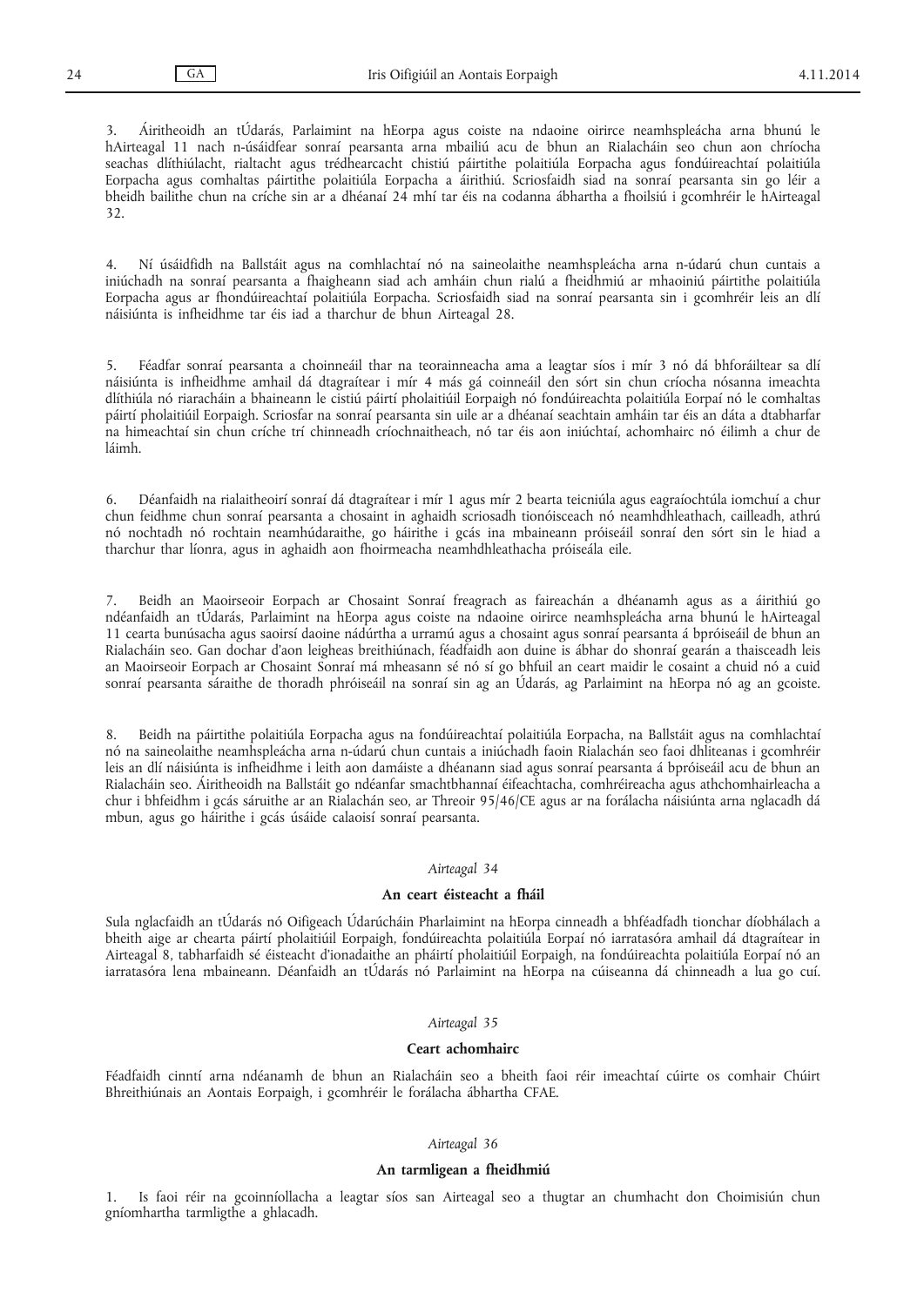3. Áiritheoidh an tÚdarás, Parlaimint na hEorpa agus coiste na ndaoine oirirce neamhspleácha arna bhunú le hAirteagal 11 nach n-úsáidfear sonraí pearsanta arna mbailiú acu de bhun an Rialacháin seo chun aon chríocha seachas dlíthiúlacht, rialtacht agus trédhearcacht chistiú páirtithe polaitiúla Eorpacha agus fondúireachtaí polaitiúla Eorpacha agus comhaltas páirtithe polaitiúla Eorpacha a áirithiú. Scriosfaidh siad na sonraí pearsanta sin go léir a bheidh bailithe chun na críche sin ar a dhéanaí 24 mhí tar éis na codanna ábhartha a fhoilsiú i gcomhréir le hAirteagal 32.

4. Ní úsáidfidh na Ballstáit agus na comhlachtaí nó na saineolaithe neamhspleácha arna n-údarú chun cuntais a iniúchadh na sonraí pearsanta a fhaigheann siad ach amháin chun rialú a fheidhmiú ar mhaoiniú páirtithe polaitiúla Eorpacha agus ar fhondúireachtaí polaitiúla Eorpacha. Scriosfaidh siad na sonraí pearsanta sin i gcomhréir leis an dlí náisiúnta is infheidhme tar éis iad a tharchur de bhun Airteagal 28.

5. Féadfar sonraí pearsanta a choinneáil thar na teorainneacha ama a leagtar síos i mír 3 nó dá bhforáiltear sa dlí náisiúnta is infheidhme amhail dá dtagraítear i mír 4 más gá coinneáil den sórt sin chun críocha nósanna imeachta dlíthiúla nó riaracháin a bhaineann le cistiú páirtí pholaitiúil Eorpaigh nó fondúireachta polaitiúla Eorpaí nó le comhaltas páirtí pholaitiúil Eorpaigh. Scriosfar na sonraí pearsanta sin uile ar a dhéanaí seachtain amháin tar éis an dáta a dtabharfar na himeachtaí sin chun críche trí chinneadh críochnaitheach, nó tar éis aon iniúchtaí, achomhairc nó éilimh a chur de láimh.

6. Déanfaidh na rialaitheoirí sonraí dá dtagraítear i mír 1 agus mír 2 bearta teicniúla agus eagraíochtúla iomchuí a chur chun feidhme chun sonraí pearsanta a chosaint in aghaidh scriosadh tionóisceach nó neamhdhleathach, cailleadh, athrú nó nochtadh nó rochtain neamhúdaraithe, go háirithe i gcás ina mbaineann próiseáil sonraí den sórt sin le hiad a tharchur thar líonra, agus in aghaidh aon fhoirmeacha neamhdhleathacha próiseála eile.

7. Beidh an Maoirseoir Eorpach ar Chosaint Sonraí freagrach as faireachán a dhéanamh agus as a áirithiú go ndéanfaidh an tÚdarás, Parlaimint na hEorpa agus coiste na ndaoine oirirce neamhspleácha arna bhunú le hAirteagal 11 cearta bunúsacha agus saoirsí daoine nádúrtha a urramú agus a chosaint agus sonraí pearsanta á bpróiseáil de bhun an Rialacháin seo. Gan dochar d'aon leigheas breithiúnach, féadfaidh aon duine is ábhar do shonraí gearán a thaisceadh leis an Maoirseoir Eorpach ar Chosaint Sonraí má mheasann sé nó sí go bhfuil an ceart maidir le cosaint a chuid nó a cuid sonraí pearsanta sáraithe de thoradh phróiseáil na sonraí sin ag an Údarás, ag Parlaimint na hEorpa nó ag an gcoiste.

8. Beidh na páirtithe polaitiúla Eorpacha agus na fondúireachtaí polaitiúla Eorpacha, na Ballstáit agus na comhlachtaí nó na saineolaithe neamhspleácha arna n-údarú chun cuntais a iniúchadh faoin Rialachán seo faoi dhliteanas i gcomhréir leis an dlí náisiúnta is infheidhme i leith aon damáiste a dhéanann siad agus sonraí pearsanta á bpróiseáil acu de bhun an Rialacháin seo. Áiritheoidh na Ballstáit go ndéanfar smachtbhannaí éifeachtacha, comhréireacha agus athchomhairleacha a chur i bhfeidhm i gcás sáruithe ar an Rialachán seo, ar Threoir 95/46/CE agus ar na forálacha náisiúnta arna nglacadh dá mbun, agus go háirithe i gcás úsáide calaoisí sonraí pearsanta.

*Airteagal 34*

**An ceart éisteacht a fháil**

Sula nglacfaidh an tÚdarás nó Oifigeach Údarúcháin Pharlaimint na hEorpa cinneadh a bhféadfadh tionchar díobhálach a bheith aige ar chearta páirtí pholaitiúil Eorpaigh, fondúireachta polaitiúla Eorpaí nó iarratasóra amhail dá dtagraítear in Airteagal 8, tabharfaidh sé éisteacht d'ionadaithe an pháirtí pholaitiúil Eorpaigh, na fondúireachta polaitiúla Eorpaí nó an iarratasóra lena mbaineann. Déanfaidh an tÚdarás nó Parlaimint na hEorpa na cúiseanna dá chinneadh a lua go cuí.

*Airteagal 35*

**Ceart achomhairc**

Féadfaidh cinntí arna ndéanamh de bhun an Rialacháin seo a bheith faoi réir imeachtaí cúirte os comhair Chúirt Bhreithiúnais an Aontais Eorpaigh, i gcomhréir le forálacha ábhartha CFAE.

*Airteagal 36*

**An tarmligean a fheidhmiú**

1. Is faoi réir na gcoinníollacha a leagtar síos san Airteagal seo a thugtar an chumhacht don Choimisiún chun gníomhartha tarmligthe a ghlacadh.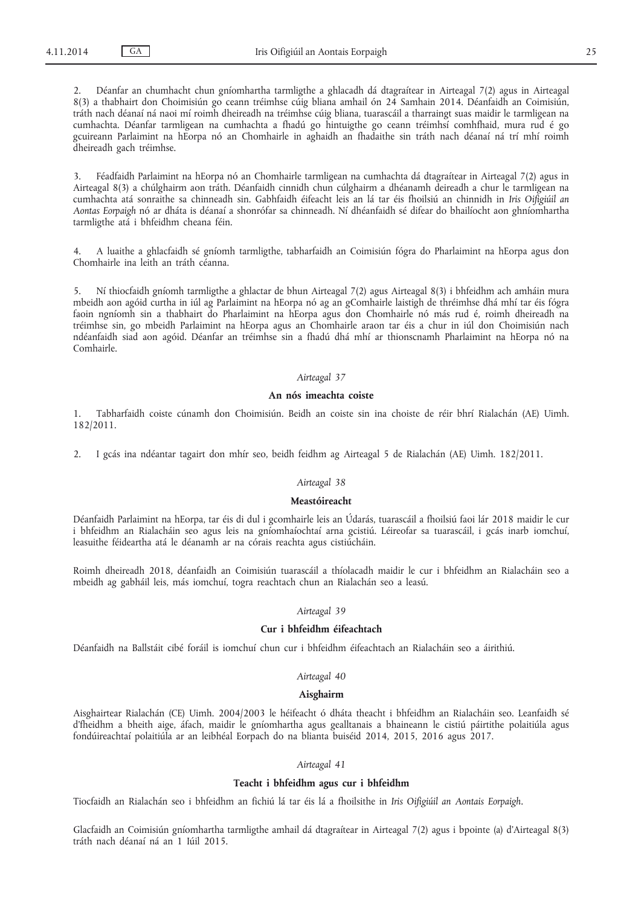2. Déanfar an chumhacht chun gníomhartha tarmligthe a ghlacadh dá dtagraítear in Airteagal 7(2) agus in Airteagal 8(3) a thabhairt don Choimisiún go ceann tréimhse cúig bliana amhail ón 24 Samhain 2014. Déanfaidh an Coimisiún, tráth nach déanaí ná naoi mí roimh dheireadh na tréimhse cúig bliana, tuarascáil a tharraingt suas maidir le tarmligean na cumhachta. Déanfar tarmligean na cumhachta a fhadú go hintuigthe go ceann tréimhsí comhfhaid, mura rud é go gcuireann Parlaimint na hEorpa nó an Chomhairle in aghaidh an fhadaithe sin tráth nach déanaí ná trí mhí roimh dheireadh gach tréimhse.

3. Féadfaidh Parlaimint na hEorpa nó an Chomhairle tarmligean na cumhachta dá dtagraítear in Airteagal 7(2) agus in Airteagal 8(3) a chúlghairm aon tráth. Déanfaidh cinnidh chun cúlghairm a dhéanamh deireadh a chur le tarmligean na cumhachta atá sonraithe sa chinneadh sin. Gabhfaidh éifeacht leis an lá tar éis fhoilsiú an chinnidh in *Iris Oifigiúil an Aontas Eorpaigh* nó ar dháta is déanaí a shonrófar sa chinneadh. Ní dhéanfaidh sé difear do bhailíocht aon ghníomhartha tarmligthe atá i bhfeidhm cheana féin.

4. A luaithe a ghlacfaidh sé gníomh tarmligthe, tabharfaidh an Coimisiún fógra do Pharlaimint na hEorpa agus don Chomhairle ina leith an tráth céanna.

5. Ní thiocfaidh gníomh tarmligthe a ghlactar de bhun Airteagal 7(2) agus Airteagal 8(3) i bhfeidhm ach amháin mura mbeidh aon agóid curtha in iúl ag Parlaimint na hEorpa nó ag an gComhairle laistigh de thréimhse dhá mhí tar éis fógra faoin ngníomh sin a thabhairt do Pharlaimint na hEorpa agus don Chomhairle nó más rud é, roimh dheireadh na tréimhse sin, go mbeidh Parlaimint na hEorpa agus an Chomhairle araon tar éis a chur in iúl don Choimisiún nach ndéanfaidh siad aon agóid. Déanfar an tréimhse sin a fhadú dhá mhí ar thionscnamh Pharlaimint na hEorpa nó na Comhairle.

*Airteagal 37*

**An nós imeachta coiste**

1. Tabharfaidh coiste cúnamh don Choimisiún. Beidh an coiste sin ina choiste de réir bhrí Rialachán (AE) Uimh. 182/2011.

2. I gcás ina ndéantar tagairt don mhír seo, beidh feidhm ag Airteagal 5 de Rialachán (AE) Uimh. 182/2011.

*Airteagal 38*

**Meastóireacht**

Déanfaidh Parlaimint na hEorpa, tar éis di dul i gcomhairle leis an Údarás, tuarascáil a fhoilsiú faoi lár 2018 maidir le cur i bhfeidhm an Rialacháin seo agus leis na gníomhaíochtaí arna gcistiú. Léireofar sa tuarascáil, i gcás inarb iomchuí, leasuithe féideartha atá le déanamh ar na córais reachta agus cistiúcháin.

Roimh dheireadh 2018, déanfaidh an Coimisiún tuarascáil a thíolacadh maidir le cur i bhfeidhm an Rialacháin seo a mbeidh ag gabháil leis, más iomchuí, togra reachtach chun an Rialachán seo a leasú.

*Airteagal 39*

**Cur i bhfeidhm éifeachtach**

Déanfaidh na Ballstáit cibé foráil is iomchuí chun cur i bhfeidhm éifeachtach an Rialacháin seo a áirithiú.

*Airteagal 40*

**Aisghairm**

Aisghairtear Rialachán (CE) Uimh. 2004/2003 le héifeacht ó dháta theacht i bhfeidhm an Rialacháin seo. Leanfaidh sé d'fheidhm a bheith aige, áfach, maidir le gníomhartha agus gealltanais a bhaineann le cistiú páirtithe polaitiúla agus fondúireachtaí polaitiúla ar an leibhéal Eorpach do na blianta buiséid 2014, 2015, 2016 agus 2017.

*Airteagal 41*

**Teacht i bhfeidhm agus cur i bhfeidhm**

Tiocfaidh an Rialachán seo i bhfeidhm an fichiú lá tar éis lá a fhoilsithe in *Iris Oifigiúil an Aontais Eorpaigh*.

Glacfaidh an Coimisiún gníomhartha tarmligthe amhail dá dtagraítear in Airteagal 7(2) agus i bpointe (a) d'Airteagal 8(3) tráth nach déanaí ná an 1 Iúil 2015.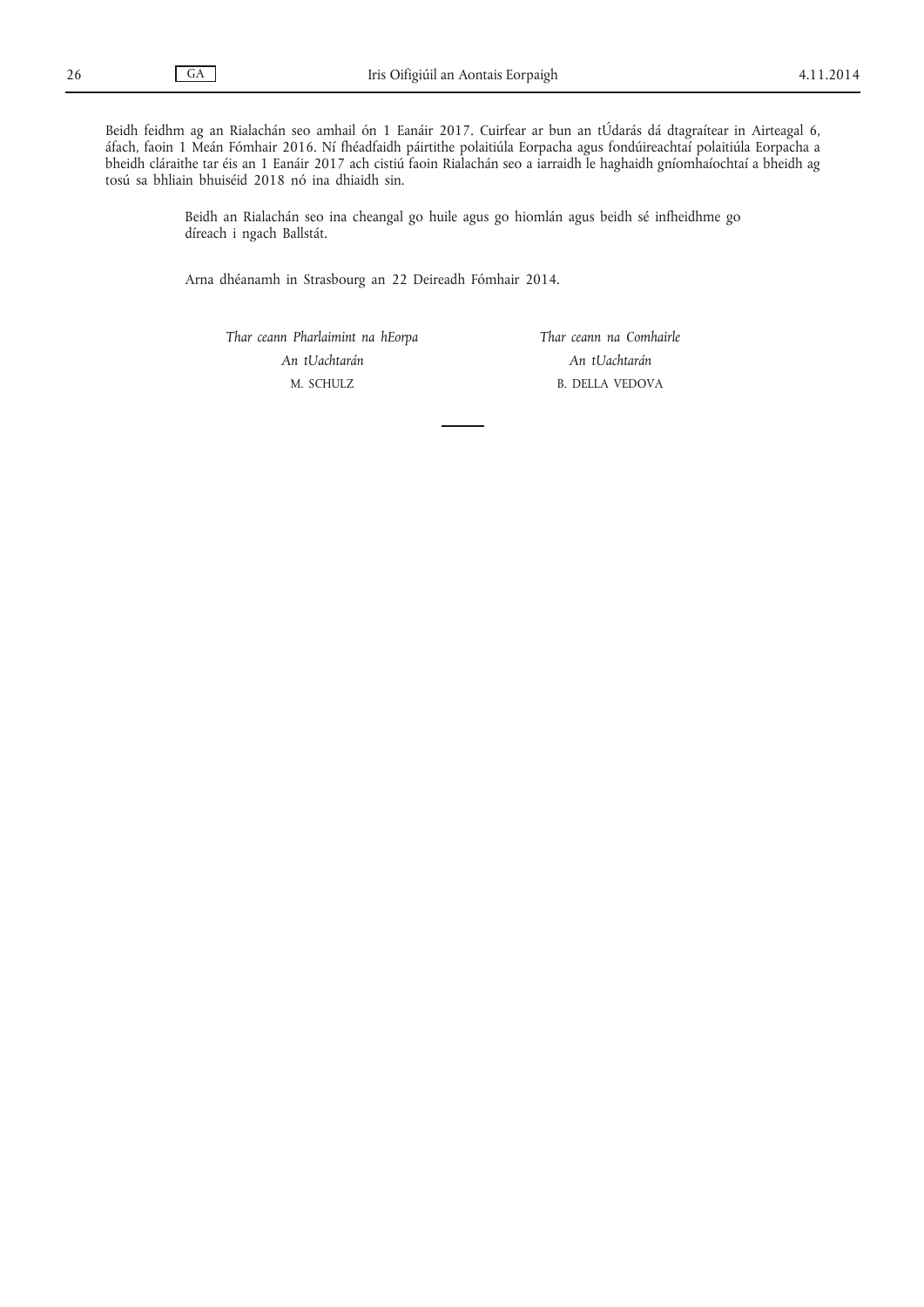Beidh feidhm ag an Rialachán seo amhail ón 1 Eanáir 2017. Cuirfear ar bun an tÚdarás dá dtagraítear in Airteagal 6, áfach, faoin 1 Meán Fómhair 2016. Ní fhéadfaidh páirtithe polaitiúla Eorpacha agus fondúireachtaí polaitiúla Eorpacha a bheidh cláraithe tar éis an 1 Eanáir 2017 ach cistiú faoin Rialachán seo a iarraidh le haghaidh gníomhaíochtaí a bheidh ag tosú sa bhliain bhuiséid 2018 nó ina dhiaidh sin.

Beidh an Rialachán seo ina cheangal go huile agus go hiomlán agus beidh sé infheidhme go díreach i ngach Ballstát.

Arna dhéanamh in Strasbourg an 22 Deireadh Fómhair 2014.

| *Thar ceann Pharlaimint na hEorpa* | *Thar ceann na Comhairle* |
|---|---|
| *An tUachtarán* | *An tUachtarán* |
| M. SCHULZ | B. DELLA VEDOVA |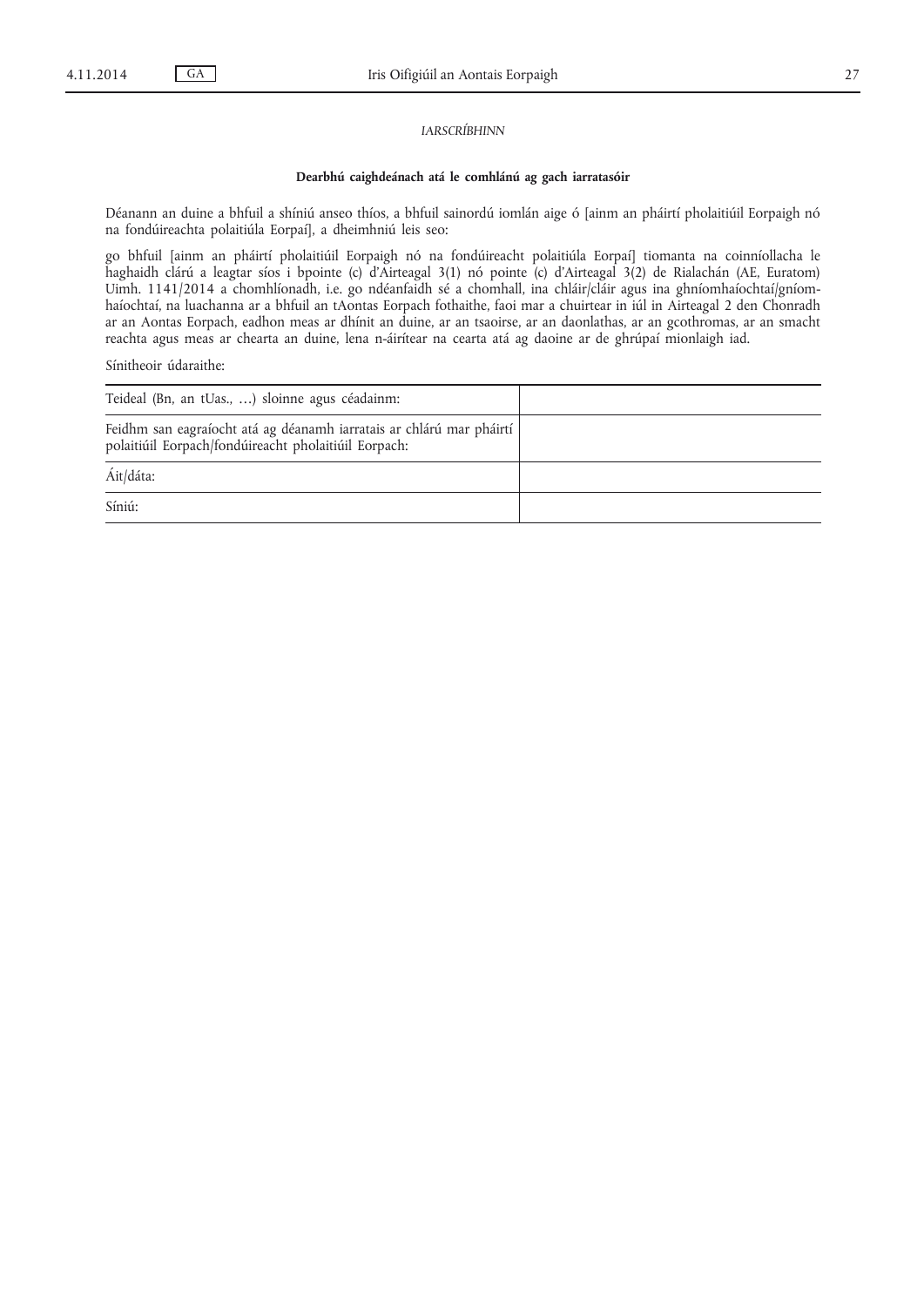*IARSCRÍBHINN*

**Dearbhú caighdeánach atá le comhlánú ag gach iarratasóir**

Déanann an duine a bhfuil a shíniú anseo thíos, a bhfuil sainordú iomlán aige ó [ainm an pháirtí pholaitiúil Eorpaigh nó na fondúireachta polaitiúla Eorpaí], a dheimhniú leis seo:

go bhfuil [ainm an pháirtí pholaitiúil Eorpaigh nó na fondúireacht polaitiúla Eorpaí] tiomanta na coinníollacha le haghaidh clárú a leagtar síos i bpointe (c) d'Airteagal 3(1) nó pointe (c) d'Airteagal 3(2) de Rialachán (AE, Euratom) Uimh. 1141/2014 a chomhlíonadh, i.e. go ndéanfaidh sé a chomhall, ina chláir/cláir agus ina ghníomhaíochtaí/gníomhaíochtaí, na luachanna ar a bhfuil an tAontas Eorpach fothaithe, faoi mar a chuirtear in iúl in Airteagal 2 den Chonradh ar an Aontas Eorpach, eadhon meas ar dhínit an duine, ar an tsaoirse, ar an daonlathas, ar an gcothromas, ar an smacht reachta agus meas ar chearta an duine, lena n-áirítear na cearta atá ag daoine ar de ghrúpaí mionlaigh iad.

Sínitheoir údaraithe:

| | |
|---|---|
| Teideal (Bn, an tUas., …) sloinne agus céadainm: | |
| Feidhm san eagraíocht atá ag déanamh iarratais ar chlárú mar pháirtí polaitiúil Eorpach/fondúireacht pholaitiúil Eorpach: | |
| Áit/dáta: | |
| Síniú: | |